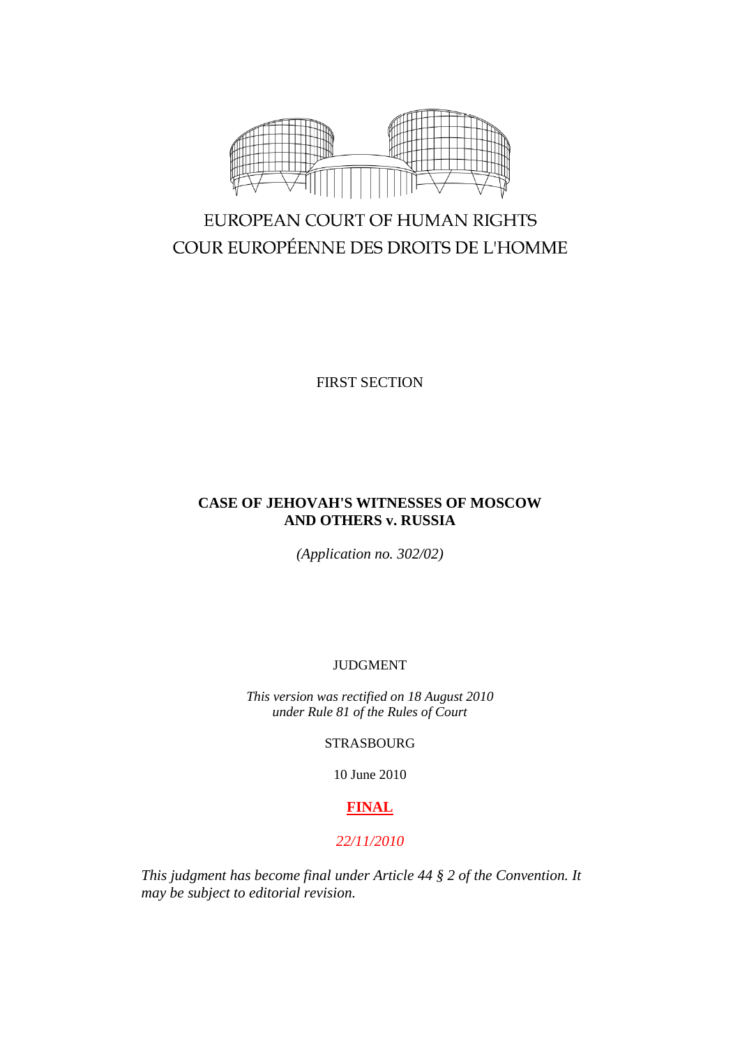EUROPEAN COURT OF HUMAN RIGHTS

COUR EUROPÉENNE DES DROITS DE L'HOMME

FIRST SECTION

**CASE OF JEHOVAH'S WITNESSES OF MOSCOW AND OTHERS v. RUSSIA**

*(Application no. 302/02)*

JUDGMENT

*This version was rectified on 18 August 2010 under Rule 81 of the Rules of Court*

STRASBOURG

10 June 2010

**FINAL**

*22/11/2010*

*This judgment has become final under Article 44 § 2 of the Convention. It may be subject to editorial revision.*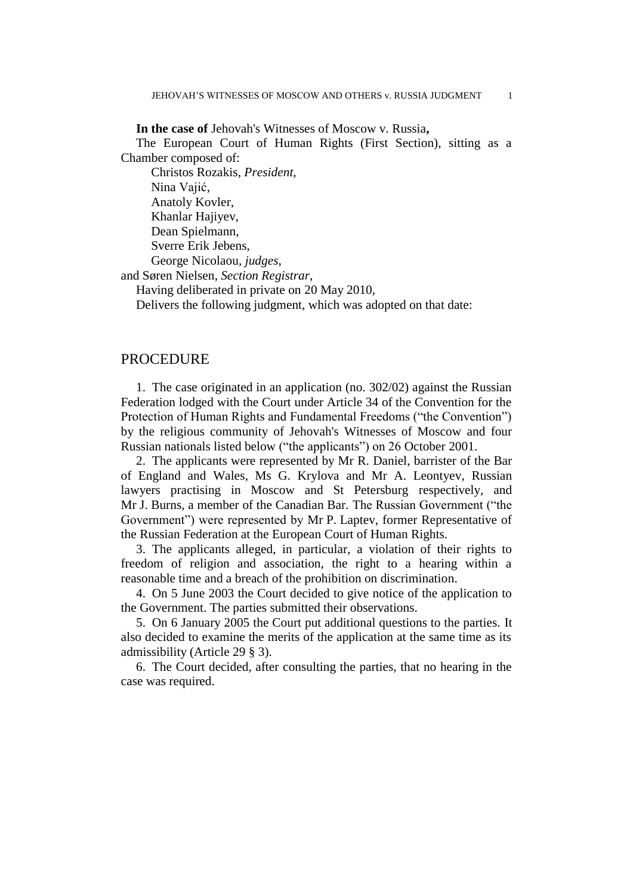**In the case of** Jehovah's Witnesses of Moscow v. Russia**,**

The European Court of Human Rights (First Section), sitting as a Chamber composed of:

Christos Rozakis, *President,*
Nina Vajić,
Anatoly Kovler,
Khanlar Hajiyev,
Dean Spielmann,
Sverre Erik Jebens,
George Nicolaou, *judges,*
and Søren Nielsen, *Section Registrar*,

Having deliberated in private on 20 May 2010,

Delivers the following judgment, which was adopted on that date:

## PROCEDURE

1. The case originated in an application (no. 302/02) against the Russian Federation lodged with the Court under Article 34 of the Convention for the Protection of Human Rights and Fundamental Freedoms ("the Convention") by the religious community of Jehovah's Witnesses of Moscow and four Russian nationals listed below ("the applicants") on 26 October 2001.

2. The applicants were represented by Mr R. Daniel, barrister of the Bar of England and Wales, Ms G. Krylova and Mr A. Leontyev, Russian lawyers practising in Moscow and St Petersburg respectively, and Mr J. Burns, a member of the Canadian Bar. The Russian Government ("the Government") were represented by Mr P. Laptev, former Representative of the Russian Federation at the European Court of Human Rights.

3. The applicants alleged, in particular, a violation of their rights to freedom of religion and association, the right to a hearing within a reasonable time and a breach of the prohibition on discrimination.

4. On 5 June 2003 the Court decided to give notice of the application to the Government. The parties submitted their observations.

5. On 6 January 2005 the Court put additional questions to the parties. It also decided to examine the merits of the application at the same time as its admissibility (Article 29 § 3).

6. The Court decided, after consulting the parties, that no hearing in the case was required.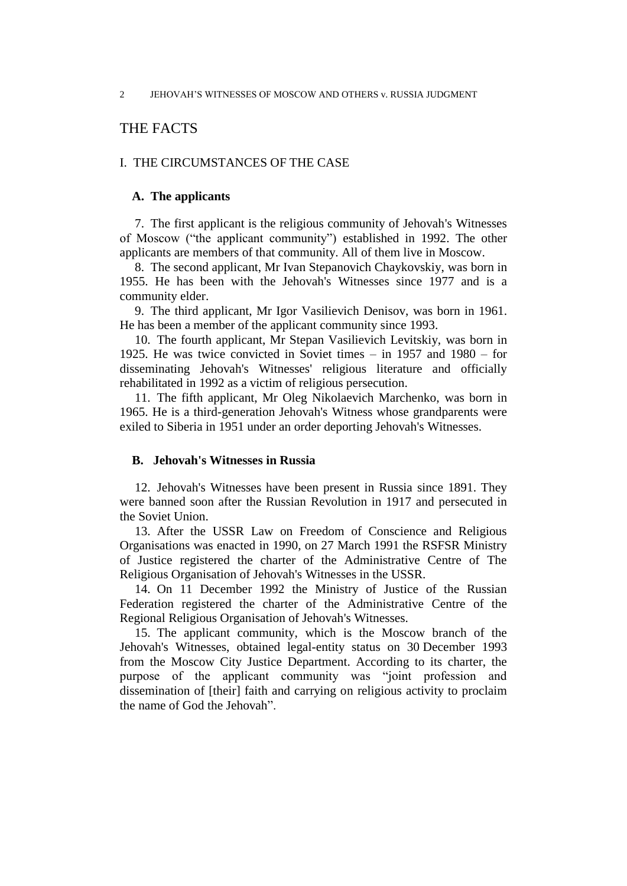# THE FACTS

## I. THE CIRCUMSTANCES OF THE CASE

### A. The applicants

7. The first applicant is the religious community of Jehovah's Witnesses of Moscow ("the applicant community") established in 1992. The other applicants are members of that community. All of them live in Moscow.

8. The second applicant, Mr Ivan Stepanovich Chaykovskiy, was born in 1955. He has been with the Jehovah's Witnesses since 1977 and is a community elder.

9. The third applicant, Mr Igor Vasilievich Denisov, was born in 1961. He has been a member of the applicant community since 1993.

10. The fourth applicant, Mr Stepan Vasilievich Levitskiy, was born in 1925. He was twice convicted in Soviet times – in 1957 and 1980 – for disseminating Jehovah's Witnesses' religious literature and officially rehabilitated in 1992 as a victim of religious persecution.

11. The fifth applicant, Mr Oleg Nikolaevich Marchenko, was born in 1965. He is a third-generation Jehovah's Witness whose grandparents were exiled to Siberia in 1951 under an order deporting Jehovah's Witnesses.

### B. Jehovah's Witnesses in Russia

12. Jehovah's Witnesses have been present in Russia since 1891. They were banned soon after the Russian Revolution in 1917 and persecuted in the Soviet Union.

13. After the USSR Law on Freedom of Conscience and Religious Organisations was enacted in 1990, on 27 March 1991 the RSFSR Ministry of Justice registered the charter of the Administrative Centre of The Religious Organisation of Jehovah's Witnesses in the USSR.

14. On 11 December 1992 the Ministry of Justice of the Russian Federation registered the charter of the Administrative Centre of the Regional Religious Organisation of Jehovah's Witnesses.

15. The applicant community, which is the Moscow branch of the Jehovah's Witnesses, obtained legal-entity status on 30 December 1993 from the Moscow City Justice Department. According to its charter, the purpose of the applicant community was "joint profession and dissemination of [their] faith and carrying on religious activity to proclaim the name of God the Jehovah".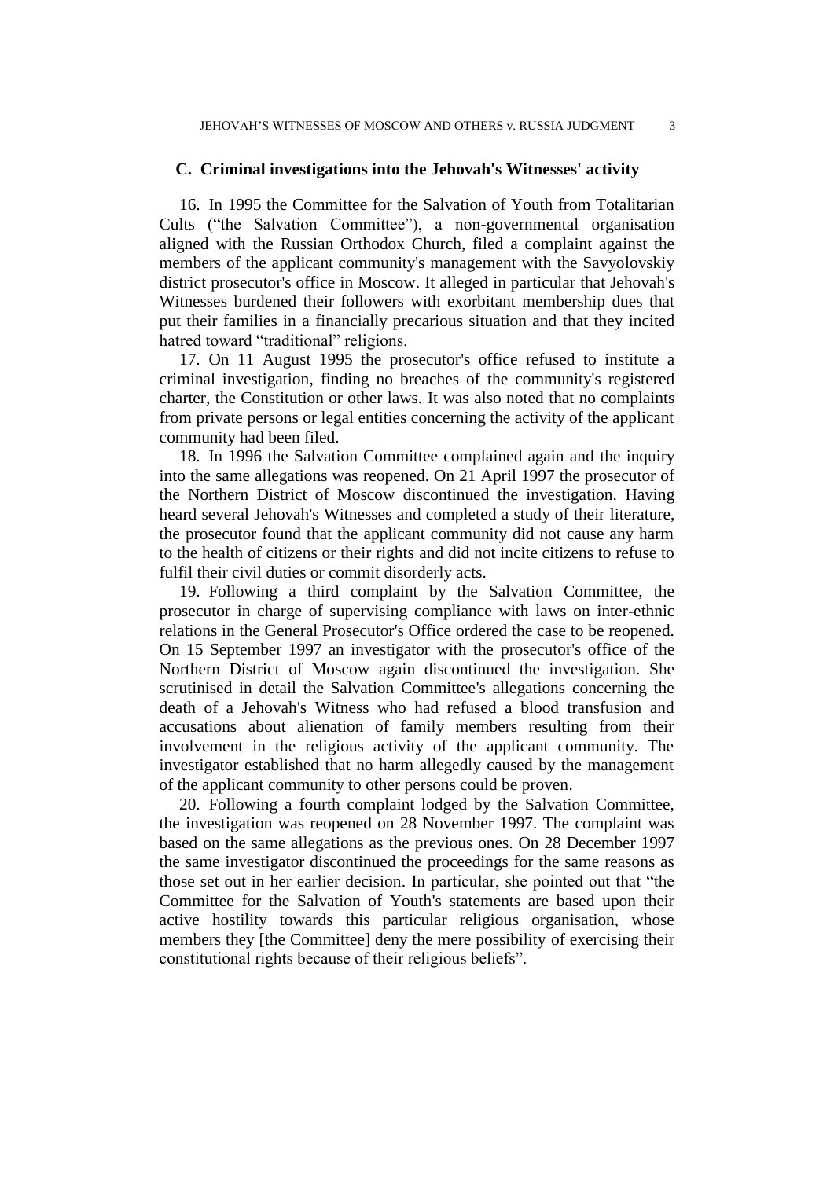### C. Criminal investigations into the Jehovah's Witnesses' activity

16. In 1995 the Committee for the Salvation of Youth from Totalitarian Cults ("the Salvation Committee"), a non-governmental organisation aligned with the Russian Orthodox Church, filed a complaint against the members of the applicant community's management with the Savyolovskiy district prosecutor's office in Moscow. It alleged in particular that Jehovah's Witnesses burdened their followers with exorbitant membership dues that put their families in a financially precarious situation and that they incited hatred toward "traditional" religions.

17. On 11 August 1995 the prosecutor's office refused to institute a criminal investigation, finding no breaches of the community's registered charter, the Constitution or other laws. It was also noted that no complaints from private persons or legal entities concerning the activity of the applicant community had been filed.

18. In 1996 the Salvation Committee complained again and the inquiry into the same allegations was reopened. On 21 April 1997 the prosecutor of the Northern District of Moscow discontinued the investigation. Having heard several Jehovah's Witnesses and completed a study of their literature, the prosecutor found that the applicant community did not cause any harm to the health of citizens or their rights and did not incite citizens to refuse to fulfil their civil duties or commit disorderly acts.

19. Following a third complaint by the Salvation Committee, the prosecutor in charge of supervising compliance with laws on inter-ethnic relations in the General Prosecutor's Office ordered the case to be reopened. On 15 September 1997 an investigator with the prosecutor's office of the Northern District of Moscow again discontinued the investigation. She scrutinised in detail the Salvation Committee's allegations concerning the death of a Jehovah's Witness who had refused a blood transfusion and accusations about alienation of family members resulting from their involvement in the religious activity of the applicant community. The investigator established that no harm allegedly caused by the management of the applicant community to other persons could be proven.

20. Following a fourth complaint lodged by the Salvation Committee, the investigation was reopened on 28 November 1997. The complaint was based on the same allegations as the previous ones. On 28 December 1997 the same investigator discontinued the proceedings for the same reasons as those set out in her earlier decision. In particular, she pointed out that "the Committee for the Salvation of Youth's statements are based upon their active hostility towards this particular religious organisation, whose members they [the Committee] deny the mere possibility of exercising their constitutional rights because of their religious beliefs".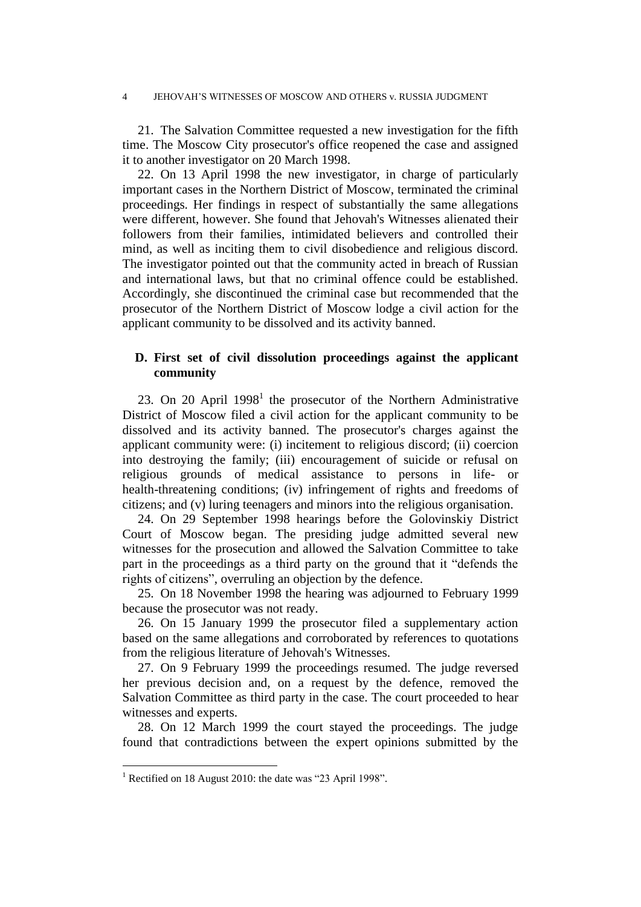21. The Salvation Committee requested a new investigation for the fifth time. The Moscow City prosecutor's office reopened the case and assigned it to another investigator on 20 March 1998.

22. On 13 April 1998 the new investigator, in charge of particularly important cases in the Northern District of Moscow, terminated the criminal proceedings. Her findings in respect of substantially the same allegations were different, however. She found that Jehovah's Witnesses alienated their followers from their families, intimidated believers and controlled their mind, as well as inciting them to civil disobedience and religious discord. The investigator pointed out that the community acted in breach of Russian and international laws, but that no criminal offence could be established. Accordingly, she discontinued the criminal case but recommended that the prosecutor of the Northern District of Moscow lodge a civil action for the applicant community to be dissolved and its activity banned.

### D. First set of civil dissolution proceedings against the applicant community

23. On 20 April 1998[1] the prosecutor of the Northern Administrative District of Moscow filed a civil action for the applicant community to be dissolved and its activity banned. The prosecutor's charges against the applicant community were: (i) incitement to religious discord; (ii) coercion into destroying the family; (iii) encouragement of suicide or refusal on religious grounds of medical assistance to persons in life- or health-threatening conditions; (iv) infringement of rights and freedoms of citizens; and (v) luring teenagers and minors into the religious organisation.

24. On 29 September 1998 hearings before the Golovinskiy District Court of Moscow began. The presiding judge admitted several new witnesses for the prosecution and allowed the Salvation Committee to take part in the proceedings as a third party on the ground that it "defends the rights of citizens", overruling an objection by the defence.

25. On 18 November 1998 the hearing was adjourned to February 1999 because the prosecutor was not ready.

26. On 15 January 1999 the prosecutor filed a supplementary action based on the same allegations and corroborated by references to quotations from the religious literature of Jehovah's Witnesses.

27. On 9 February 1999 the proceedings resumed. The judge reversed her previous decision and, on a request by the defence, removed the Salvation Committee as third party in the case. The court proceeded to hear witnesses and experts.

28. On 12 March 1999 the court stayed the proceedings. The judge found that contradictions between the expert opinions submitted by the

[1] Rectified on 18 August 2010: the date was "23 April 1998".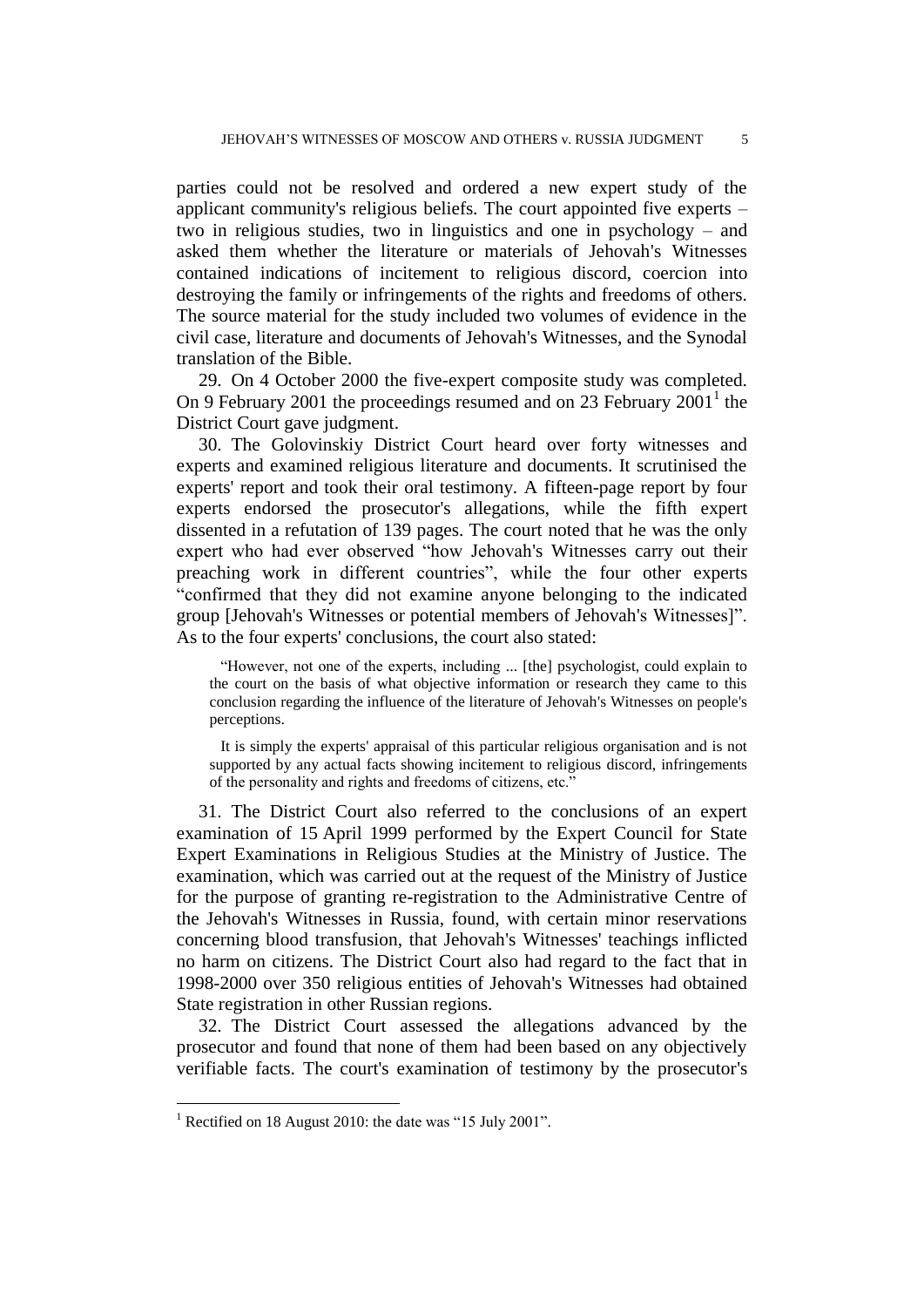parties could not be resolved and ordered a new expert study of the applicant community's religious beliefs. The court appointed five experts – two in religious studies, two in linguistics and one in psychology – and asked them whether the literature or materials of Jehovah's Witnesses contained indications of incitement to religious discord, coercion into destroying the family or infringements of the rights and freedoms of others. The source material for the study included two volumes of evidence in the civil case, literature and documents of Jehovah's Witnesses, and the Synodal translation of the Bible.

29. On 4 October 2000 the five-expert composite study was completed. On 9 February 2001 the proceedings resumed and on 23 February 2001[1] the District Court gave judgment.

30. The Golovinskiy District Court heard over forty witnesses and experts and examined religious literature and documents. It scrutinised the experts' report and took their oral testimony. A fifteen-page report by four experts endorsed the prosecutor's allegations, while the fifth expert dissented in a refutation of 139 pages. The court noted that he was the only expert who had ever observed "how Jehovah's Witnesses carry out their preaching work in different countries", while the four other experts "confirmed that they did not examine anyone belonging to the indicated group [Jehovah's Witnesses or potential members of Jehovah's Witnesses]". As to the four experts' conclusions, the court also stated:

> "However, not one of the experts, including ... [the] psychologist, could explain to the court on the basis of what objective information or research they came to this conclusion regarding the influence of the literature of Jehovah's Witnesses on people's perceptions.
>
> It is simply the experts' appraisal of this particular religious organisation and is not supported by any actual facts showing incitement to religious discord, infringements of the personality and rights and freedoms of citizens, etc."

31. The District Court also referred to the conclusions of an expert examination of 15 April 1999 performed by the Expert Council for State Expert Examinations in Religious Studies at the Ministry of Justice. The examination, which was carried out at the request of the Ministry of Justice for the purpose of granting re-registration to the Administrative Centre of the Jehovah's Witnesses in Russia, found, with certain minor reservations concerning blood transfusion, that Jehovah's Witnesses' teachings inflicted no harm on citizens. The District Court also had regard to the fact that in 1998-2000 over 350 religious entities of Jehovah's Witnesses had obtained State registration in other Russian regions.

32. The District Court assessed the allegations advanced by the prosecutor and found that none of them had been based on any objectively verifiable facts. The court's examination of testimony by the prosecutor's

---

[1] Rectified on 18 August 2010: the date was "15 July 2001".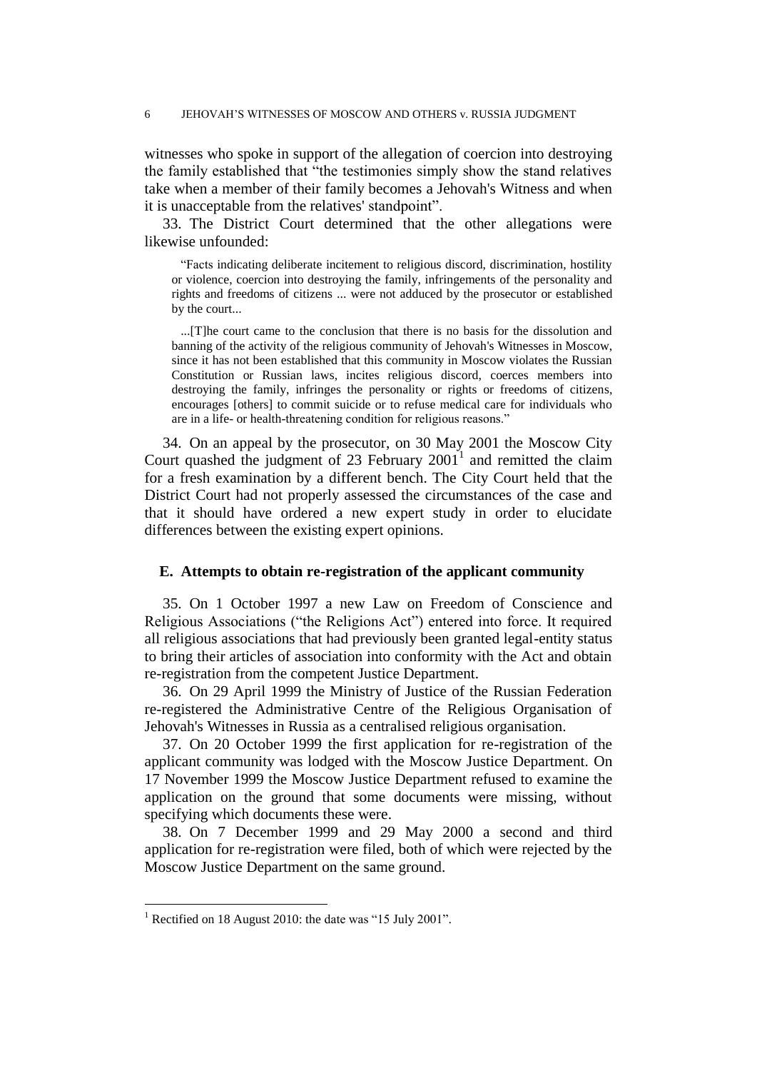witnesses who spoke in support of the allegation of coercion into destroying the family established that "the testimonies simply show the stand relatives take when a member of their family becomes a Jehovah's Witness and when it is unacceptable from the relatives' standpoint".

33. The District Court determined that the other allegations were likewise unfounded:

> "Facts indicating deliberate incitement to religious discord, discrimination, hostility or violence, coercion into destroying the family, infringements of the personality and rights and freedoms of citizens ... were not adduced by the prosecutor or established by the court...
>
> ...[T]he court came to the conclusion that there is no basis for the dissolution and banning of the activity of the religious community of Jehovah's Witnesses in Moscow, since it has not been established that this community in Moscow violates the Russian Constitution or Russian laws, incites religious discord, coerces members into destroying the family, infringes the personality or rights or freedoms of citizens, encourages [others] to commit suicide or to refuse medical care for individuals who are in a life- or health-threatening condition for religious reasons."

34. On an appeal by the prosecutor, on 30 May 2001 the Moscow City Court quashed the judgment of 23 February 2001[1] and remitted the claim for a fresh examination by a different bench. The City Court held that the District Court had not properly assessed the circumstances of the case and that it should have ordered a new expert study in order to elucidate differences between the existing expert opinions.

## E. Attempts to obtain re-registration of the applicant community

35. On 1 October 1997 a new Law on Freedom of Conscience and Religious Associations ("the Religions Act") entered into force. It required all religious associations that had previously been granted legal-entity status to bring their articles of association into conformity with the Act and obtain re-registration from the competent Justice Department.

36. On 29 April 1999 the Ministry of Justice of the Russian Federation re-registered the Administrative Centre of the Religious Organisation of Jehovah's Witnesses in Russia as a centralised religious organisation.

37. On 20 October 1999 the first application for re-registration of the applicant community was lodged with the Moscow Justice Department. On 17 November 1999 the Moscow Justice Department refused to examine the application on the ground that some documents were missing, without specifying which documents these were.

38. On 7 December 1999 and 29 May 2000 a second and third application for re-registration were filed, both of which were rejected by the Moscow Justice Department on the same ground.

---

[1] Rectified on 18 August 2010: the date was "15 July 2001".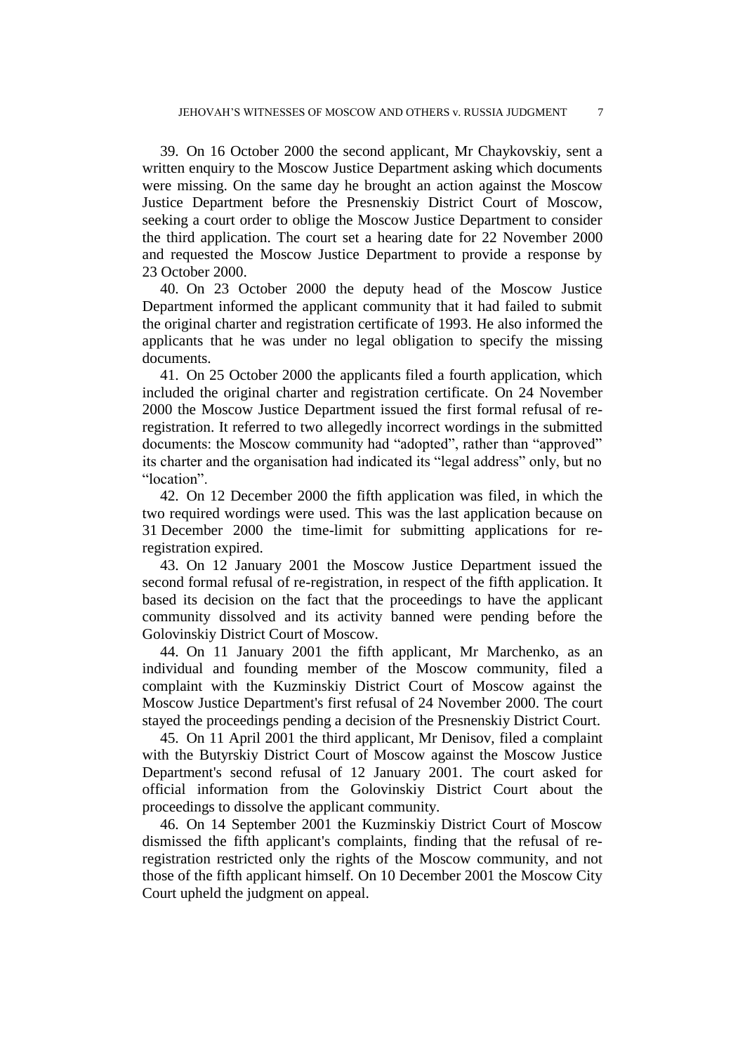39. On 16 October 2000 the second applicant, Mr Chaykovskiy, sent a written enquiry to the Moscow Justice Department asking which documents were missing. On the same day he brought an action against the Moscow Justice Department before the Presnenskiy District Court of Moscow, seeking a court order to oblige the Moscow Justice Department to consider the third application. The court set a hearing date for 22 November 2000 and requested the Moscow Justice Department to provide a response by 23 October 2000.

40. On 23 October 2000 the deputy head of the Moscow Justice Department informed the applicant community that it had failed to submit the original charter and registration certificate of 1993. He also informed the applicants that he was under no legal obligation to specify the missing documents.

41. On 25 October 2000 the applicants filed a fourth application, which included the original charter and registration certificate. On 24 November 2000 the Moscow Justice Department issued the first formal refusal of re-registration. It referred to two allegedly incorrect wordings in the submitted documents: the Moscow community had "adopted", rather than "approved" its charter and the organisation had indicated its "legal address" only, but no "location".

42. On 12 December 2000 the fifth application was filed, in which the two required wordings were used. This was the last application because on 31 December 2000 the time-limit for submitting applications for re-registration expired.

43. On 12 January 2001 the Moscow Justice Department issued the second formal refusal of re-registration, in respect of the fifth application. It based its decision on the fact that the proceedings to have the applicant community dissolved and its activity banned were pending before the Golovinskiy District Court of Moscow.

44. On 11 January 2001 the fifth applicant, Mr Marchenko, as an individual and founding member of the Moscow community, filed a complaint with the Kuzminskiy District Court of Moscow against the Moscow Justice Department's first refusal of 24 November 2000. The court stayed the proceedings pending a decision of the Presnenskiy District Court.

45. On 11 April 2001 the third applicant, Mr Denisov, filed a complaint with the Butyrskiy District Court of Moscow against the Moscow Justice Department's second refusal of 12 January 2001. The court asked for official information from the Golovinskiy District Court about the proceedings to dissolve the applicant community.

46. On 14 September 2001 the Kuzminskiy District Court of Moscow dismissed the fifth applicant's complaints, finding that the refusal of re-registration restricted only the rights of the Moscow community, and not those of the fifth applicant himself. On 10 December 2001 the Moscow City Court upheld the judgment on appeal.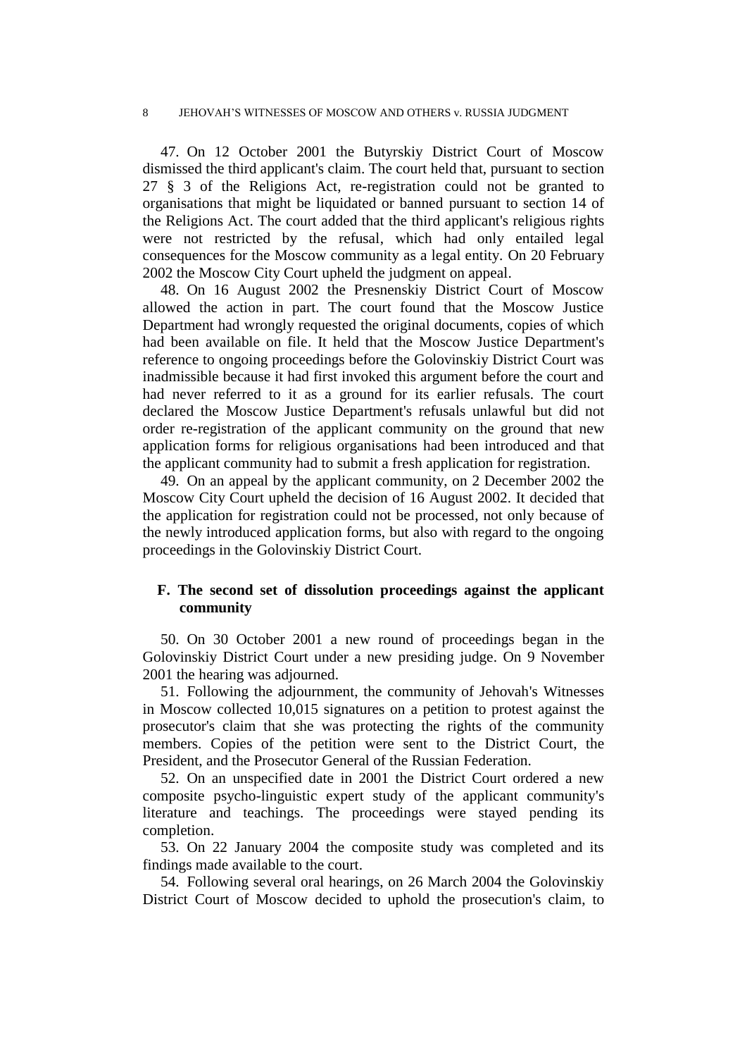47. On 12 October 2001 the Butyrskiy District Court of Moscow dismissed the third applicant's claim. The court held that, pursuant to section 27 § 3 of the Religions Act, re-registration could not be granted to organisations that might be liquidated or banned pursuant to section 14 of the Religions Act. The court added that the third applicant's religious rights were not restricted by the refusal, which had only entailed legal consequences for the Moscow community as a legal entity. On 20 February 2002 the Moscow City Court upheld the judgment on appeal.

48. On 16 August 2002 the Presnenskiy District Court of Moscow allowed the action in part. The court found that the Moscow Justice Department had wrongly requested the original documents, copies of which had been available on file. It held that the Moscow Justice Department's reference to ongoing proceedings before the Golovinskiy District Court was inadmissible because it had first invoked this argument before the court and had never referred to it as a ground for its earlier refusals. The court declared the Moscow Justice Department's refusals unlawful but did not order re-registration of the applicant community on the ground that new application forms for religious organisations had been introduced and that the applicant community had to submit a fresh application for registration.

49. On an appeal by the applicant community, on 2 December 2002 the Moscow City Court upheld the decision of 16 August 2002. It decided that the application for registration could not be processed, not only because of the newly introduced application forms, but also with regard to the ongoing proceedings in the Golovinskiy District Court.

### F. The second set of dissolution proceedings against the applicant community

50. On 30 October 2001 a new round of proceedings began in the Golovinskiy District Court under a new presiding judge. On 9 November 2001 the hearing was adjourned.

51. Following the adjournment, the community of Jehovah's Witnesses in Moscow collected 10,015 signatures on a petition to protest against the prosecutor's claim that she was protecting the rights of the community members. Copies of the petition were sent to the District Court, the President, and the Prosecutor General of the Russian Federation.

52. On an unspecified date in 2001 the District Court ordered a new composite psycho-linguistic expert study of the applicant community's literature and teachings. The proceedings were stayed pending its completion.

53. On 22 January 2004 the composite study was completed and its findings made available to the court.

54. Following several oral hearings, on 26 March 2004 the Golovinskiy District Court of Moscow decided to uphold the prosecution's claim, to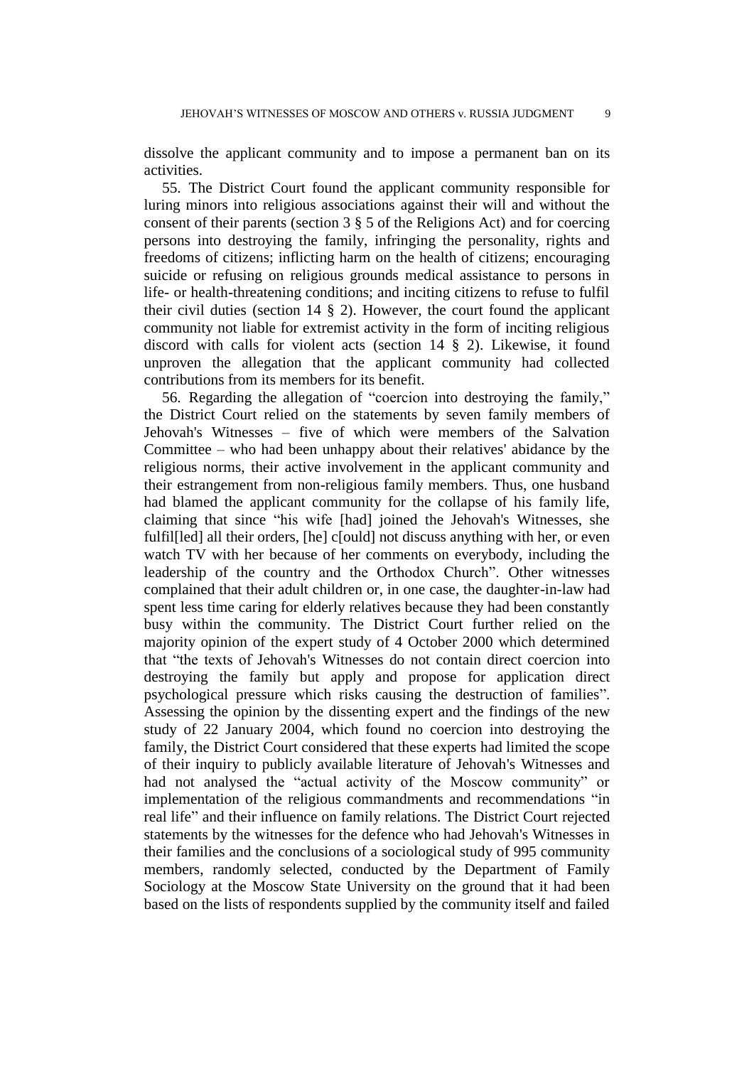dissolve the applicant community and to impose a permanent ban on its activities.

55. The District Court found the applicant community responsible for luring minors into religious associations against their will and without the consent of their parents (section 3 § 5 of the Religions Act) and for coercing persons into destroying the family, infringing the personality, rights and freedoms of citizens; inflicting harm on the health of citizens; encouraging suicide or refusing on religious grounds medical assistance to persons in life- or health-threatening conditions; and inciting citizens to refuse to fulfil their civil duties (section 14 § 2). However, the court found the applicant community not liable for extremist activity in the form of inciting religious discord with calls for violent acts (section 14 § 2). Likewise, it found unproven the allegation that the applicant community had collected contributions from its members for its benefit.

56. Regarding the allegation of "coercion into destroying the family," the District Court relied on the statements by seven family members of Jehovah's Witnesses – five of which were members of the Salvation Committee – who had been unhappy about their relatives' abidance by the religious norms, their active involvement in the applicant community and their estrangement from non-religious family members. Thus, one husband had blamed the applicant community for the collapse of his family life, claiming that since "his wife [had] joined the Jehovah's Witnesses, she fulfil[led] all their orders, [he] c[ould] not discuss anything with her, or even watch TV with her because of her comments on everybody, including the leadership of the country and the Orthodox Church". Other witnesses complained that their adult children or, in one case, the daughter-in-law had spent less time caring for elderly relatives because they had been constantly busy within the community. The District Court further relied on the majority opinion of the expert study of 4 October 2000 which determined that "the texts of Jehovah's Witnesses do not contain direct coercion into destroying the family but apply and propose for application direct psychological pressure which risks causing the destruction of families". Assessing the opinion by the dissenting expert and the findings of the new study of 22 January 2004, which found no coercion into destroying the family, the District Court considered that these experts had limited the scope of their inquiry to publicly available literature of Jehovah's Witnesses and had not analysed the "actual activity of the Moscow community" or implementation of the religious commandments and recommendations "in real life" and their influence on family relations. The District Court rejected statements by the witnesses for the defence who had Jehovah's Witnesses in their families and the conclusions of a sociological study of 995 community members, randomly selected, conducted by the Department of Family Sociology at the Moscow State University on the ground that it had been based on the lists of respondents supplied by the community itself and failed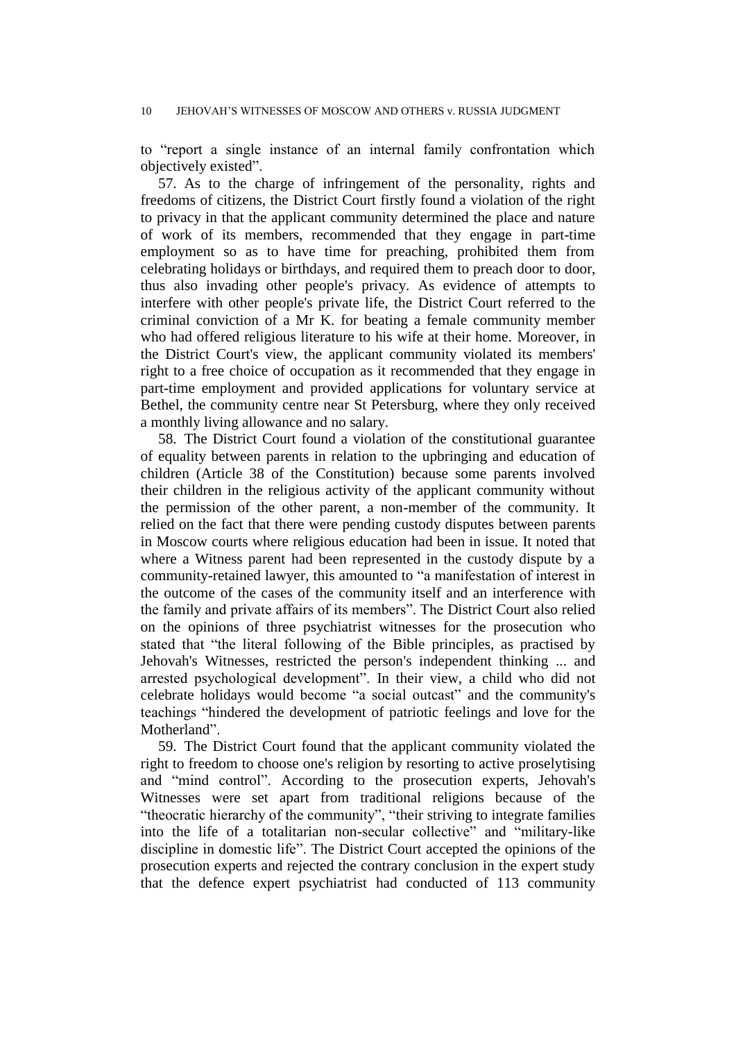to "report a single instance of an internal family confrontation which objectively existed".

57. As to the charge of infringement of the personality, rights and freedoms of citizens, the District Court firstly found a violation of the right to privacy in that the applicant community determined the place and nature of work of its members, recommended that they engage in part-time employment so as to have time for preaching, prohibited them from celebrating holidays or birthdays, and required them to preach door to door, thus also invading other people's privacy. As evidence of attempts to interfere with other people's private life, the District Court referred to the criminal conviction of a Mr K. for beating a female community member who had offered religious literature to his wife at their home. Moreover, in the District Court's view, the applicant community violated its members' right to a free choice of occupation as it recommended that they engage in part-time employment and provided applications for voluntary service at Bethel, the community centre near St Petersburg, where they only received a monthly living allowance and no salary.

58. The District Court found a violation of the constitutional guarantee of equality between parents in relation to the upbringing and education of children (Article 38 of the Constitution) because some parents involved their children in the religious activity of the applicant community without the permission of the other parent, a non-member of the community. It relied on the fact that there were pending custody disputes between parents in Moscow courts where religious education had been in issue. It noted that where a Witness parent had been represented in the custody dispute by a community-retained lawyer, this amounted to "a manifestation of interest in the outcome of the cases of the community itself and an interference with the family and private affairs of its members". The District Court also relied on the opinions of three psychiatrist witnesses for the prosecution who stated that "the literal following of the Bible principles, as practised by Jehovah's Witnesses, restricted the person's independent thinking ... and arrested psychological development". In their view, a child who did not celebrate holidays would become "a social outcast" and the community's teachings "hindered the development of patriotic feelings and love for the Motherland".

59. The District Court found that the applicant community violated the right to freedom to choose one's religion by resorting to active proselytising and "mind control". According to the prosecution experts, Jehovah's Witnesses were set apart from traditional religions because of the "theocratic hierarchy of the community", "their striving to integrate families into the life of a totalitarian non-secular collective" and "military-like discipline in domestic life". The District Court accepted the opinions of the prosecution experts and rejected the contrary conclusion in the expert study that the defence expert psychiatrist had conducted of 113 community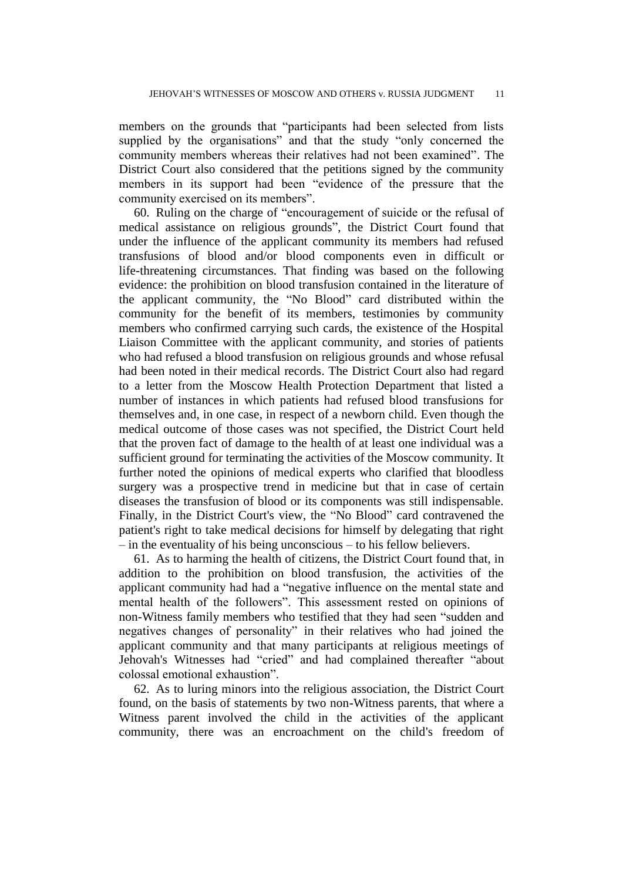members on the grounds that "participants had been selected from lists supplied by the organisations" and that the study "only concerned the community members whereas their relatives had not been examined". The District Court also considered that the petitions signed by the community members in its support had been "evidence of the pressure that the community exercised on its members".

60. Ruling on the charge of "encouragement of suicide or the refusal of medical assistance on religious grounds", the District Court found that under the influence of the applicant community its members had refused transfusions of blood and/or blood components even in difficult or life-threatening circumstances. That finding was based on the following evidence: the prohibition on blood transfusion contained in the literature of the applicant community, the "No Blood" card distributed within the community for the benefit of its members, testimonies by community members who confirmed carrying such cards, the existence of the Hospital Liaison Committee with the applicant community, and stories of patients who had refused a blood transfusion on religious grounds and whose refusal had been noted in their medical records. The District Court also had regard to a letter from the Moscow Health Protection Department that listed a number of instances in which patients had refused blood transfusions for themselves and, in one case, in respect of a newborn child. Even though the medical outcome of those cases was not specified, the District Court held that the proven fact of damage to the health of at least one individual was a sufficient ground for terminating the activities of the Moscow community. It further noted the opinions of medical experts who clarified that bloodless surgery was a prospective trend in medicine but that in case of certain diseases the transfusion of blood or its components was still indispensable. Finally, in the District Court's view, the "No Blood" card contravened the patient's right to take medical decisions for himself by delegating that right – in the eventuality of his being unconscious – to his fellow believers.

61. As to harming the health of citizens, the District Court found that, in addition to the prohibition on blood transfusion, the activities of the applicant community had had a "negative influence on the mental state and mental health of the followers". This assessment rested on opinions of non-Witness family members who testified that they had seen "sudden and negatives changes of personality" in their relatives who had joined the applicant community and that many participants at religious meetings of Jehovah's Witnesses had "cried" and had complained thereafter "about colossal emotional exhaustion".

62. As to luring minors into the religious association, the District Court found, on the basis of statements by two non-Witness parents, that where a Witness parent involved the child in the activities of the applicant community, there was an encroachment on the child's freedom of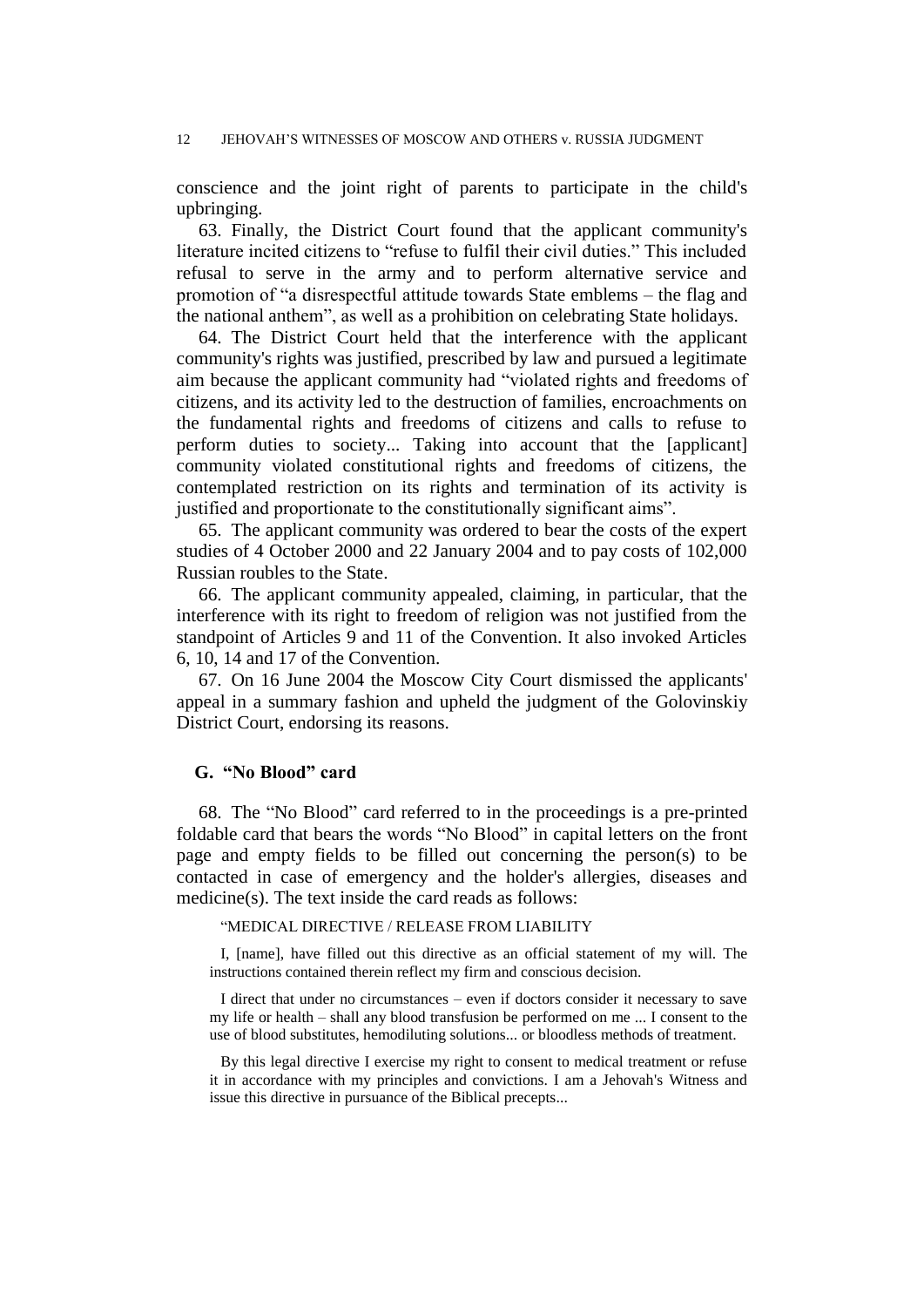conscience and the joint right of parents to participate in the child's upbringing.

63. Finally, the District Court found that the applicant community's literature incited citizens to "refuse to fulfil their civil duties." This included refusal to serve in the army and to perform alternative service and promotion of "a disrespectful attitude towards State emblems – the flag and the national anthem", as well as a prohibition on celebrating State holidays.

64. The District Court held that the interference with the applicant community's rights was justified, prescribed by law and pursued a legitimate aim because the applicant community had "violated rights and freedoms of citizens, and its activity led to the destruction of families, encroachments on the fundamental rights and freedoms of citizens and calls to refuse to perform duties to society... Taking into account that the [applicant] community violated constitutional rights and freedoms of citizens, the contemplated restriction on its rights and termination of its activity is justified and proportionate to the constitutionally significant aims".

65. The applicant community was ordered to bear the costs of the expert studies of 4 October 2000 and 22 January 2004 and to pay costs of 102,000 Russian roubles to the State.

66. The applicant community appealed, claiming, in particular, that the interference with its right to freedom of religion was not justified from the standpoint of Articles 9 and 11 of the Convention. It also invoked Articles 6, 10, 14 and 17 of the Convention.

67. On 16 June 2004 the Moscow City Court dismissed the applicants' appeal in a summary fashion and upheld the judgment of the Golovinskiy District Court, endorsing its reasons.

### G. "No Blood" card

68. The "No Blood" card referred to in the proceedings is a pre-printed foldable card that bears the words "No Blood" in capital letters on the front page and empty fields to be filled out concerning the person(s) to be contacted in case of emergency and the holder's allergies, diseases and medicine(s). The text inside the card reads as follows:

> "MEDICAL DIRECTIVE / RELEASE FROM LIABILITY
>
> I, [name], have filled out this directive as an official statement of my will. The instructions contained therein reflect my firm and conscious decision.
>
> I direct that under no circumstances – even if doctors consider it necessary to save my life or health – shall any blood transfusion be performed on me ... I consent to the use of blood substitutes, hemodiluting solutions... or bloodless methods of treatment.
>
> By this legal directive I exercise my right to consent to medical treatment or refuse it in accordance with my principles and convictions. I am a Jehovah's Witness and issue this directive in pursuance of the Biblical precepts...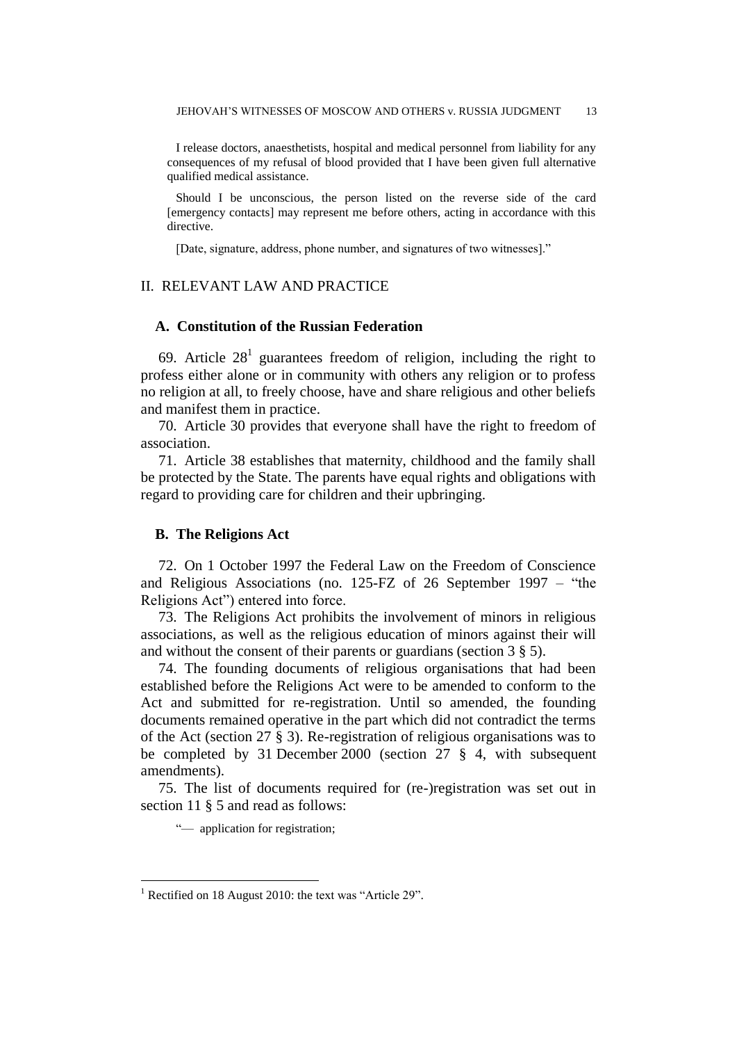I release doctors, anaesthetists, hospital and medical personnel from liability for any consequences of my refusal of blood provided that I have been given full alternative qualified medical assistance.

Should I be unconscious, the person listed on the reverse side of the card [emergency contacts] may represent me before others, acting in accordance with this directive.

[Date, signature, address, phone number, and signatures of two witnesses]."

## II. RELEVANT LAW AND PRACTICE

### A. Constitution of the Russian Federation

69. Article 28[1] guarantees freedom of religion, including the right to profess either alone or in community with others any religion or to profess no religion at all, to freely choose, have and share religious and other beliefs and manifest them in practice.

70. Article 30 provides that everyone shall have the right to freedom of association.

71. Article 38 establishes that maternity, childhood and the family shall be protected by the State. The parents have equal rights and obligations with regard to providing care for children and their upbringing.

### B. The Religions Act

72. On 1 October 1997 the Federal Law on the Freedom of Conscience and Religious Associations (no. 125-FZ of 26 September 1997 – "the Religions Act") entered into force.

73. The Religions Act prohibits the involvement of minors in religious associations, as well as the religious education of minors against their will and without the consent of their parents or guardians (section 3 § 5).

74. The founding documents of religious organisations that had been established before the Religions Act were to be amended to conform to the Act and submitted for re-registration. Until so amended, the founding documents remained operative in the part which did not contradict the terms of the Act (section 27 § 3). Re-registration of religious organisations was to be completed by 31 December 2000 (section 27 § 4, with subsequent amendments).

75. The list of documents required for (re-)registration was set out in section 11 § 5 and read as follows:

"— application for registration;

---

[1] Rectified on 18 August 2010: the text was "Article 29".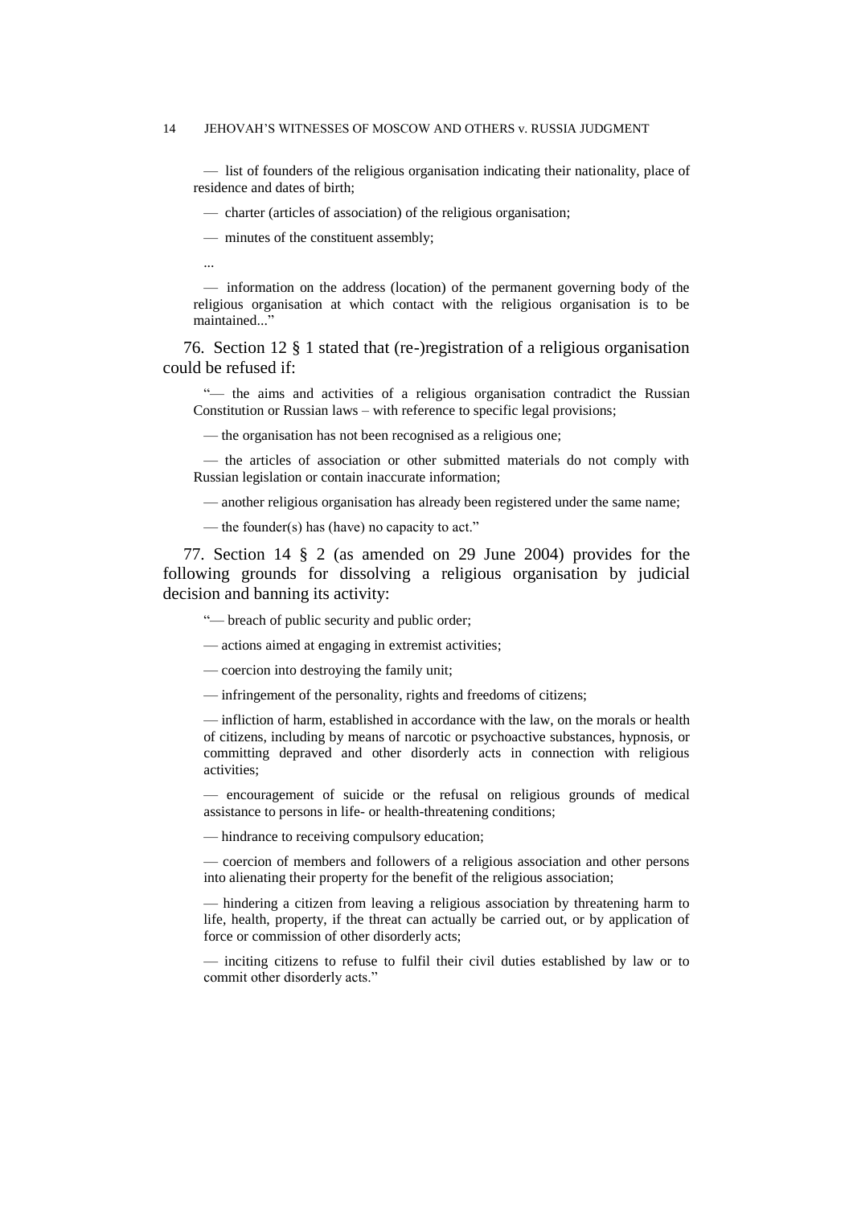— list of founders of the religious organisation indicating their nationality, place of residence and dates of birth;

— charter (articles of association) of the religious organisation;

— minutes of the constituent assembly;

...

— information on the address (location) of the permanent governing body of the religious organisation at which contact with the religious organisation is to be maintained..."

76. Section 12 § 1 stated that (re-)registration of a religious organisation could be refused if:

"— the aims and activities of a religious organisation contradict the Russian Constitution or Russian laws – with reference to specific legal provisions;

— the organisation has not been recognised as a religious one;

— the articles of association or other submitted materials do not comply with Russian legislation or contain inaccurate information;

— another religious organisation has already been registered under the same name;

— the founder(s) has (have) no capacity to act."

77. Section 14 § 2 (as amended on 29 June 2004) provides for the following grounds for dissolving a religious organisation by judicial decision and banning its activity:

"— breach of public security and public order;

— actions aimed at engaging in extremist activities;

— coercion into destroying the family unit;

— infringement of the personality, rights and freedoms of citizens;

— infliction of harm, established in accordance with the law, on the morals or health of citizens, including by means of narcotic or psychoactive substances, hypnosis, or committing depraved and other disorderly acts in connection with religious activities;

— encouragement of suicide or the refusal on religious grounds of medical assistance to persons in life- or health-threatening conditions;

— hindrance to receiving compulsory education;

— coercion of members and followers of a religious association and other persons into alienating their property for the benefit of the religious association;

— hindering a citizen from leaving a religious association by threatening harm to life, health, property, if the threat can actually be carried out, or by application of force or commission of other disorderly acts;

— inciting citizens to refuse to fulfil their civil duties established by law or to commit other disorderly acts."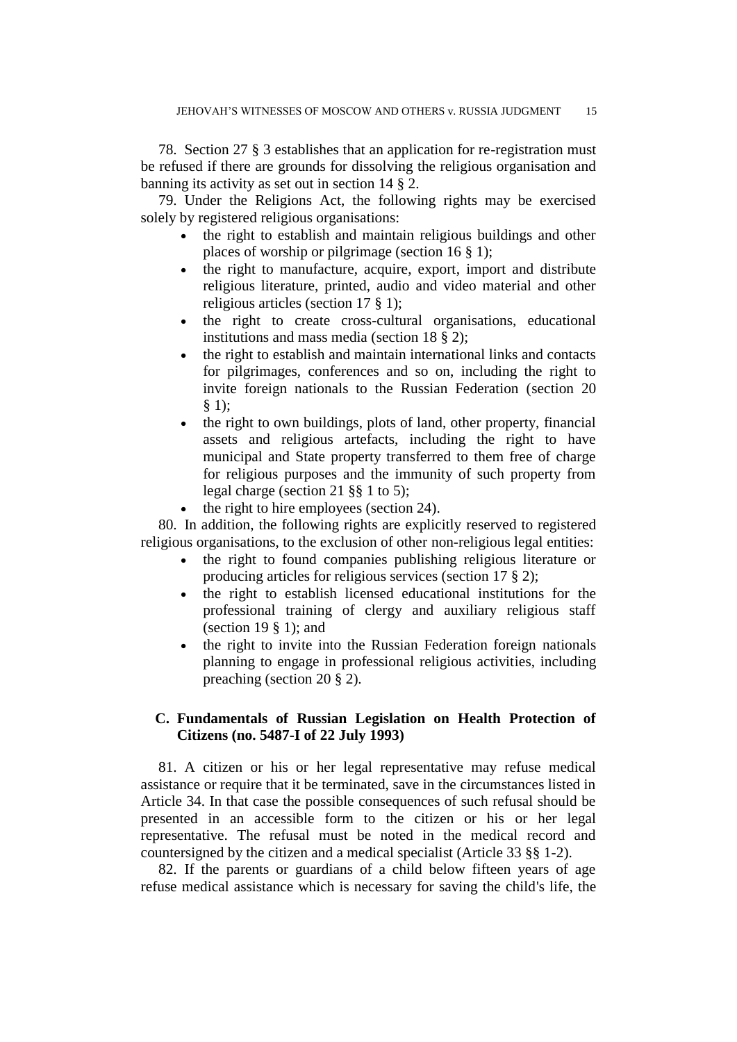78. Section 27 § 3 establishes that an application for re-registration must be refused if there are grounds for dissolving the religious organisation and banning its activity as set out in section 14 § 2.

79. Under the Religions Act, the following rights may be exercised solely by registered religious organisations:

- the right to establish and maintain religious buildings and other places of worship or pilgrimage (section 16 § 1);
- the right to manufacture, acquire, export, import and distribute religious literature, printed, audio and video material and other religious articles (section 17 § 1);
- the right to create cross-cultural organisations, educational institutions and mass media (section 18 § 2);
- the right to establish and maintain international links and contacts for pilgrimages, conferences and so on, including the right to invite foreign nationals to the Russian Federation (section 20 § 1);
- the right to own buildings, plots of land, other property, financial assets and religious artefacts, including the right to have municipal and State property transferred to them free of charge for religious purposes and the immunity of such property from legal charge (section 21 §§ 1 to 5);
- the right to hire employees (section 24).

80. In addition, the following rights are explicitly reserved to registered religious organisations, to the exclusion of other non-religious legal entities:

- the right to found companies publishing religious literature or producing articles for religious services (section 17 § 2);
- the right to establish licensed educational institutions for the professional training of clergy and auxiliary religious staff (section 19 § 1); and
- the right to invite into the Russian Federation foreign nationals planning to engage in professional religious activities, including preaching (section 20 § 2).

### C. Fundamentals of Russian Legislation on Health Protection of Citizens (no. 5487-I of 22 July 1993)

81. A citizen or his or her legal representative may refuse medical assistance or require that it be terminated, save in the circumstances listed in Article 34. In that case the possible consequences of such refusal should be presented in an accessible form to the citizen or his or her legal representative. The refusal must be noted in the medical record and countersigned by the citizen and a medical specialist (Article 33 §§ 1-2).

82. If the parents or guardians of a child below fifteen years of age refuse medical assistance which is necessary for saving the child's life, the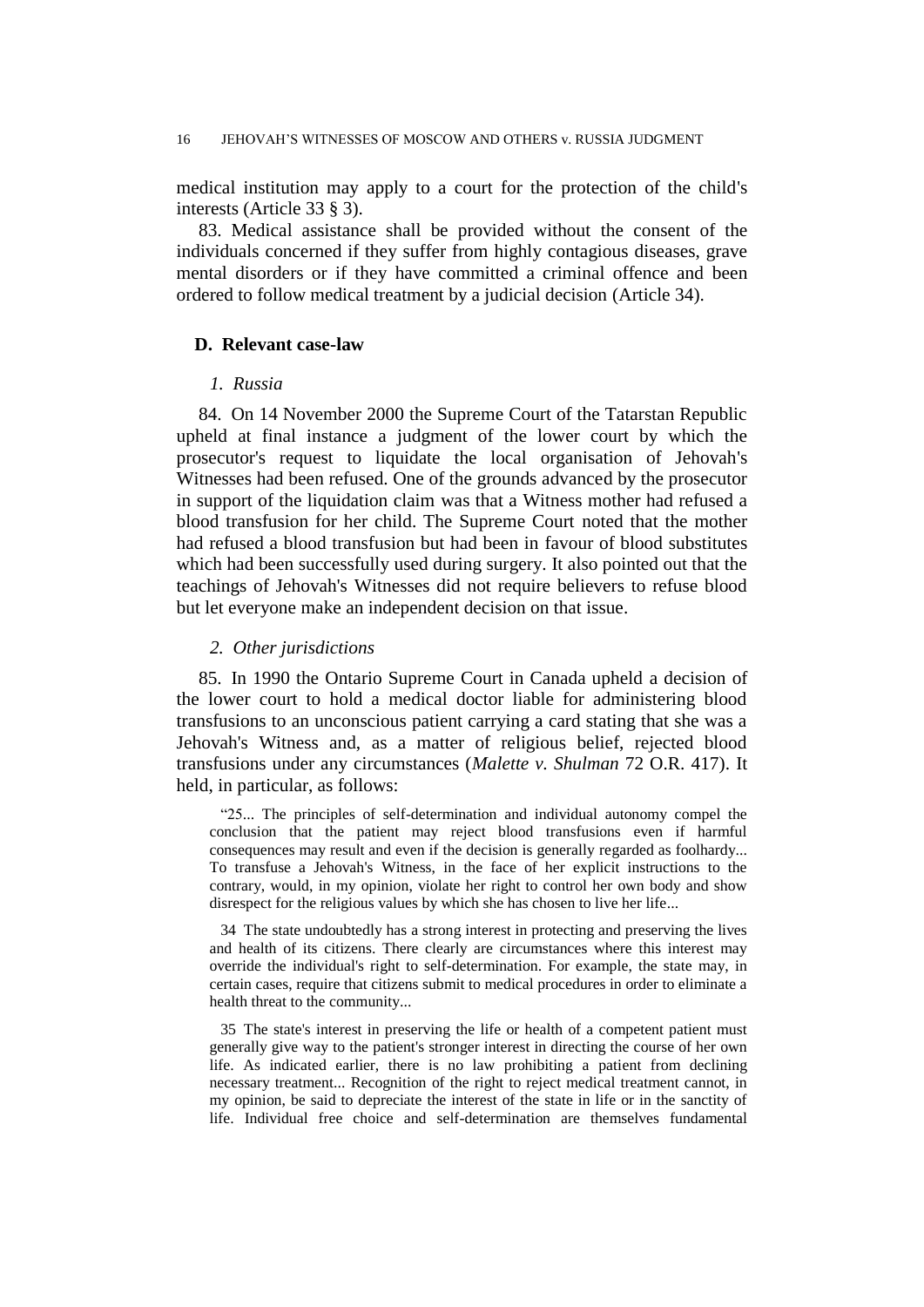medical institution may apply to a court for the protection of the child's interests (Article 33 § 3).

83. Medical assistance shall be provided without the consent of the individuals concerned if they suffer from highly contagious diseases, grave mental disorders or if they have committed a criminal offence and been ordered to follow medical treatment by a judicial decision (Article 34).

## D. Relevant case-law

### *1. Russia*

84. On 14 November 2000 the Supreme Court of the Tatarstan Republic upheld at final instance a judgment of the lower court by which the prosecutor's request to liquidate the local organisation of Jehovah's Witnesses had been refused. One of the grounds advanced by the prosecutor in support of the liquidation claim was that a Witness mother had refused a blood transfusion for her child. The Supreme Court noted that the mother had refused a blood transfusion but had been in favour of blood substitutes which had been successfully used during surgery. It also pointed out that the teachings of Jehovah's Witnesses did not require believers to refuse blood but let everyone make an independent decision on that issue.

### *2. Other jurisdictions*

85. In 1990 the Ontario Supreme Court in Canada upheld a decision of the lower court to hold a medical doctor liable for administering blood transfusions to an unconscious patient carrying a card stating that she was a Jehovah's Witness and, as a matter of religious belief, rejected blood transfusions under any circumstances (*Malette v. Shulman* 72 O.R. 417). It held, in particular, as follows:

> "25... The principles of self-determination and individual autonomy compel the conclusion that the patient may reject blood transfusions even if harmful consequences may result and even if the decision is generally regarded as foolhardy... To transfuse a Jehovah's Witness, in the face of her explicit instructions to the contrary, would, in my opinion, violate her right to control her own body and show disrespect for the religious values by which she has chosen to live her life...
>
> 34 The state undoubtedly has a strong interest in protecting and preserving the lives and health of its citizens. There clearly are circumstances where this interest may override the individual's right to self-determination. For example, the state may, in certain cases, require that citizens submit to medical procedures in order to eliminate a health threat to the community...
>
> 35 The state's interest in preserving the life or health of a competent patient must generally give way to the patient's stronger interest in directing the course of her own life. As indicated earlier, there is no law prohibiting a patient from declining necessary treatment... Recognition of the right to reject medical treatment cannot, in my opinion, be said to depreciate the interest of the state in life or in the sanctity of life. Individual free choice and self-determination are themselves fundamental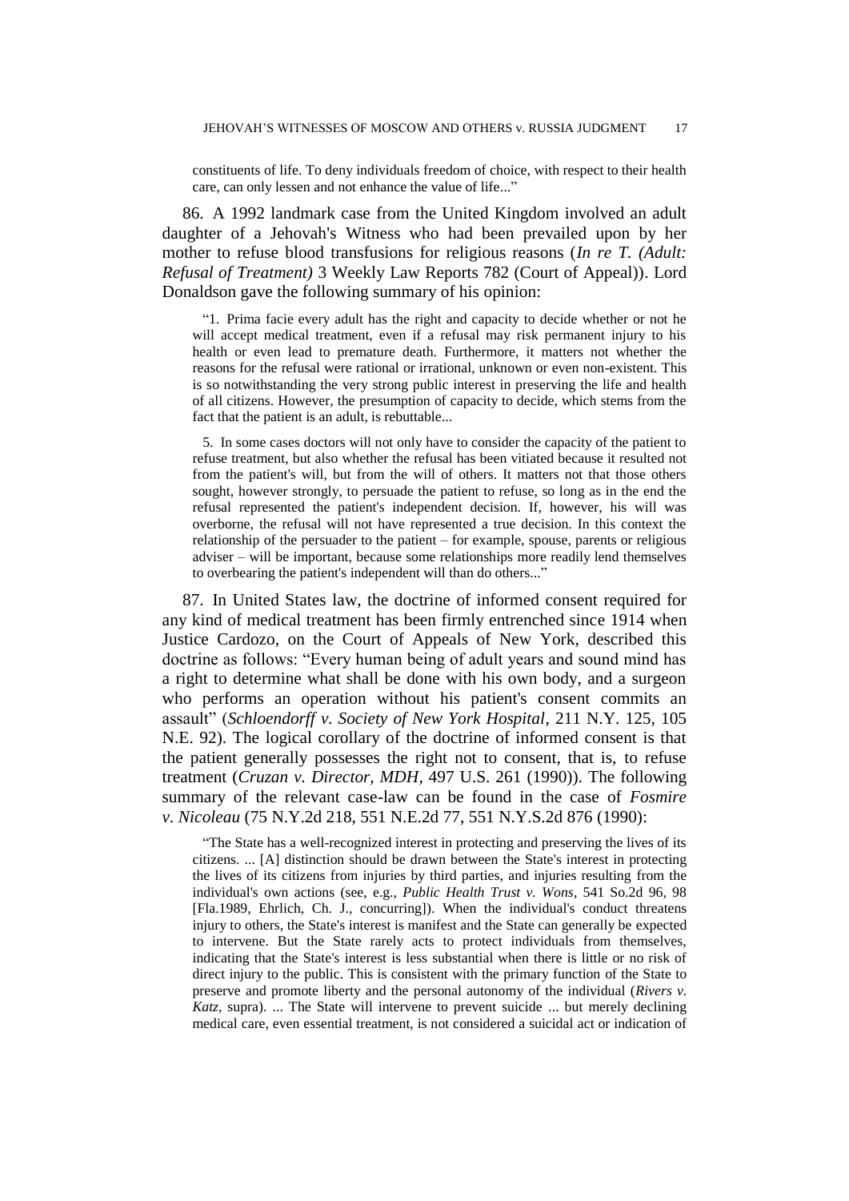constituents of life. To deny individuals freedom of choice, with respect to their health care, can only lessen and not enhance the value of life..."

86. A 1992 landmark case from the United Kingdom involved an adult daughter of a Jehovah's Witness who had been prevailed upon by her mother to refuse blood transfusions for religious reasons (*In re T. (Adult: Refusal of Treatment)* 3 Weekly Law Reports 782 (Court of Appeal)). Lord Donaldson gave the following summary of his opinion:

> "1. Prima facie every adult has the right and capacity to decide whether or not he will accept medical treatment, even if a refusal may risk permanent injury to his health or even lead to premature death. Furthermore, it matters not whether the reasons for the refusal were rational or irrational, unknown or even non-existent. This is so notwithstanding the very strong public interest in preserving the life and health of all citizens. However, the presumption of capacity to decide, which stems from the fact that the patient is an adult, is rebuttable...
>
> 5. In some cases doctors will not only have to consider the capacity of the patient to refuse treatment, but also whether the refusal has been vitiated because it resulted not from the patient's will, but from the will of others. It matters not that those others sought, however strongly, to persuade the patient to refuse, so long as in the end the refusal represented the patient's independent decision. If, however, his will was overborne, the refusal will not have represented a true decision. In this context the relationship of the persuader to the patient – for example, spouse, parents or religious adviser – will be important, because some relationships more readily lend themselves to overbearing the patient's independent will than do others..."

87. In United States law, the doctrine of informed consent required for any kind of medical treatment has been firmly entrenched since 1914 when Justice Cardozo, on the Court of Appeals of New York, described this doctrine as follows: "Every human being of adult years and sound mind has a right to determine what shall be done with his own body, and a surgeon who performs an operation without his patient's consent commits an assault" (*Schloendorff v. Society of New York Hospital*, 211 N.Y. 125, 105 N.E. 92). The logical corollary of the doctrine of informed consent is that the patient generally possesses the right not to consent, that is, to refuse treatment (*Cruzan v. Director, MDH*, 497 U.S. 261 (1990)). The following summary of the relevant case-law can be found in the case of *Fosmire v. Nicoleau* (75 N.Y.2d 218, 551 N.E.2d 77, 551 N.Y.S.2d 876 (1990):

> "The State has a well-recognized interest in protecting and preserving the lives of its citizens. ... [A] distinction should be drawn between the State's interest in protecting the lives of its citizens from injuries by third parties, and injuries resulting from the individual's own actions (see, e.g., *Public Health Trust v. Wons*, 541 So.2d 96, 98 [Fla.1989, Ehrlich, Ch. J., concurring]). When the individual's conduct threatens injury to others, the State's interest is manifest and the State can generally be expected to intervene. But the State rarely acts to protect individuals from themselves, indicating that the State's interest is less substantial when there is little or no risk of direct injury to the public. This is consistent with the primary function of the State to preserve and promote liberty and the personal autonomy of the individual (*Rivers v. Katz*, supra). ... The State will intervene to prevent suicide ... but merely declining medical care, even essential treatment, is not considered a suicidal act or indication of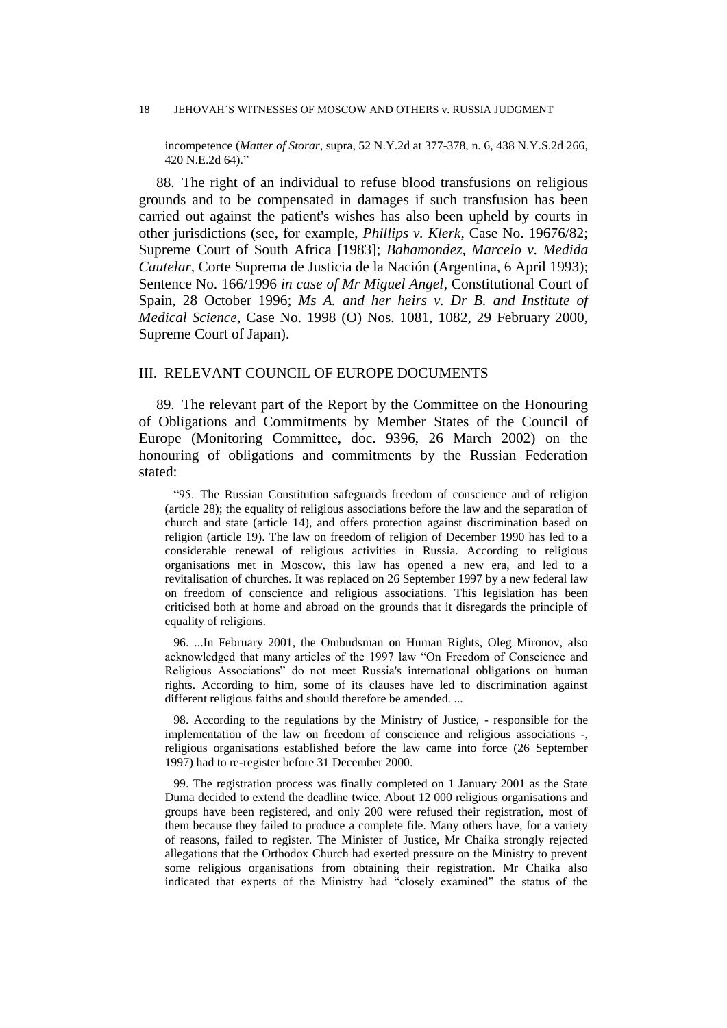incompetence (*Matter of Storar*, supra, 52 N.Y.2d at 377-378, n. 6, 438 N.Y.S.2d 266, 420 N.E.2d 64)."

88. The right of an individual to refuse blood transfusions on religious grounds and to be compensated in damages if such transfusion has been carried out against the patient's wishes has also been upheld by courts in other jurisdictions (see, for example, *Phillips v. Klerk*, Case No. 19676/82; Supreme Court of South Africa [1983]; *Bahamondez, Marcelo v. Medida Cautelar*, Corte Suprema de Justicia de la Nación (Argentina, 6 April 1993); Sentence No. 166/1996 *in case of Mr Miguel Angel*, Constitutional Court of Spain, 28 October 1996; *Ms A. and her heirs v. Dr B. and Institute of Medical Science*, Case No. 1998 (O) Nos. 1081, 1082, 29 February 2000, Supreme Court of Japan).

## III. RELEVANT COUNCIL OF EUROPE DOCUMENTS

89. The relevant part of the Report by the Committee on the Honouring of Obligations and Commitments by Member States of the Council of Europe (Monitoring Committee, doc. 9396, 26 March 2002) on the honouring of obligations and commitments by the Russian Federation stated:

> "95. The Russian Constitution safeguards freedom of conscience and of religion (article 28); the equality of religious associations before the law and the separation of church and state (article 14), and offers protection against discrimination based on religion (article 19). The law on freedom of religion of December 1990 has led to a considerable renewal of religious activities in Russia. According to religious organisations met in Moscow, this law has opened a new era, and led to a revitalisation of churches. It was replaced on 26 September 1997 by a new federal law on freedom of conscience and religious associations. This legislation has been criticised both at home and abroad on the grounds that it disregards the principle of equality of religions.
>
> 96. ...In February 2001, the Ombudsman on Human Rights, Oleg Mironov, also acknowledged that many articles of the 1997 law "On Freedom of Conscience and Religious Associations" do not meet Russia's international obligations on human rights. According to him, some of its clauses have led to discrimination against different religious faiths and should therefore be amended. ...
>
> 98. According to the regulations by the Ministry of Justice, - responsible for the implementation of the law on freedom of conscience and religious associations -, religious organisations established before the law came into force (26 September 1997) had to re-register before 31 December 2000.
>
> 99. The registration process was finally completed on 1 January 2001 as the State Duma decided to extend the deadline twice. About 12 000 religious organisations and groups have been registered, and only 200 were refused their registration, most of them because they failed to produce a complete file. Many others have, for a variety of reasons, failed to register. The Minister of Justice, Mr Chaika strongly rejected allegations that the Orthodox Church had exerted pressure on the Ministry to prevent some religious organisations from obtaining their registration. Mr Chaika also indicated that experts of the Ministry had "closely examined" the status of the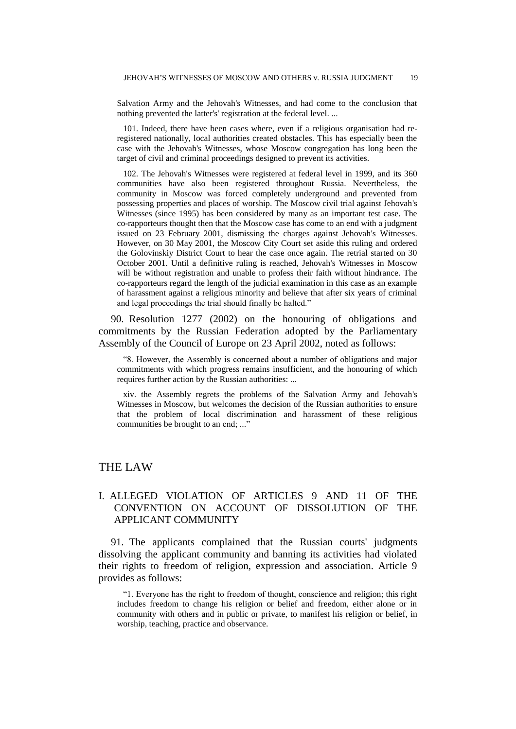> Salvation Army and the Jehovah's Witnesses, and had come to the conclusion that nothing prevented the latter's' registration at the federal level. ...
>
> 101. Indeed, there have been cases where, even if a religious organisation had re-registered nationally, local authorities created obstacles. This has especially been the case with the Jehovah's Witnesses, whose Moscow congregation has long been the target of civil and criminal proceedings designed to prevent its activities.
>
> 102. The Jehovah's Witnesses were registered at federal level in 1999, and its 360 communities have also been registered throughout Russia. Nevertheless, the community in Moscow was forced completely underground and prevented from possessing properties and places of worship. The Moscow civil trial against Jehovah's Witnesses (since 1995) has been considered by many as an important test case. The co-rapporteurs thought then that the Moscow case has come to an end with a judgment issued on 23 February 2001, dismissing the charges against Jehovah's Witnesses. However, on 30 May 2001, the Moscow City Court set aside this ruling and ordered the Golovinskiy District Court to hear the case once again. The retrial started on 30 October 2001. Until a definitive ruling is reached, Jehovah's Witnesses in Moscow will be without registration and unable to profess their faith without hindrance. The co-rapporteurs regard the length of the judicial examination in this case as an example of harassment against a religious minority and believe that after six years of criminal and legal proceedings the trial should finally be halted."

90. Resolution 1277 (2002) on the honouring of obligations and commitments by the Russian Federation adopted by the Parliamentary Assembly of the Council of Europe on 23 April 2002, noted as follows:

> "8. However, the Assembly is concerned about a number of obligations and major commitments with which progress remains insufficient, and the honouring of which requires further action by the Russian authorities: ...
>
> xiv. the Assembly regrets the problems of the Salvation Army and Jehovah's Witnesses in Moscow, but welcomes the decision of the Russian authorities to ensure that the problem of local discrimination and harassment of these religious communities be brought to an end; ..."

# THE LAW

## I. ALLEGED VIOLATION OF ARTICLES 9 AND 11 OF THE CONVENTION ON ACCOUNT OF DISSOLUTION OF THE APPLICANT COMMUNITY

91. The applicants complained that the Russian courts' judgments dissolving the applicant community and banning its activities had violated their rights to freedom of religion, expression and association. Article 9 provides as follows:

> "1. Everyone has the right to freedom of thought, conscience and religion; this right includes freedom to change his religion or belief and freedom, either alone or in community with others and in public or private, to manifest his religion or belief, in worship, teaching, practice and observance.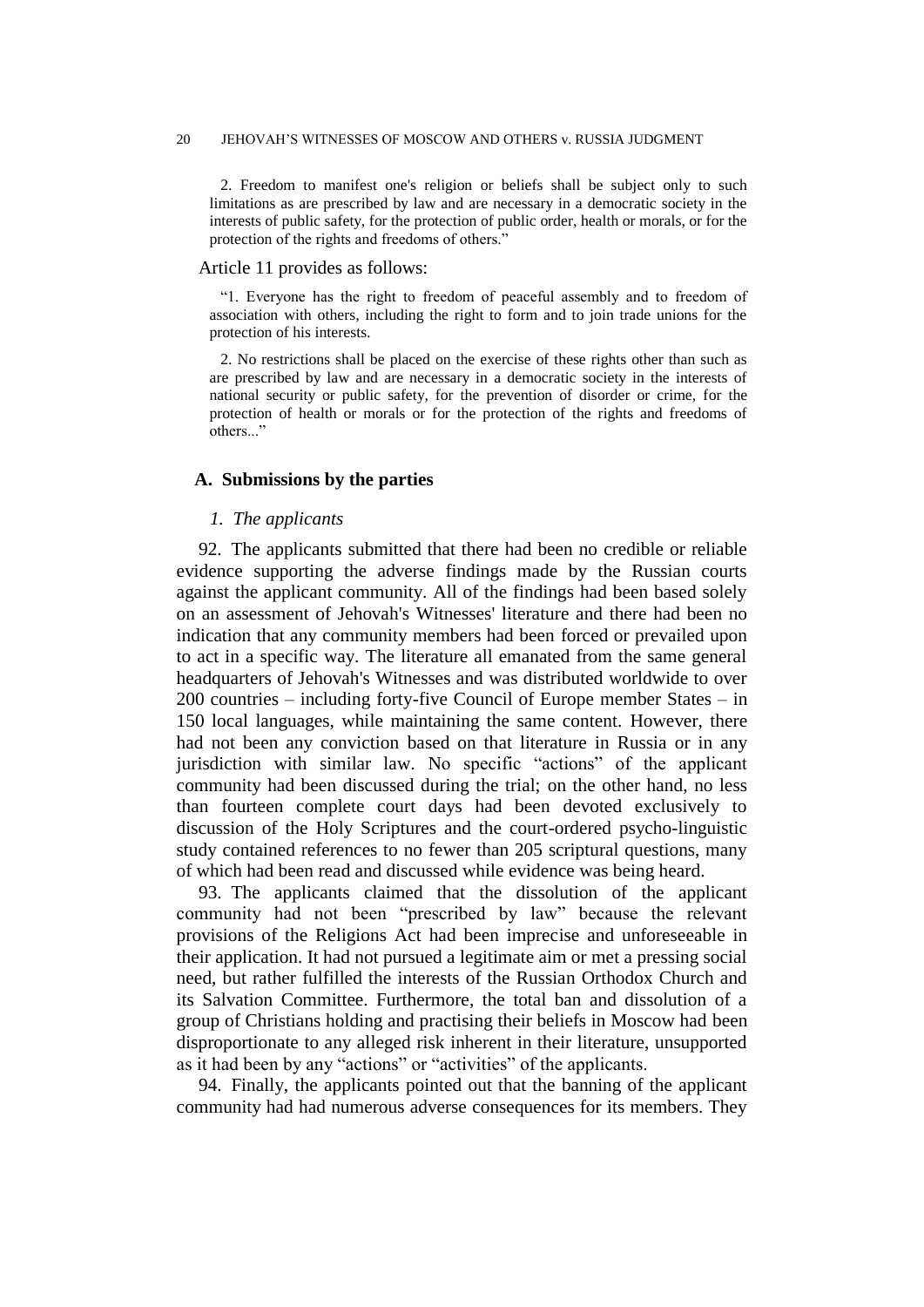2. Freedom to manifest one's religion or beliefs shall be subject only to such limitations as are prescribed by law and are necessary in a democratic society in the interests of public safety, for the protection of public order, health or morals, or for the protection of the rights and freedoms of others."

Article 11 provides as follows:

"1. Everyone has the right to freedom of peaceful assembly and to freedom of association with others, including the right to form and to join trade unions for the protection of his interests.

2. No restrictions shall be placed on the exercise of these rights other than such as are prescribed by law and are necessary in a democratic society in the interests of national security or public safety, for the prevention of disorder or crime, for the protection of health or morals or for the protection of the rights and freedoms of others..."

## A. Submissions by the parties

### *1. The applicants*

92. The applicants submitted that there had been no credible or reliable evidence supporting the adverse findings made by the Russian courts against the applicant community. All of the findings had been based solely on an assessment of Jehovah's Witnesses' literature and there had been no indication that any community members had been forced or prevailed upon to act in a specific way. The literature all emanated from the same general headquarters of Jehovah's Witnesses and was distributed worldwide to over 200 countries – including forty-five Council of Europe member States – in 150 local languages, while maintaining the same content. However, there had not been any conviction based on that literature in Russia or in any jurisdiction with similar law. No specific "actions" of the applicant community had been discussed during the trial; on the other hand, no less than fourteen complete court days had been devoted exclusively to discussion of the Holy Scriptures and the court-ordered psycho-linguistic study contained references to no fewer than 205 scriptural questions, many of which had been read and discussed while evidence was being heard.

93. The applicants claimed that the dissolution of the applicant community had not been "prescribed by law" because the relevant provisions of the Religions Act had been imprecise and unforeseeable in their application. It had not pursued a legitimate aim or met a pressing social need, but rather fulfilled the interests of the Russian Orthodox Church and its Salvation Committee. Furthermore, the total ban and dissolution of a group of Christians holding and practising their beliefs in Moscow had been disproportionate to any alleged risk inherent in their literature, unsupported as it had been by any "actions" or "activities" of the applicants.

94. Finally, the applicants pointed out that the banning of the applicant community had had numerous adverse consequences for its members. They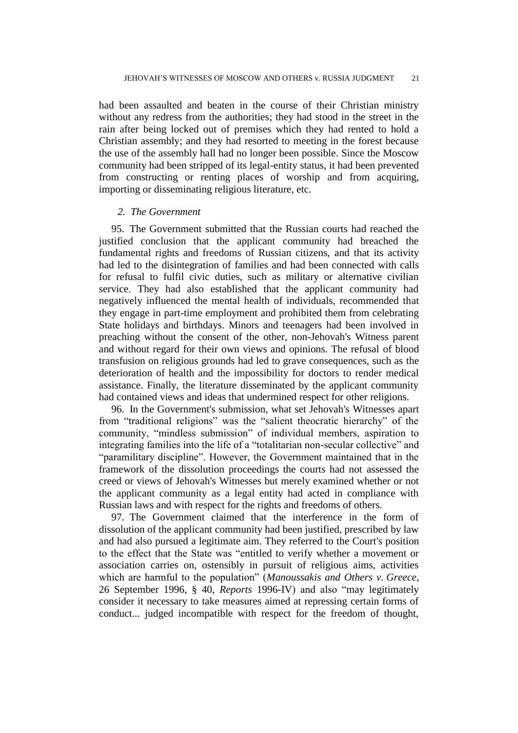had been assaulted and beaten in the course of their Christian ministry without any redress from the authorities; they had stood in the street in the rain after being locked out of premises which they had rented to hold a Christian assembly; and they had resorted to meeting in the forest because the use of the assembly hall had no longer been possible. Since the Moscow community had been stripped of its legal-entity status, it had been prevented from constructing or renting places of worship and from acquiring, importing or disseminating religious literature, etc.

*2. The Government*

95. The Government submitted that the Russian courts had reached the justified conclusion that the applicant community had breached the fundamental rights and freedoms of Russian citizens, and that its activity had led to the disintegration of families and had been connected with calls for refusal to fulfil civic duties, such as military or alternative civilian service. They had also established that the applicant community had negatively influenced the mental health of individuals, recommended that they engage in part-time employment and prohibited them from celebrating State holidays and birthdays. Minors and teenagers had been involved in preaching without the consent of the other, non-Jehovah's Witness parent and without regard for their own views and opinions. The refusal of blood transfusion on religious grounds had led to grave consequences, such as the deterioration of health and the impossibility for doctors to render medical assistance. Finally, the literature disseminated by the applicant community had contained views and ideas that undermined respect for other religions.

96. In the Government's submission, what set Jehovah's Witnesses apart from "traditional religions" was the "salient theocratic hierarchy" of the community, "mindless submission" of individual members, aspiration to integrating families into the life of a "totalitarian non-secular collective" and "paramilitary discipline". However, the Government maintained that in the framework of the dissolution proceedings the courts had not assessed the creed or views of Jehovah's Witnesses but merely examined whether or not the applicant community as a legal entity had acted in compliance with Russian laws and with respect for the rights and freedoms of others.

97. The Government claimed that the interference in the form of dissolution of the applicant community had been justified, prescribed by law and had also pursued a legitimate aim. They referred to the Court's position to the effect that the State was "entitled to verify whether a movement or association carries on, ostensibly in pursuit of religious aims, activities which are harmful to the population" (*Manoussakis and Others v. Greece*, 26 September 1996, § 40, *Reports* 1996-IV) and also "may legitimately consider it necessary to take measures aimed at repressing certain forms of conduct... judged incompatible with respect for the freedom of thought,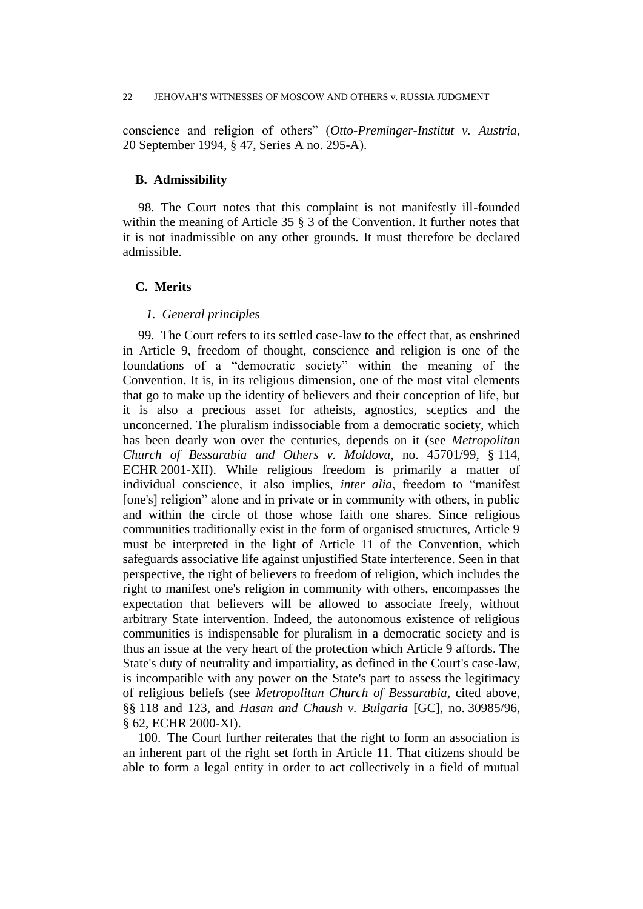conscience and religion of others" (*Otto-Preminger-Institut v. Austria*, 20 September 1994, § 47, Series A no. 295-A).

## B. Admissibility

98. The Court notes that this complaint is not manifestly ill-founded within the meaning of Article 35 § 3 of the Convention. It further notes that it is not inadmissible on any other grounds. It must therefore be declared admissible.

## C. Merits

### *1. General principles*

99. The Court refers to its settled case-law to the effect that, as enshrined in Article 9, freedom of thought, conscience and religion is one of the foundations of a "democratic society" within the meaning of the Convention. It is, in its religious dimension, one of the most vital elements that go to make up the identity of believers and their conception of life, but it is also a precious asset for atheists, agnostics, sceptics and the unconcerned. The pluralism indissociable from a democratic society, which has been dearly won over the centuries, depends on it (see *Metropolitan Church of Bessarabia and Others v. Moldova*, no. 45701/99, § 114, ECHR 2001-XII). While religious freedom is primarily a matter of individual conscience, it also implies, *inter alia*, freedom to "manifest [one's] religion" alone and in private or in community with others, in public and within the circle of those whose faith one shares. Since religious communities traditionally exist in the form of organised structures, Article 9 must be interpreted in the light of Article 11 of the Convention, which safeguards associative life against unjustified State interference. Seen in that perspective, the right of believers to freedom of religion, which includes the right to manifest one's religion in community with others, encompasses the expectation that believers will be allowed to associate freely, without arbitrary State intervention. Indeed, the autonomous existence of religious communities is indispensable for pluralism in a democratic society and is thus an issue at the very heart of the protection which Article 9 affords. The State's duty of neutrality and impartiality, as defined in the Court's case-law, is incompatible with any power on the State's part to assess the legitimacy of religious beliefs (see *Metropolitan Church of Bessarabia*, cited above, §§ 118 and 123, and *Hasan and Chaush v. Bulgaria* [GC], no. 30985/96, § 62, ECHR 2000-XI).

100. The Court further reiterates that the right to form an association is an inherent part of the right set forth in Article 11. That citizens should be able to form a legal entity in order to act collectively in a field of mutual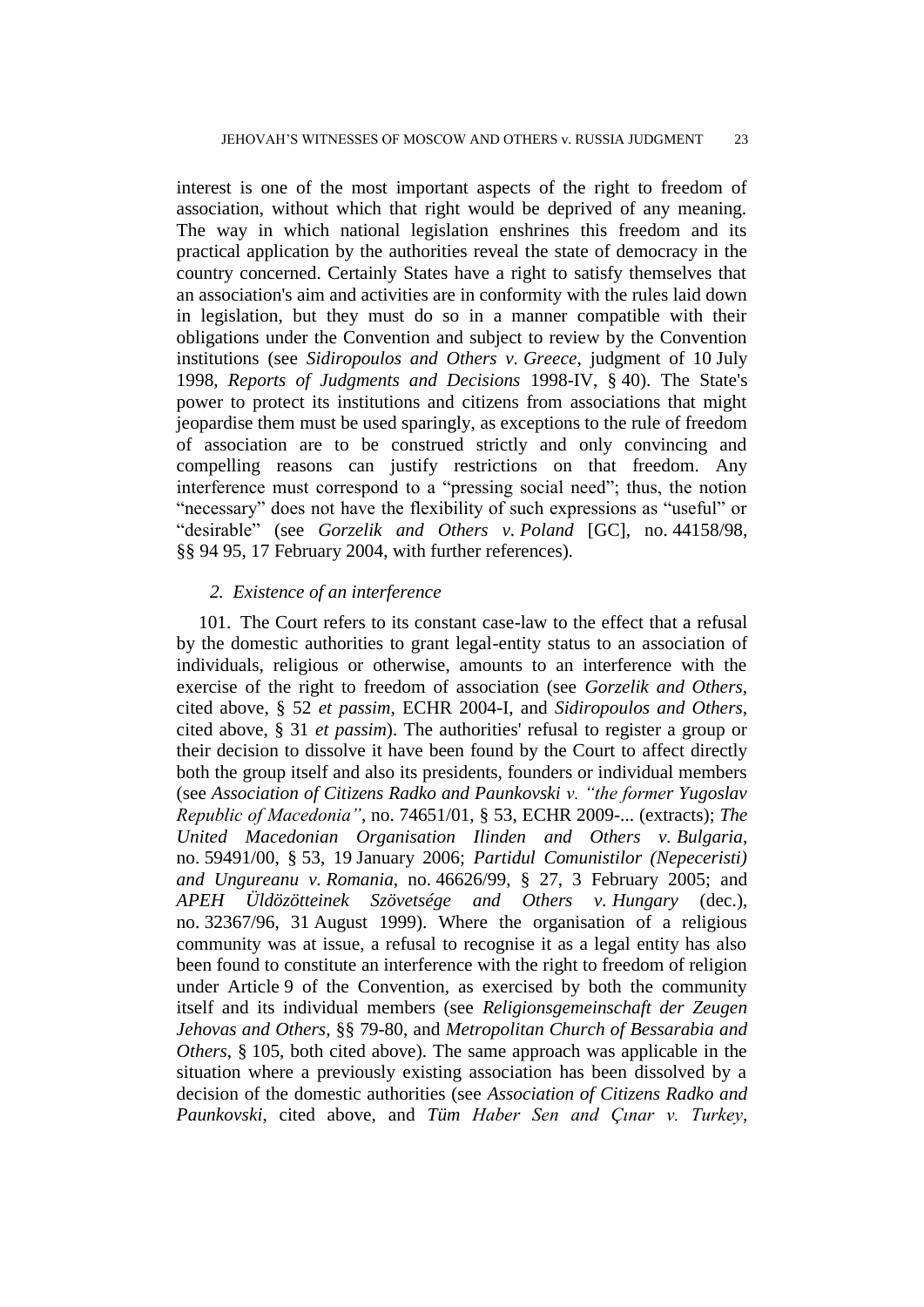interest is one of the most important aspects of the right to freedom of association, without which that right would be deprived of any meaning. The way in which national legislation enshrines this freedom and its practical application by the authorities reveal the state of democracy in the country concerned. Certainly States have a right to satisfy themselves that an association's aim and activities are in conformity with the rules laid down in legislation, but they must do so in a manner compatible with their obligations under the Convention and subject to review by the Convention institutions (see *Sidiropoulos and Others v. Greece*, judgment of 10 July 1998, *Reports of Judgments and Decisions* 1998-IV, § 40). The State's power to protect its institutions and citizens from associations that might jeopardise them must be used sparingly, as exceptions to the rule of freedom of association are to be construed strictly and only convincing and compelling reasons can justify restrictions on that freedom. Any interference must correspond to a "pressing social need"; thus, the notion "necessary" does not have the flexibility of such expressions as "useful" or "desirable" (see *Gorzelik and Others v. Poland* [GC], no. 44158/98, §§ 94 95, 17 February 2004, with further references).

### *2. Existence of an interference*

101. The Court refers to its constant case-law to the effect that a refusal by the domestic authorities to grant legal-entity status to an association of individuals, religious or otherwise, amounts to an interference with the exercise of the right to freedom of association (see *Gorzelik and Others*, cited above, § 52 *et passim*, ECHR 2004-I, and *Sidiropoulos and Others*, cited above, § 31 *et passim*). The authorities' refusal to register a group or their decision to dissolve it have been found by the Court to affect directly both the group itself and also its presidents, founders or individual members (see *Association of Citizens Radko and Paunkovski v. "the former Yugoslav Republic of Macedonia"*, no. 74651/01, § 53, ECHR 2009-... (extracts); *The United Macedonian Organisation Ilinden and Others v. Bulgaria*, no. 59491/00, § 53, 19 January 2006; *Partidul Comunistilor (Nepeceristi) and Ungureanu v. Romania*, no. 46626/99, § 27, 3 February 2005; and *APEH Üldözötteinek Szövetsége and Others v. Hungary* (dec.), no. 32367/96, 31 August 1999). Where the organisation of a religious community was at issue, a refusal to recognise it as a legal entity has also been found to constitute an interference with the right to freedom of religion under Article 9 of the Convention, as exercised by both the community itself and its individual members (see *Religionsgemeinschaft der Zeugen Jehovas and Others*, §§ 79-80, and *Metropolitan Church of Bessarabia and Others*, § 105, both cited above). The same approach was applicable in the situation where a previously existing association has been dissolved by a decision of the domestic authorities (see *Association of Citizens Radko and Paunkovski*, cited above, and *Tüm Haber Sen and Çınar v. Turkey*,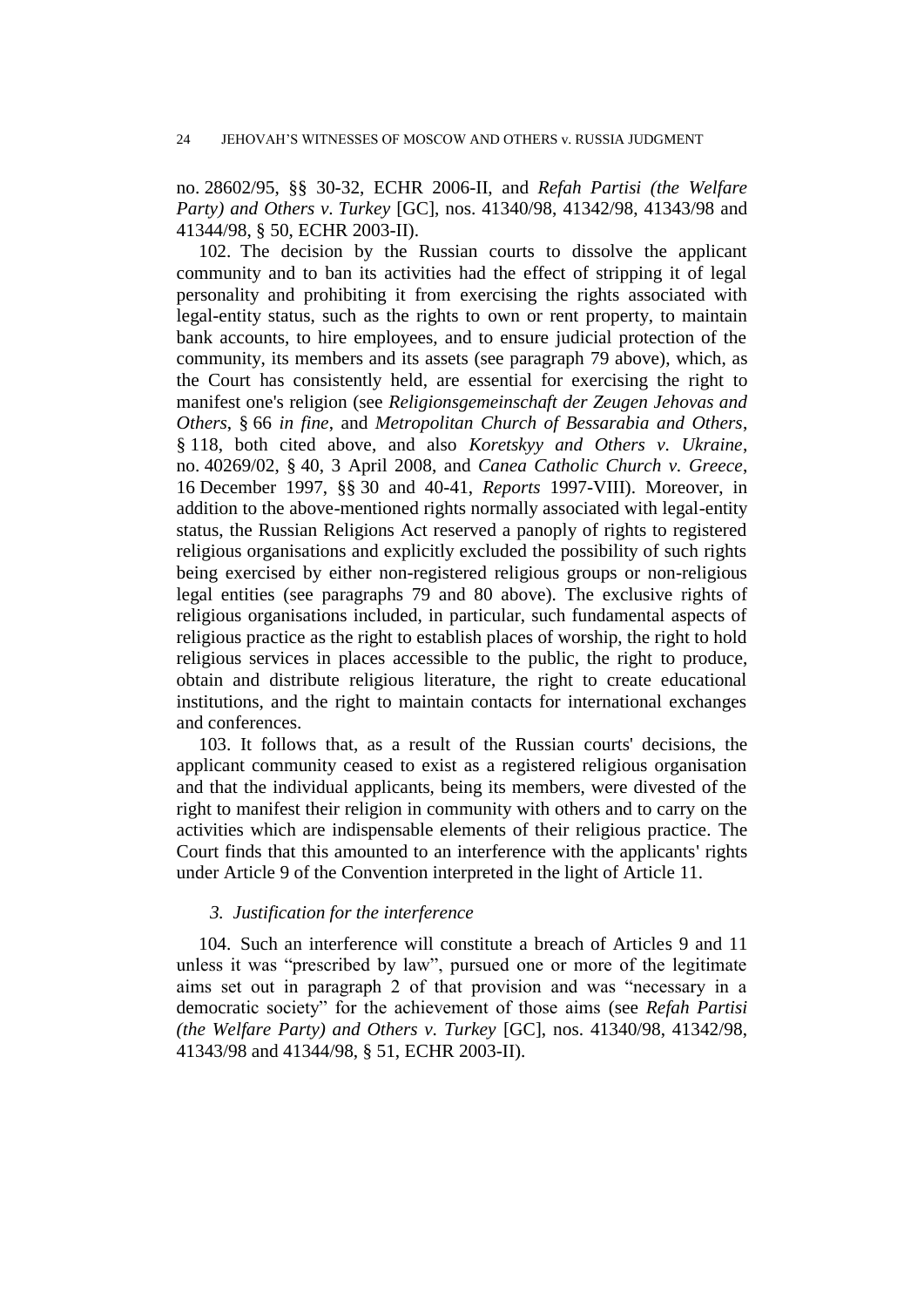no. 28602/95, §§ 30-32, ECHR 2006-II, and *Refah Partisi (the Welfare Party) and Others v. Turkey* [GC], nos. 41340/98, 41342/98, 41343/98 and 41344/98, § 50, ECHR 2003-II).

102. The decision by the Russian courts to dissolve the applicant community and to ban its activities had the effect of stripping it of legal personality and prohibiting it from exercising the rights associated with legal-entity status, such as the rights to own or rent property, to maintain bank accounts, to hire employees, and to ensure judicial protection of the community, its members and its assets (see paragraph 79 above), which, as the Court has consistently held, are essential for exercising the right to manifest one's religion (see *Religionsgemeinschaft der Zeugen Jehovas and Others*, § 66 *in fine*, and *Metropolitan Church of Bessarabia and Others*, § 118, both cited above, and also *Koretskyy and Others v. Ukraine*, no. 40269/02, § 40, 3 April 2008, and *Canea Catholic Church v. Greece*, 16 December 1997, §§ 30 and 40-41, *Reports* 1997-VIII). Moreover, in addition to the above-mentioned rights normally associated with legal-entity status, the Russian Religions Act reserved a panoply of rights to registered religious organisations and explicitly excluded the possibility of such rights being exercised by either non-registered religious groups or non-religious legal entities (see paragraphs 79 and 80 above). The exclusive rights of religious organisations included, in particular, such fundamental aspects of religious practice as the right to establish places of worship, the right to hold religious services in places accessible to the public, the right to produce, obtain and distribute religious literature, the right to create educational institutions, and the right to maintain contacts for international exchanges and conferences.

103. It follows that, as a result of the Russian courts' decisions, the applicant community ceased to exist as a registered religious organisation and that the individual applicants, being its members, were divested of the right to manifest their religion in community with others and to carry on the activities which are indispensable elements of their religious practice. The Court finds that this amounted to an interference with the applicants' rights under Article 9 of the Convention interpreted in the light of Article 11.

### *3. Justification for the interference*

104. Such an interference will constitute a breach of Articles 9 and 11 unless it was "prescribed by law", pursued one or more of the legitimate aims set out in paragraph 2 of that provision and was "necessary in a democratic society" for the achievement of those aims (see *Refah Partisi (the Welfare Party) and Others v. Turkey* [GC], nos. 41340/98, 41342/98, 41343/98 and 41344/98, § 51, ECHR 2003-II).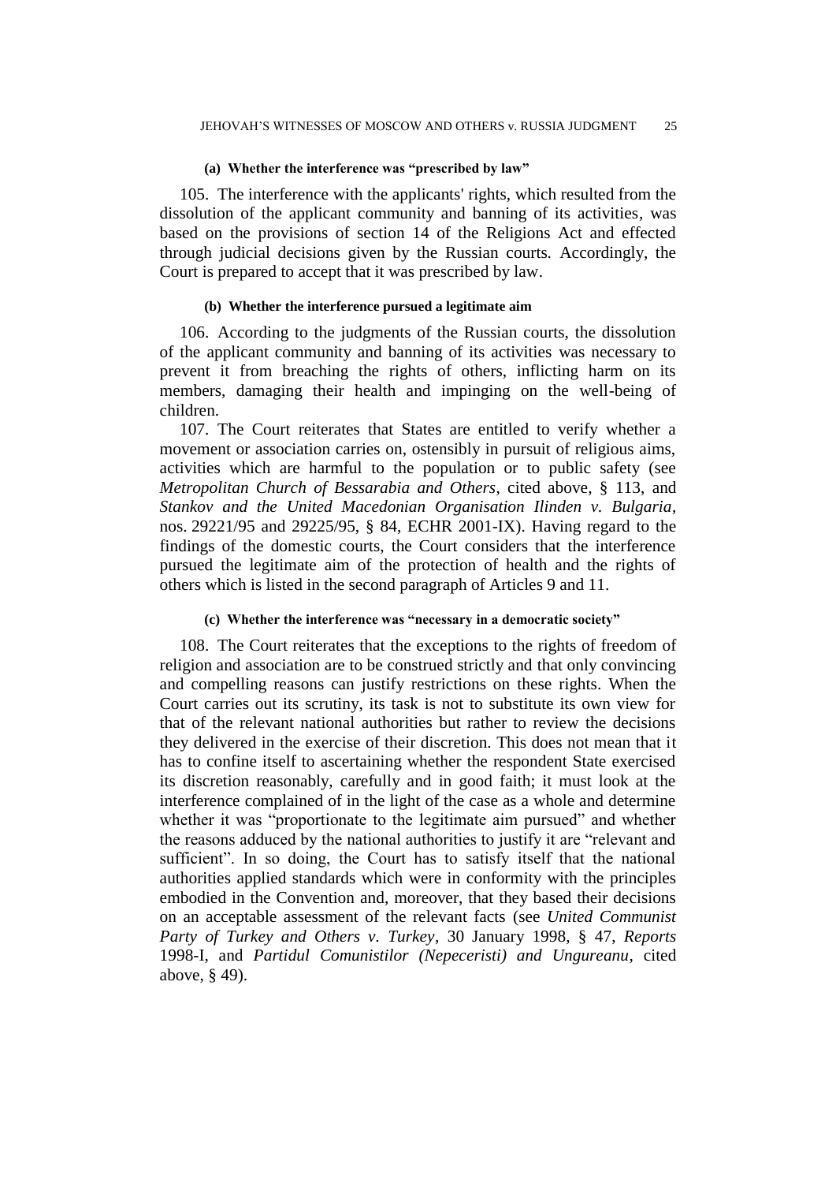#### (a) Whether the interference was "prescribed by law"

105. The interference with the applicants' rights, which resulted from the dissolution of the applicant community and banning of its activities, was based on the provisions of section 14 of the Religions Act and effected through judicial decisions given by the Russian courts. Accordingly, the Court is prepared to accept that it was prescribed by law.

#### (b) Whether the interference pursued a legitimate aim

106. According to the judgments of the Russian courts, the dissolution of the applicant community and banning of its activities was necessary to prevent it from breaching the rights of others, inflicting harm on its members, damaging their health and impinging on the well-being of children.

107. The Court reiterates that States are entitled to verify whether a movement or association carries on, ostensibly in pursuit of religious aims, activities which are harmful to the population or to public safety (see *Metropolitan Church of Bessarabia and Others*, cited above, § 113, and *Stankov and the United Macedonian Organisation Ilinden v. Bulgaria*, nos. 29221/95 and 29225/95, § 84, ECHR 2001-IX). Having regard to the findings of the domestic courts, the Court considers that the interference pursued the legitimate aim of the protection of health and the rights of others which is listed in the second paragraph of Articles 9 and 11.

#### (c) Whether the interference was "necessary in a democratic society"

108. The Court reiterates that the exceptions to the rights of freedom of religion and association are to be construed strictly and that only convincing and compelling reasons can justify restrictions on these rights. When the Court carries out its scrutiny, its task is not to substitute its own view for that of the relevant national authorities but rather to review the decisions they delivered in the exercise of their discretion. This does not mean that it has to confine itself to ascertaining whether the respondent State exercised its discretion reasonably, carefully and in good faith; it must look at the interference complained of in the light of the case as a whole and determine whether it was "proportionate to the legitimate aim pursued" and whether the reasons adduced by the national authorities to justify it are "relevant and sufficient". In so doing, the Court has to satisfy itself that the national authorities applied standards which were in conformity with the principles embodied in the Convention and, moreover, that they based their decisions on an acceptable assessment of the relevant facts (see *United Communist Party of Turkey and Others v. Turkey*, 30 January 1998, § 47, *Reports* 1998-I, and *Partidul Comunistilor (Nepeceristi) and Ungureanu*, cited above, § 49).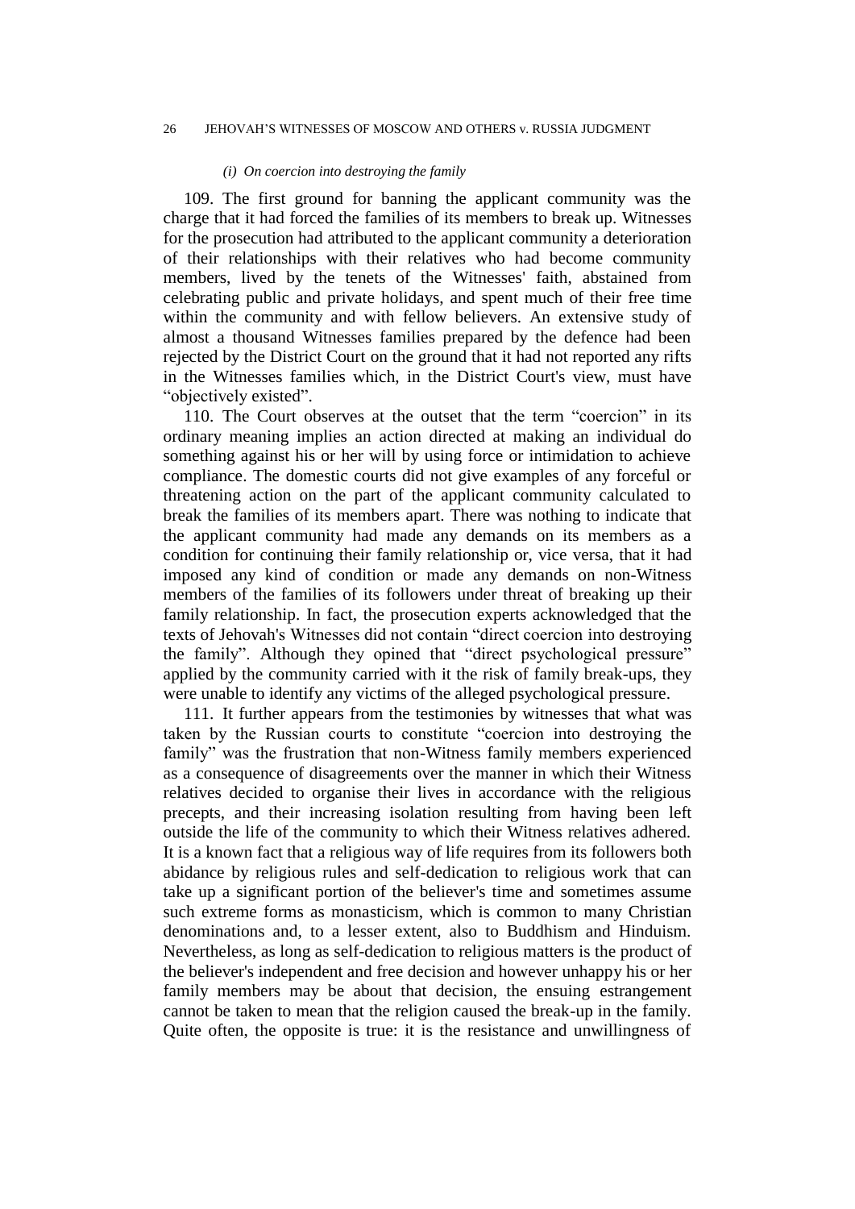*(i) On coercion into destroying the family*

109. The first ground for banning the applicant community was the charge that it had forced the families of its members to break up. Witnesses for the prosecution had attributed to the applicant community a deterioration of their relationships with their relatives who had become community members, lived by the tenets of the Witnesses' faith, abstained from celebrating public and private holidays, and spent much of their free time within the community and with fellow believers. An extensive study of almost a thousand Witnesses families prepared by the defence had been rejected by the District Court on the ground that it had not reported any rifts in the Witnesses families which, in the District Court's view, must have "objectively existed".

110. The Court observes at the outset that the term "coercion" in its ordinary meaning implies an action directed at making an individual do something against his or her will by using force or intimidation to achieve compliance. The domestic courts did not give examples of any forceful or threatening action on the part of the applicant community calculated to break the families of its members apart. There was nothing to indicate that the applicant community had made any demands on its members as a condition for continuing their family relationship or, vice versa, that it had imposed any kind of condition or made any demands on non-Witness members of the families of its followers under threat of breaking up their family relationship. In fact, the prosecution experts acknowledged that the texts of Jehovah's Witnesses did not contain "direct coercion into destroying the family". Although they opined that "direct psychological pressure" applied by the community carried with it the risk of family break-ups, they were unable to identify any victims of the alleged psychological pressure.

111. It further appears from the testimonies by witnesses that what was taken by the Russian courts to constitute "coercion into destroying the family" was the frustration that non-Witness family members experienced as a consequence of disagreements over the manner in which their Witness relatives decided to organise their lives in accordance with the religious precepts, and their increasing isolation resulting from having been left outside the life of the community to which their Witness relatives adhered. It is a known fact that a religious way of life requires from its followers both abidance by religious rules and self-dedication to religious work that can take up a significant portion of the believer's time and sometimes assume such extreme forms as monasticism, which is common to many Christian denominations and, to a lesser extent, also to Buddhism and Hinduism. Nevertheless, as long as self-dedication to religious matters is the product of the believer's independent and free decision and however unhappy his or her family members may be about that decision, the ensuing estrangement cannot be taken to mean that the religion caused the break-up in the family. Quite often, the opposite is true: it is the resistance and unwillingness of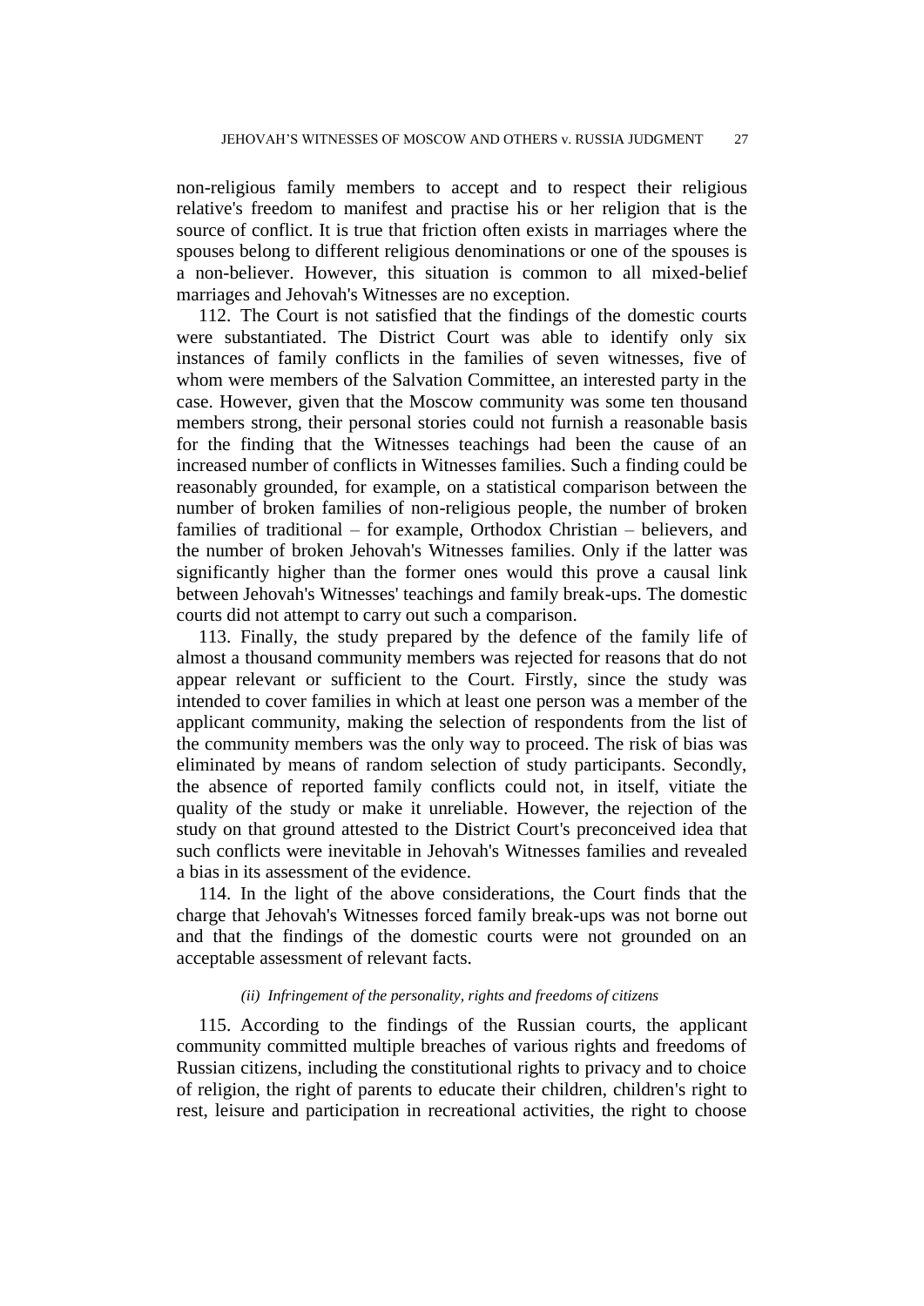non-religious family members to accept and to respect their religious relative's freedom to manifest and practise his or her religion that is the source of conflict. It is true that friction often exists in marriages where the spouses belong to different religious denominations or one of the spouses is a non-believer. However, this situation is common to all mixed-belief marriages and Jehovah's Witnesses are no exception.

112. The Court is not satisfied that the findings of the domestic courts were substantiated. The District Court was able to identify only six instances of family conflicts in the families of seven witnesses, five of whom were members of the Salvation Committee, an interested party in the case. However, given that the Moscow community was some ten thousand members strong, their personal stories could not furnish a reasonable basis for the finding that the Witnesses teachings had been the cause of an increased number of conflicts in Witnesses families. Such a finding could be reasonably grounded, for example, on a statistical comparison between the number of broken families of non-religious people, the number of broken families of traditional – for example, Orthodox Christian – believers, and the number of broken Jehovah's Witnesses families. Only if the latter was significantly higher than the former ones would this prove a causal link between Jehovah's Witnesses' teachings and family break-ups. The domestic courts did not attempt to carry out such a comparison.

113. Finally, the study prepared by the defence of the family life of almost a thousand community members was rejected for reasons that do not appear relevant or sufficient to the Court. Firstly, since the study was intended to cover families in which at least one person was a member of the applicant community, making the selection of respondents from the list of the community members was the only way to proceed. The risk of bias was eliminated by means of random selection of study participants. Secondly, the absence of reported family conflicts could not, in itself, vitiate the quality of the study or make it unreliable. However, the rejection of the study on that ground attested to the District Court's preconceived idea that such conflicts were inevitable in Jehovah's Witnesses families and revealed a bias in its assessment of the evidence.

114. In the light of the above considerations, the Court finds that the charge that Jehovah's Witnesses forced family break-ups was not borne out and that the findings of the domestic courts were not grounded on an acceptable assessment of relevant facts.

*(ii) Infringement of the personality, rights and freedoms of citizens*

115. According to the findings of the Russian courts, the applicant community committed multiple breaches of various rights and freedoms of Russian citizens, including the constitutional rights to privacy and to choice of religion, the right of parents to educate their children, children's right to rest, leisure and participation in recreational activities, the right to choose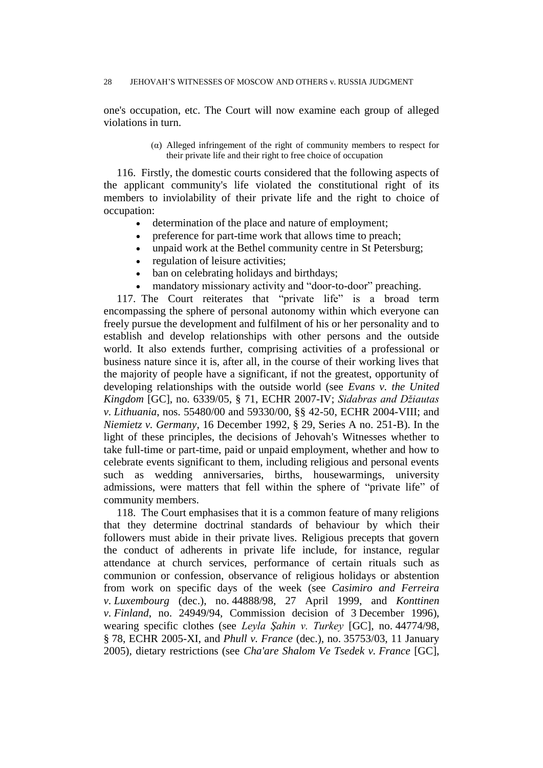one's occupation, etc. The Court will now examine each group of alleged violations in turn.

(α) Alleged infringement of the right of community members to respect for their private life and their right to free choice of occupation

116. Firstly, the domestic courts considered that the following aspects of the applicant community's life violated the constitutional right of its members to inviolability of their private life and the right to choice of occupation:

- determination of the place and nature of employment;
- preference for part-time work that allows time to preach;
- unpaid work at the Bethel community centre in St Petersburg;
- regulation of leisure activities;
- ban on celebrating holidays and birthdays;
- mandatory missionary activity and "door-to-door" preaching.

117. The Court reiterates that "private life" is a broad term encompassing the sphere of personal autonomy within which everyone can freely pursue the development and fulfilment of his or her personality and to establish and develop relationships with other persons and the outside world. It also extends further, comprising activities of a professional or business nature since it is, after all, in the course of their working lives that the majority of people have a significant, if not the greatest, opportunity of developing relationships with the outside world (see *Evans v. the United Kingdom* [GC], no. 6339/05, § 71, ECHR 2007-IV; *Sidabras and Džiautas v. Lithuania*, nos. 55480/00 and 59330/00, §§ 42-50, ECHR 2004-VIII; and *Niemietz v. Germany*, 16 December 1992, § 29, Series A no. 251-B). In the light of these principles, the decisions of Jehovah's Witnesses whether to take full-time or part-time, paid or unpaid employment, whether and how to celebrate events significant to them, including religious and personal events such as wedding anniversaries, births, housewarmings, university admissions, were matters that fell within the sphere of "private life" of community members.

118. The Court emphasises that it is a common feature of many religions that they determine doctrinal standards of behaviour by which their followers must abide in their private lives. Religious precepts that govern the conduct of adherents in private life include, for instance, regular attendance at church services, performance of certain rituals such as communion or confession, observance of religious holidays or abstention from work on specific days of the week (see *Casimiro and Ferreira v. Luxembourg* (dec.), no. 44888/98, 27 April 1999, and *Konttinen v. Finland*, no. 24949/94, Commission decision of 3 December 1996), wearing specific clothes (see *Leyla Şahin v. Turkey* [GC], no. 44774/98, § 78, ECHR 2005-XI, and *Phull v. France* (dec.), no. 35753/03, 11 January 2005), dietary restrictions (see *Cha'are Shalom Ve Tsedek v. France* [GC],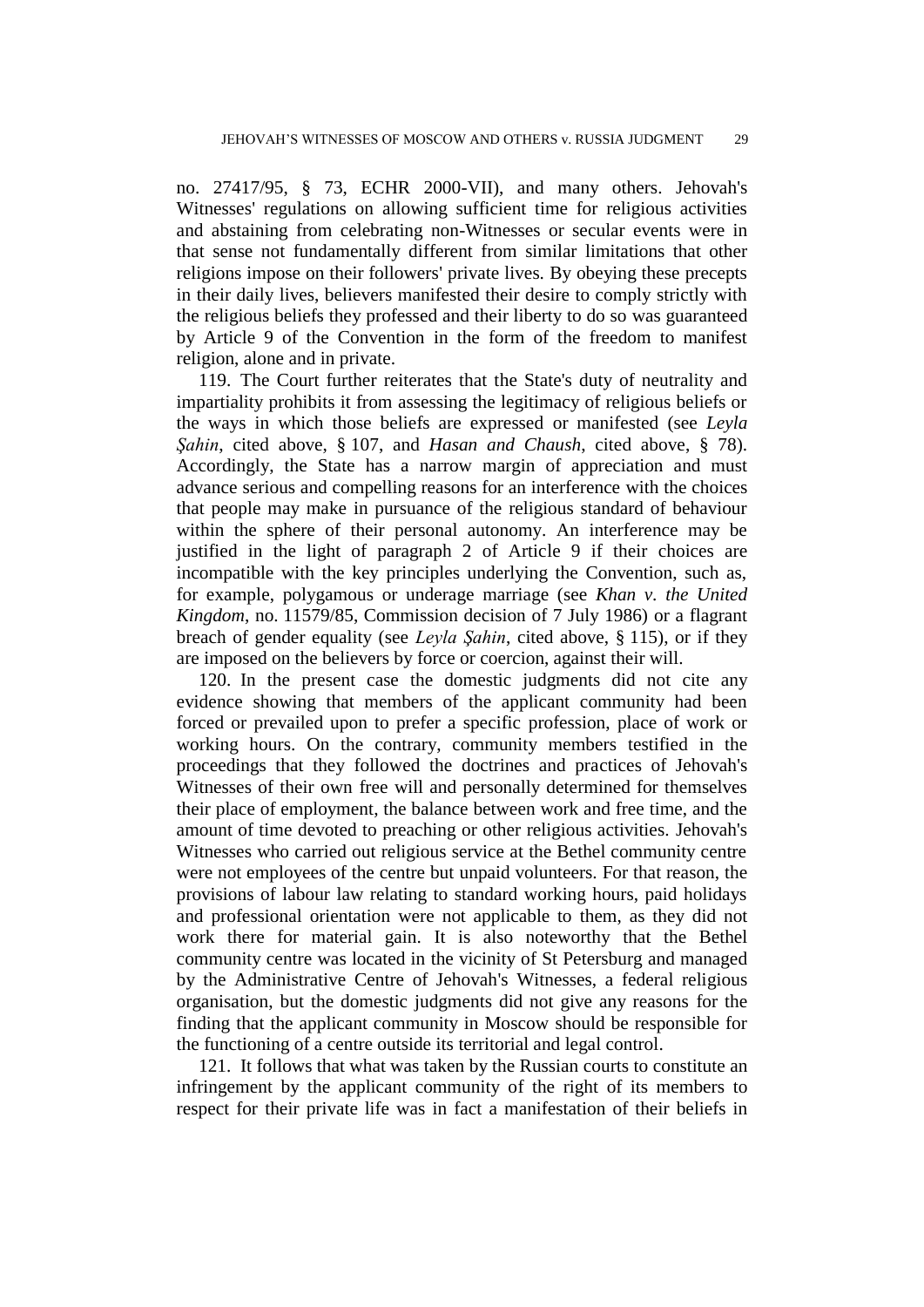no. 27417/95, § 73, ECHR 2000-VII), and many others. Jehovah's Witnesses' regulations on allowing sufficient time for religious activities and abstaining from celebrating non-Witnesses or secular events were in that sense not fundamentally different from similar limitations that other religions impose on their followers' private lives. By obeying these precepts in their daily lives, believers manifested their desire to comply strictly with the religious beliefs they professed and their liberty to do so was guaranteed by Article 9 of the Convention in the form of the freedom to manifest religion, alone and in private.

119. The Court further reiterates that the State's duty of neutrality and impartiality prohibits it from assessing the legitimacy of religious beliefs or the ways in which those beliefs are expressed or manifested (see *Leyla Şahin*, cited above, § 107, and *Hasan and Chaush*, cited above, § 78). Accordingly, the State has a narrow margin of appreciation and must advance serious and compelling reasons for an interference with the choices that people may make in pursuance of the religious standard of behaviour within the sphere of their personal autonomy. An interference may be justified in the light of paragraph 2 of Article 9 if their choices are incompatible with the key principles underlying the Convention, such as, for example, polygamous or underage marriage (see *Khan v. the United Kingdom*, no. 11579/85, Commission decision of 7 July 1986) or a flagrant breach of gender equality (see *Leyla Şahin*, cited above, § 115), or if they are imposed on the believers by force or coercion, against their will.

120. In the present case the domestic judgments did not cite any evidence showing that members of the applicant community had been forced or prevailed upon to prefer a specific profession, place of work or working hours. On the contrary, community members testified in the proceedings that they followed the doctrines and practices of Jehovah's Witnesses of their own free will and personally determined for themselves their place of employment, the balance between work and free time, and the amount of time devoted to preaching or other religious activities. Jehovah's Witnesses who carried out religious service at the Bethel community centre were not employees of the centre but unpaid volunteers. For that reason, the provisions of labour law relating to standard working hours, paid holidays and professional orientation were not applicable to them, as they did not work there for material gain. It is also noteworthy that the Bethel community centre was located in the vicinity of St Petersburg and managed by the Administrative Centre of Jehovah's Witnesses, a federal religious organisation, but the domestic judgments did not give any reasons for the finding that the applicant community in Moscow should be responsible for the functioning of a centre outside its territorial and legal control.

121. It follows that what was taken by the Russian courts to constitute an infringement by the applicant community of the right of its members to respect for their private life was in fact a manifestation of their beliefs in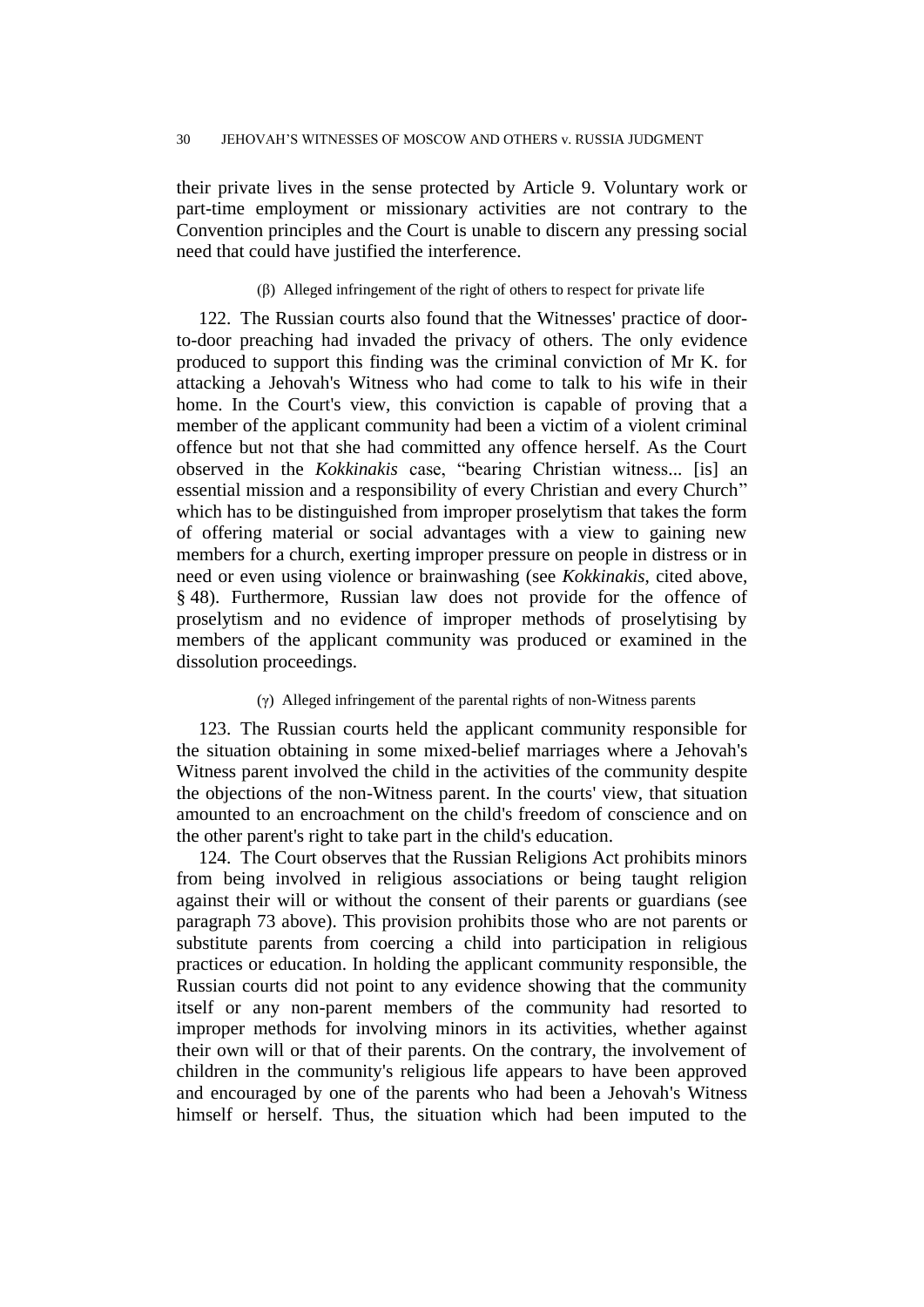their private lives in the sense protected by Article 9. Voluntary work or part-time employment or missionary activities are not contrary to the Convention principles and the Court is unable to discern any pressing social need that could have justified the interference.

(β) Alleged infringement of the right of others to respect for private life

122. The Russian courts also found that the Witnesses' practice of door-to-door preaching had invaded the privacy of others. The only evidence produced to support this finding was the criminal conviction of Mr K. for attacking a Jehovah's Witness who had come to talk to his wife in their home. In the Court's view, this conviction is capable of proving that a member of the applicant community had been a victim of a violent criminal offence but not that she had committed any offence herself. As the Court observed in the *Kokkinakis* case, "bearing Christian witness... [is] an essential mission and a responsibility of every Christian and every Church" which has to be distinguished from improper proselytism that takes the form of offering material or social advantages with a view to gaining new members for a church, exerting improper pressure on people in distress or in need or even using violence or brainwashing (see *Kokkinakis*, cited above, § 48). Furthermore, Russian law does not provide for the offence of proselytism and no evidence of improper methods of proselytising by members of the applicant community was produced or examined in the dissolution proceedings.

(γ) Alleged infringement of the parental rights of non-Witness parents

123. The Russian courts held the applicant community responsible for the situation obtaining in some mixed-belief marriages where a Jehovah's Witness parent involved the child in the activities of the community despite the objections of the non-Witness parent. In the courts' view, that situation amounted to an encroachment on the child's freedom of conscience and on the other parent's right to take part in the child's education.

124. The Court observes that the Russian Religions Act prohibits minors from being involved in religious associations or being taught religion against their will or without the consent of their parents or guardians (see paragraph 73 above). This provision prohibits those who are not parents or substitute parents from coercing a child into participation in religious practices or education. In holding the applicant community responsible, the Russian courts did not point to any evidence showing that the community itself or any non-parent members of the community had resorted to improper methods for involving minors in its activities, whether against their own will or that of their parents. On the contrary, the involvement of children in the community's religious life appears to have been approved and encouraged by one of the parents who had been a Jehovah's Witness himself or herself. Thus, the situation which had been imputed to the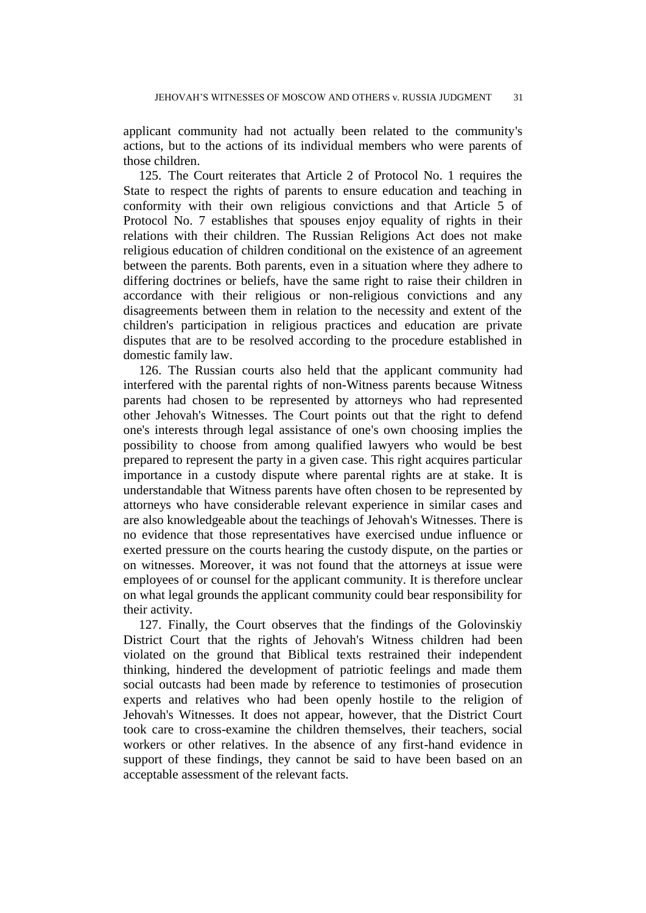applicant community had not actually been related to the community's actions, but to the actions of its individual members who were parents of those children.

125. The Court reiterates that Article 2 of Protocol No. 1 requires the State to respect the rights of parents to ensure education and teaching in conformity with their own religious convictions and that Article 5 of Protocol No. 7 establishes that spouses enjoy equality of rights in their relations with their children. The Russian Religions Act does not make religious education of children conditional on the existence of an agreement between the parents. Both parents, even in a situation where they adhere to differing doctrines or beliefs, have the same right to raise their children in accordance with their religious or non-religious convictions and any disagreements between them in relation to the necessity and extent of the children's participation in religious practices and education are private disputes that are to be resolved according to the procedure established in domestic family law.

126. The Russian courts also held that the applicant community had interfered with the parental rights of non-Witness parents because Witness parents had chosen to be represented by attorneys who had represented other Jehovah's Witnesses. The Court points out that the right to defend one's interests through legal assistance of one's own choosing implies the possibility to choose from among qualified lawyers who would be best prepared to represent the party in a given case. This right acquires particular importance in a custody dispute where parental rights are at stake. It is understandable that Witness parents have often chosen to be represented by attorneys who have considerable relevant experience in similar cases and are also knowledgeable about the teachings of Jehovah's Witnesses. There is no evidence that those representatives have exercised undue influence or exerted pressure on the courts hearing the custody dispute, on the parties or on witnesses. Moreover, it was not found that the attorneys at issue were employees of or counsel for the applicant community. It is therefore unclear on what legal grounds the applicant community could bear responsibility for their activity.

127. Finally, the Court observes that the findings of the Golovinskiy District Court that the rights of Jehovah's Witness children had been violated on the ground that Biblical texts restrained their independent thinking, hindered the development of patriotic feelings and made them social outcasts had been made by reference to testimonies of prosecution experts and relatives who had been openly hostile to the religion of Jehovah's Witnesses. It does not appear, however, that the District Court took care to cross-examine the children themselves, their teachers, social workers or other relatives. In the absence of any first-hand evidence in support of these findings, they cannot be said to have been based on an acceptable assessment of the relevant facts.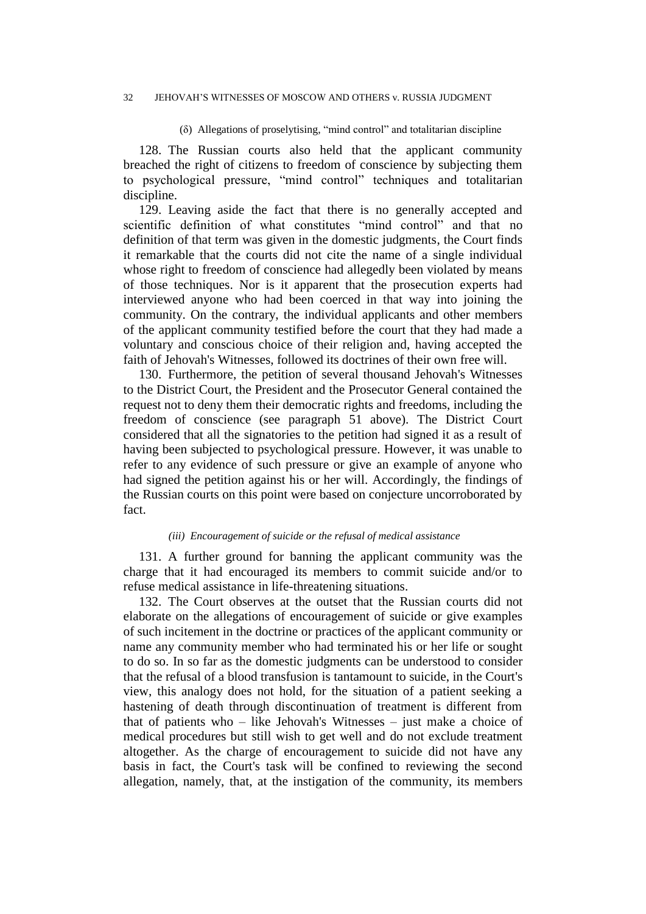(δ) Allegations of proselytising, "mind control" and totalitarian discipline

128. The Russian courts also held that the applicant community breached the right of citizens to freedom of conscience by subjecting them to psychological pressure, "mind control" techniques and totalitarian discipline.

129. Leaving aside the fact that there is no generally accepted and scientific definition of what constitutes "mind control" and that no definition of that term was given in the domestic judgments, the Court finds it remarkable that the courts did not cite the name of a single individual whose right to freedom of conscience had allegedly been violated by means of those techniques. Nor is it apparent that the prosecution experts had interviewed anyone who had been coerced in that way into joining the community. On the contrary, the individual applicants and other members of the applicant community testified before the court that they had made a voluntary and conscious choice of their religion and, having accepted the faith of Jehovah's Witnesses, followed its doctrines of their own free will.

130. Furthermore, the petition of several thousand Jehovah's Witnesses to the District Court, the President and the Prosecutor General contained the request not to deny them their democratic rights and freedoms, including the freedom of conscience (see paragraph 51 above). The District Court considered that all the signatories to the petition had signed it as a result of having been subjected to psychological pressure. However, it was unable to refer to any evidence of such pressure or give an example of anyone who had signed the petition against his or her will. Accordingly, the findings of the Russian courts on this point were based on conjecture uncorroborated by fact.

*(iii) Encouragement of suicide or the refusal of medical assistance*

131. A further ground for banning the applicant community was the charge that it had encouraged its members to commit suicide and/or to refuse medical assistance in life-threatening situations.

132. The Court observes at the outset that the Russian courts did not elaborate on the allegations of encouragement of suicide or give examples of such incitement in the doctrine or practices of the applicant community or name any community member who had terminated his or her life or sought to do so. In so far as the domestic judgments can be understood to consider that the refusal of a blood transfusion is tantamount to suicide, in the Court's view, this analogy does not hold, for the situation of a patient seeking a hastening of death through discontinuation of treatment is different from that of patients who – like Jehovah's Witnesses – just make a choice of medical procedures but still wish to get well and do not exclude treatment altogether. As the charge of encouragement to suicide did not have any basis in fact, the Court's task will be confined to reviewing the second allegation, namely, that, at the instigation of the community, its members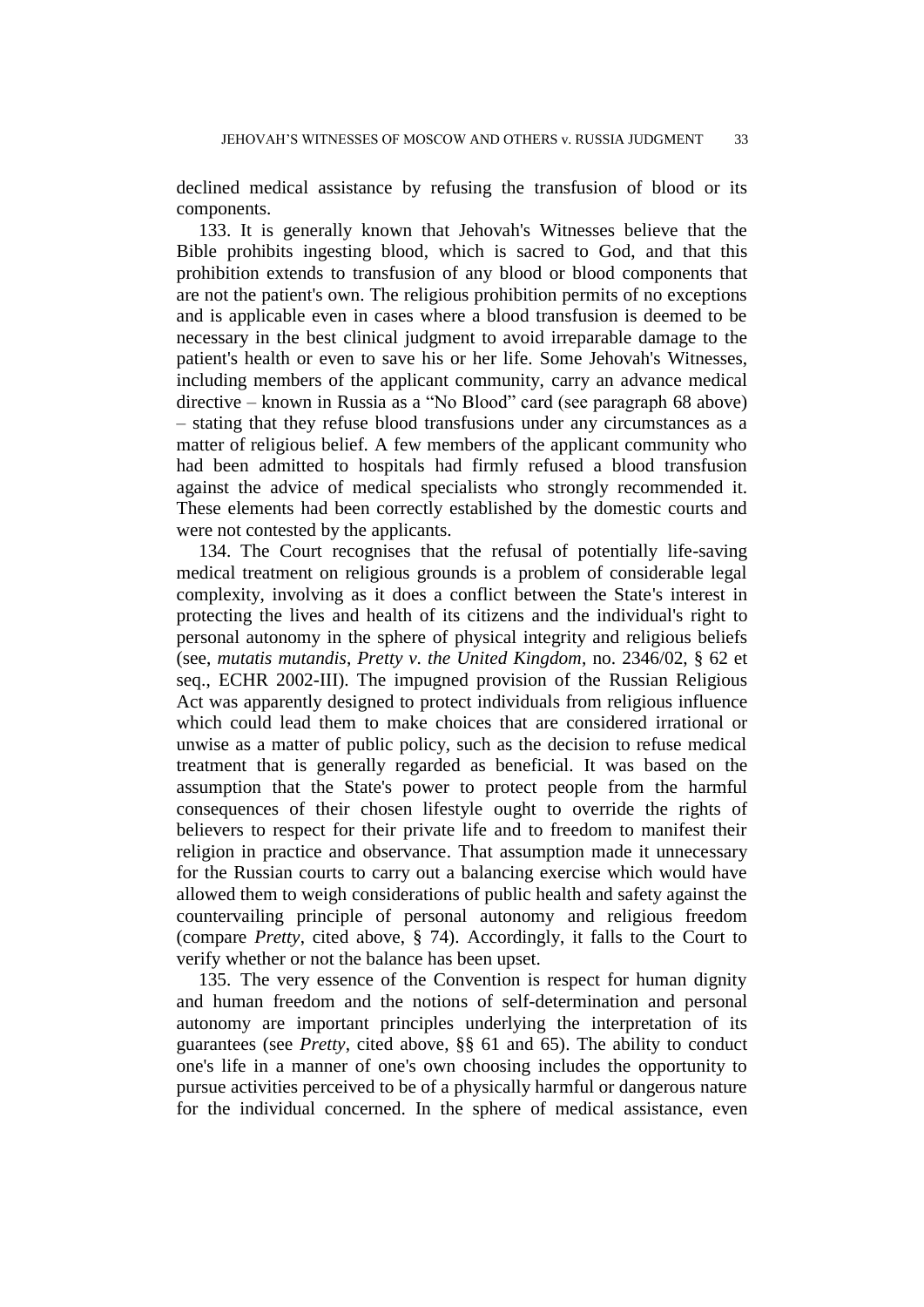declined medical assistance by refusing the transfusion of blood or its components.

133. It is generally known that Jehovah's Witnesses believe that the Bible prohibits ingesting blood, which is sacred to God, and that this prohibition extends to transfusion of any blood or blood components that are not the patient's own. The religious prohibition permits of no exceptions and is applicable even in cases where a blood transfusion is deemed to be necessary in the best clinical judgment to avoid irreparable damage to the patient's health or even to save his or her life. Some Jehovah's Witnesses, including members of the applicant community, carry an advance medical directive – known in Russia as a "No Blood" card (see paragraph 68 above) – stating that they refuse blood transfusions under any circumstances as a matter of religious belief. A few members of the applicant community who had been admitted to hospitals had firmly refused a blood transfusion against the advice of medical specialists who strongly recommended it. These elements had been correctly established by the domestic courts and were not contested by the applicants.

134. The Court recognises that the refusal of potentially life-saving medical treatment on religious grounds is a problem of considerable legal complexity, involving as it does a conflict between the State's interest in protecting the lives and health of its citizens and the individual's right to personal autonomy in the sphere of physical integrity and religious beliefs (see, *mutatis mutandis*, *Pretty v. the United Kingdom*, no. 2346/02, § 62 et seq., ECHR 2002-III). The impugned provision of the Russian Religious Act was apparently designed to protect individuals from religious influence which could lead them to make choices that are considered irrational or unwise as a matter of public policy, such as the decision to refuse medical treatment that is generally regarded as beneficial. It was based on the assumption that the State's power to protect people from the harmful consequences of their chosen lifestyle ought to override the rights of believers to respect for their private life and to freedom to manifest their religion in practice and observance. That assumption made it unnecessary for the Russian courts to carry out a balancing exercise which would have allowed them to weigh considerations of public health and safety against the countervailing principle of personal autonomy and religious freedom (compare *Pretty*, cited above, § 74). Accordingly, it falls to the Court to verify whether or not the balance has been upset.

135. The very essence of the Convention is respect for human dignity and human freedom and the notions of self-determination and personal autonomy are important principles underlying the interpretation of its guarantees (see *Pretty*, cited above, §§ 61 and 65). The ability to conduct one's life in a manner of one's own choosing includes the opportunity to pursue activities perceived to be of a physically harmful or dangerous nature for the individual concerned. In the sphere of medical assistance, even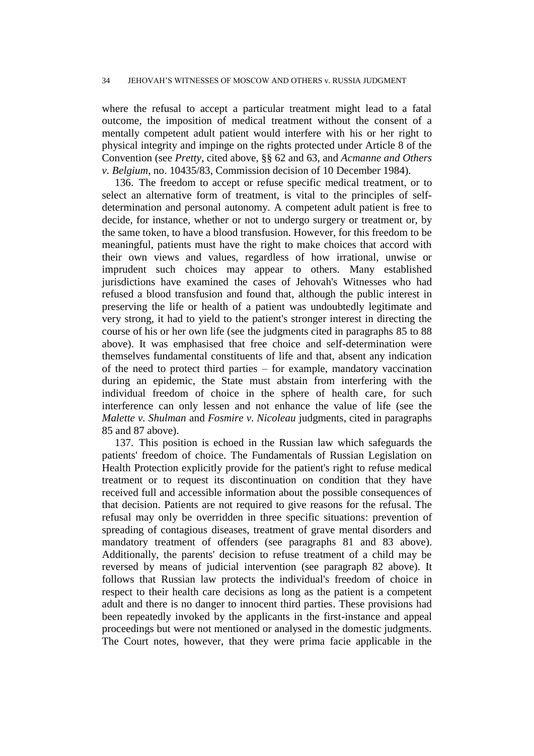where the refusal to accept a particular treatment might lead to a fatal outcome, the imposition of medical treatment without the consent of a mentally competent adult patient would interfere with his or her right to physical integrity and impinge on the rights protected under Article 8 of the Convention (see *Pretty*, cited above, §§ 62 and 63, and *Acmanne and Others v. Belgium*, no. 10435/83, Commission decision of 10 December 1984).

136. The freedom to accept or refuse specific medical treatment, or to select an alternative form of treatment, is vital to the principles of self-determination and personal autonomy. A competent adult patient is free to decide, for instance, whether or not to undergo surgery or treatment or, by the same token, to have a blood transfusion. However, for this freedom to be meaningful, patients must have the right to make choices that accord with their own views and values, regardless of how irrational, unwise or imprudent such choices may appear to others. Many established jurisdictions have examined the cases of Jehovah's Witnesses who had refused a blood transfusion and found that, although the public interest in preserving the life or health of a patient was undoubtedly legitimate and very strong, it had to yield to the patient's stronger interest in directing the course of his or her own life (see the judgments cited in paragraphs 85 to 88 above). It was emphasised that free choice and self-determination were themselves fundamental constituents of life and that, absent any indication of the need to protect third parties – for example, mandatory vaccination during an epidemic, the State must abstain from interfering with the individual freedom of choice in the sphere of health care, for such interference can only lessen and not enhance the value of life (see the *Malette v. Shulman* and *Fosmire v. Nicoleau* judgments, cited in paragraphs 85 and 87 above).

137. This position is echoed in the Russian law which safeguards the patients' freedom of choice. The Fundamentals of Russian Legislation on Health Protection explicitly provide for the patient's right to refuse medical treatment or to request its discontinuation on condition that they have received full and accessible information about the possible consequences of that decision. Patients are not required to give reasons for the refusal. The refusal may only be overridden in three specific situations: prevention of spreading of contagious diseases, treatment of grave mental disorders and mandatory treatment of offenders (see paragraphs 81 and 83 above). Additionally, the parents' decision to refuse treatment of a child may be reversed by means of judicial intervention (see paragraph 82 above). It follows that Russian law protects the individual's freedom of choice in respect to their health care decisions as long as the patient is a competent adult and there is no danger to innocent third parties. These provisions had been repeatedly invoked by the applicants in the first-instance and appeal proceedings but were not mentioned or analysed in the domestic judgments. The Court notes, however, that they were prima facie applicable in the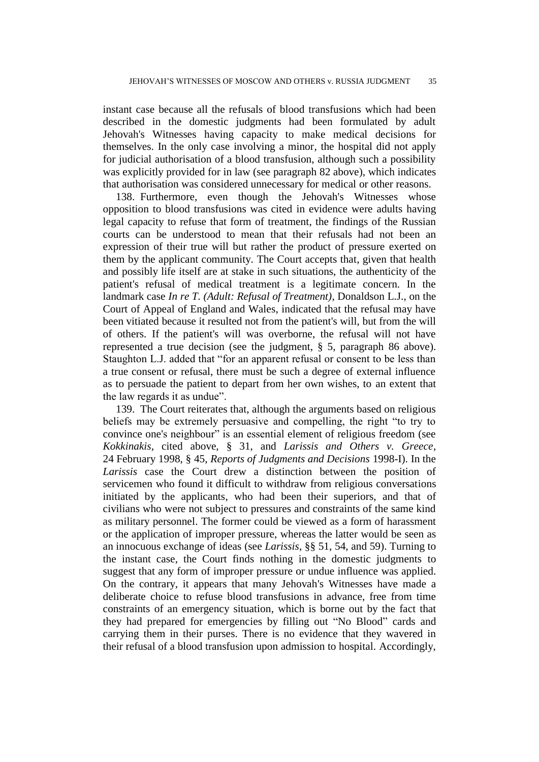instant case because all the refusals of blood transfusions which had been described in the domestic judgments had been formulated by adult Jehovah's Witnesses having capacity to make medical decisions for themselves. In the only case involving a minor, the hospital did not apply for judicial authorisation of a blood transfusion, although such a possibility was explicitly provided for in law (see paragraph 82 above), which indicates that authorisation was considered unnecessary for medical or other reasons.

138. Furthermore, even though the Jehovah's Witnesses whose opposition to blood transfusions was cited in evidence were adults having legal capacity to refuse that form of treatment, the findings of the Russian courts can be understood to mean that their refusals had not been an expression of their true will but rather the product of pressure exerted on them by the applicant community. The Court accepts that, given that health and possibly life itself are at stake in such situations, the authenticity of the patient's refusal of medical treatment is a legitimate concern. In the landmark case *In re T. (Adult: Refusal of Treatment)*, Donaldson L.J., on the Court of Appeal of England and Wales, indicated that the refusal may have been vitiated because it resulted not from the patient's will, but from the will of others. If the patient's will was overborne, the refusal will not have represented a true decision (see the judgment, § 5, paragraph 86 above). Staughton L.J. added that "for an apparent refusal or consent to be less than a true consent or refusal, there must be such a degree of external influence as to persuade the patient to depart from her own wishes, to an extent that the law regards it as undue".

139. The Court reiterates that, although the arguments based on religious beliefs may be extremely persuasive and compelling, the right "to try to convince one's neighbour" is an essential element of religious freedom (see *Kokkinakis*, cited above, § 31, and *Larissis and Others v. Greece*, 24 February 1998, § 45, *Reports of Judgments and Decisions* 1998-I). In the *Larissis* case the Court drew a distinction between the position of servicemen who found it difficult to withdraw from religious conversations initiated by the applicants, who had been their superiors, and that of civilians who were not subject to pressures and constraints of the same kind as military personnel. The former could be viewed as a form of harassment or the application of improper pressure, whereas the latter would be seen as an innocuous exchange of ideas (see *Larissis*, §§ 51, 54, and 59). Turning to the instant case, the Court finds nothing in the domestic judgments to suggest that any form of improper pressure or undue influence was applied. On the contrary, it appears that many Jehovah's Witnesses have made a deliberate choice to refuse blood transfusions in advance, free from time constraints of an emergency situation, which is borne out by the fact that they had prepared for emergencies by filling out "No Blood" cards and carrying them in their purses. There is no evidence that they wavered in their refusal of a blood transfusion upon admission to hospital. Accordingly,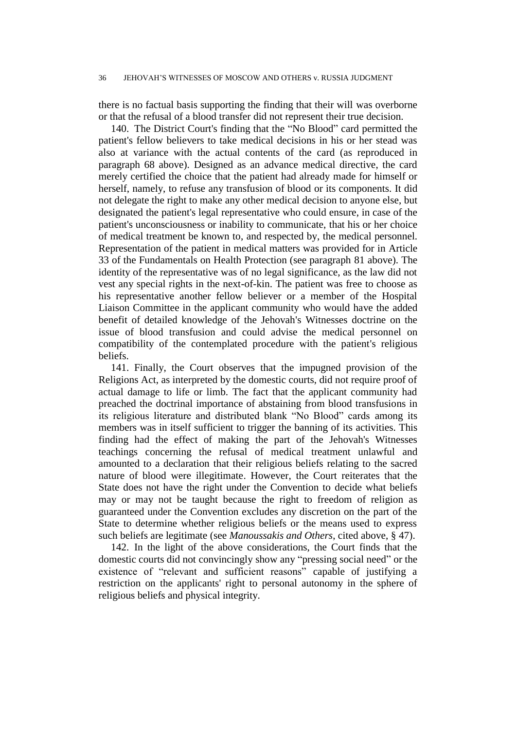there is no factual basis supporting the finding that their will was overborne or that the refusal of a blood transfer did not represent their true decision.

140. The District Court's finding that the "No Blood" card permitted the patient's fellow believers to take medical decisions in his or her stead was also at variance with the actual contents of the card (as reproduced in paragraph 68 above). Designed as an advance medical directive, the card merely certified the choice that the patient had already made for himself or herself, namely, to refuse any transfusion of blood or its components. It did not delegate the right to make any other medical decision to anyone else, but designated the patient's legal representative who could ensure, in case of the patient's unconsciousness or inability to communicate, that his or her choice of medical treatment be known to, and respected by, the medical personnel. Representation of the patient in medical matters was provided for in Article 33 of the Fundamentals on Health Protection (see paragraph 81 above). The identity of the representative was of no legal significance, as the law did not vest any special rights in the next-of-kin. The patient was free to choose as his representative another fellow believer or a member of the Hospital Liaison Committee in the applicant community who would have the added benefit of detailed knowledge of the Jehovah's Witnesses doctrine on the issue of blood transfusion and could advise the medical personnel on compatibility of the contemplated procedure with the patient's religious beliefs.

141. Finally, the Court observes that the impugned provision of the Religions Act, as interpreted by the domestic courts, did not require proof of actual damage to life or limb. The fact that the applicant community had preached the doctrinal importance of abstaining from blood transfusions in its religious literature and distributed blank "No Blood" cards among its members was in itself sufficient to trigger the banning of its activities. This finding had the effect of making the part of the Jehovah's Witnesses teachings concerning the refusal of medical treatment unlawful and amounted to a declaration that their religious beliefs relating to the sacred nature of blood were illegitimate. However, the Court reiterates that the State does not have the right under the Convention to decide what beliefs may or may not be taught because the right to freedom of religion as guaranteed under the Convention excludes any discretion on the part of the State to determine whether religious beliefs or the means used to express such beliefs are legitimate (see *Manoussakis and Others*, cited above, § 47).

142. In the light of the above considerations, the Court finds that the domestic courts did not convincingly show any "pressing social need" or the existence of "relevant and sufficient reasons" capable of justifying a restriction on the applicants' right to personal autonomy in the sphere of religious beliefs and physical integrity.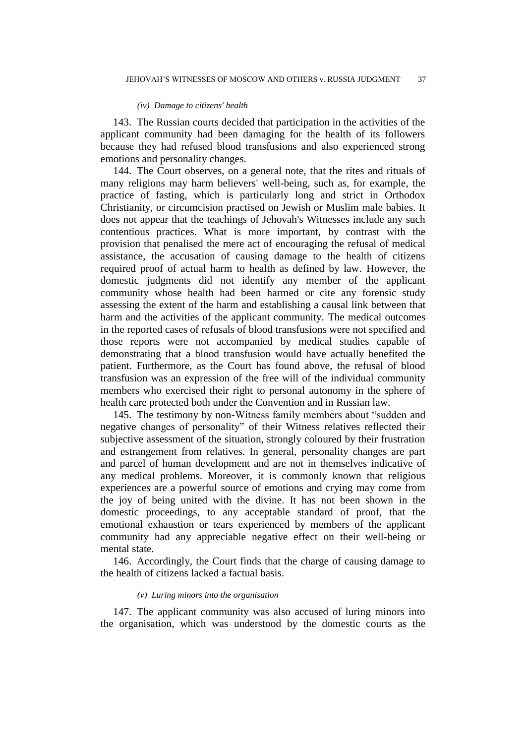*(iv) Damage to citizens' health*

143. The Russian courts decided that participation in the activities of the applicant community had been damaging for the health of its followers because they had refused blood transfusions and also experienced strong emotions and personality changes.

144. The Court observes, on a general note, that the rites and rituals of many religions may harm believers' well-being, such as, for example, the practice of fasting, which is particularly long and strict in Orthodox Christianity, or circumcision practised on Jewish or Muslim male babies. It does not appear that the teachings of Jehovah's Witnesses include any such contentious practices. What is more important, by contrast with the provision that penalised the mere act of encouraging the refusal of medical assistance, the accusation of causing damage to the health of citizens required proof of actual harm to health as defined by law. However, the domestic judgments did not identify any member of the applicant community whose health had been harmed or cite any forensic study assessing the extent of the harm and establishing a causal link between that harm and the activities of the applicant community. The medical outcomes in the reported cases of refusals of blood transfusions were not specified and those reports were not accompanied by medical studies capable of demonstrating that a blood transfusion would have actually benefited the patient. Furthermore, as the Court has found above, the refusal of blood transfusion was an expression of the free will of the individual community members who exercised their right to personal autonomy in the sphere of health care protected both under the Convention and in Russian law.

145. The testimony by non-Witness family members about "sudden and negative changes of personality" of their Witness relatives reflected their subjective assessment of the situation, strongly coloured by their frustration and estrangement from relatives. In general, personality changes are part and parcel of human development and are not in themselves indicative of any medical problems. Moreover, it is commonly known that religious experiences are a powerful source of emotions and crying may come from the joy of being united with the divine. It has not been shown in the domestic proceedings, to any acceptable standard of proof, that the emotional exhaustion or tears experienced by members of the applicant community had any appreciable negative effect on their well-being or mental state.

146. Accordingly, the Court finds that the charge of causing damage to the health of citizens lacked a factual basis.

*(v) Luring minors into the organisation*

147. The applicant community was also accused of luring minors into the organisation, which was understood by the domestic courts as the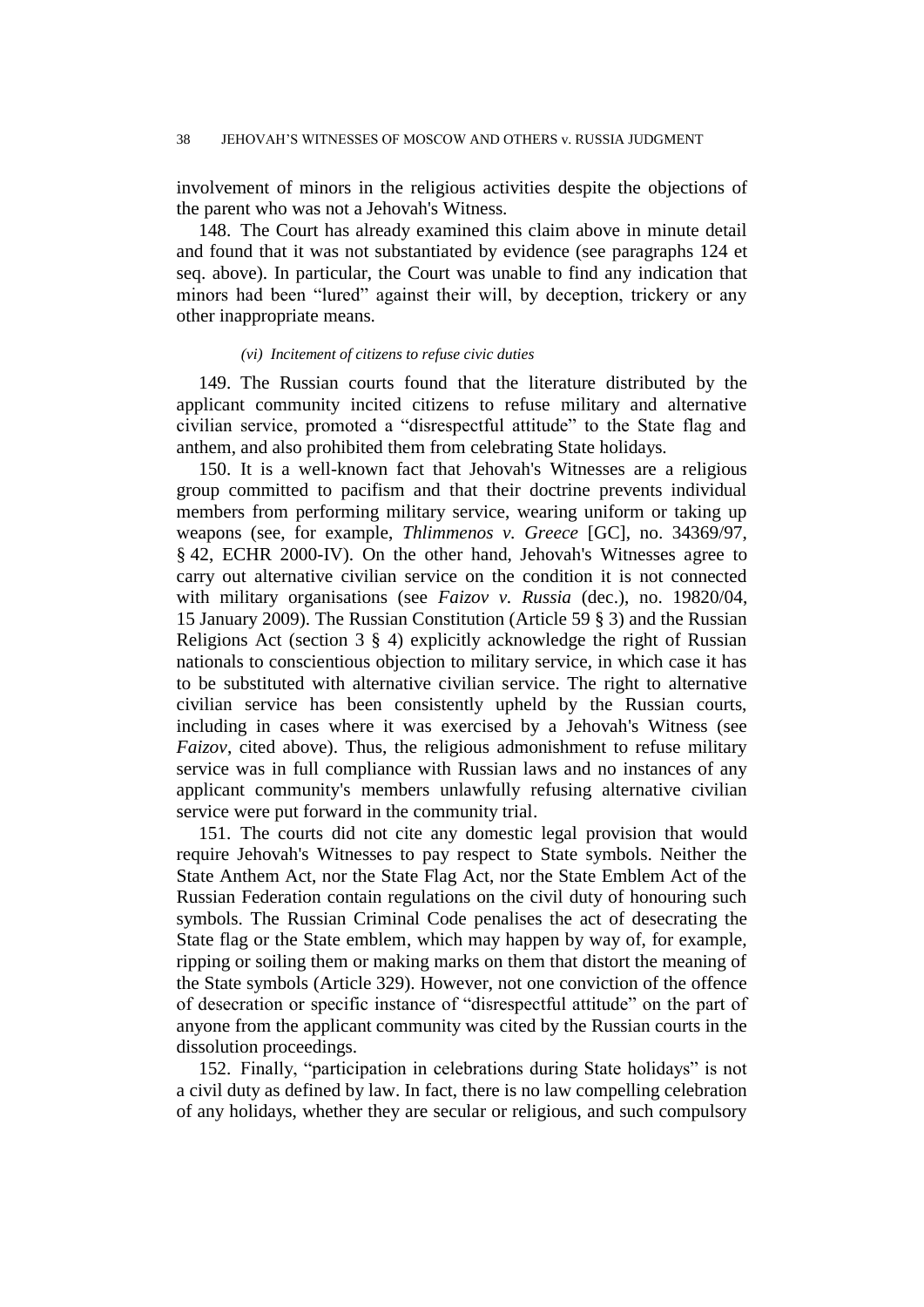involvement of minors in the religious activities despite the objections of the parent who was not a Jehovah's Witness.

148. The Court has already examined this claim above in minute detail and found that it was not substantiated by evidence (see paragraphs 124 et seq. above). In particular, the Court was unable to find any indication that minors had been "lured" against their will, by deception, trickery or any other inappropriate means.

*(vi) Incitement of citizens to refuse civic duties*

149. The Russian courts found that the literature distributed by the applicant community incited citizens to refuse military and alternative civilian service, promoted a "disrespectful attitude" to the State flag and anthem, and also prohibited them from celebrating State holidays.

150. It is a well-known fact that Jehovah's Witnesses are a religious group committed to pacifism and that their doctrine prevents individual members from performing military service, wearing uniform or taking up weapons (see, for example, *Thlimmenos v. Greece* [GC], no. 34369/97, § 42, ECHR 2000-IV). On the other hand, Jehovah's Witnesses agree to carry out alternative civilian service on the condition it is not connected with military organisations (see *Faizov v. Russia* (dec.), no. 19820/04, 15 January 2009). The Russian Constitution (Article 59 § 3) and the Russian Religions Act (section 3 § 4) explicitly acknowledge the right of Russian nationals to conscientious objection to military service, in which case it has to be substituted with alternative civilian service. The right to alternative civilian service has been consistently upheld by the Russian courts, including in cases where it was exercised by a Jehovah's Witness (see *Faizov*, cited above). Thus, the religious admonishment to refuse military service was in full compliance with Russian laws and no instances of any applicant community's members unlawfully refusing alternative civilian service were put forward in the community trial.

151. The courts did not cite any domestic legal provision that would require Jehovah's Witnesses to pay respect to State symbols. Neither the State Anthem Act, nor the State Flag Act, nor the State Emblem Act of the Russian Federation contain regulations on the civil duty of honouring such symbols. The Russian Criminal Code penalises the act of desecrating the State flag or the State emblem, which may happen by way of, for example, ripping or soiling them or making marks on them that distort the meaning of the State symbols (Article 329). However, not one conviction of the offence of desecration or specific instance of "disrespectful attitude" on the part of anyone from the applicant community was cited by the Russian courts in the dissolution proceedings.

152. Finally, "participation in celebrations during State holidays" is not a civil duty as defined by law. In fact, there is no law compelling celebration of any holidays, whether they are secular or religious, and such compulsory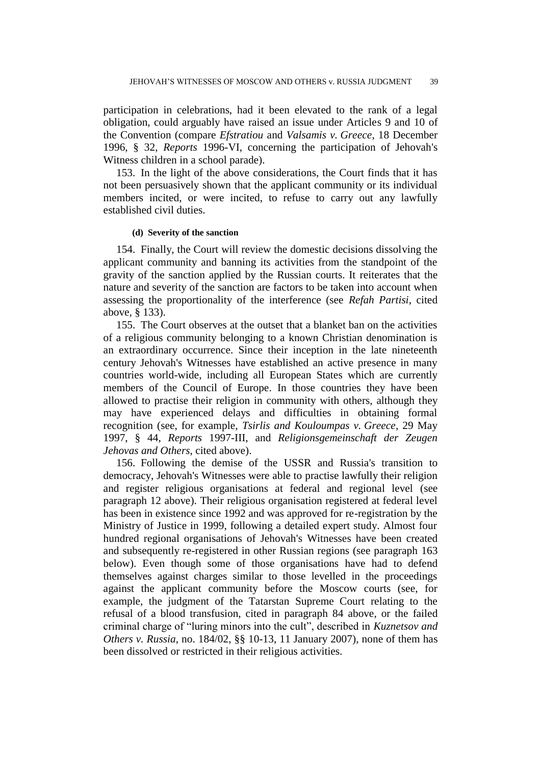participation in celebrations, had it been elevated to the rank of a legal obligation, could arguably have raised an issue under Articles 9 and 10 of the Convention (compare *Efstratiou* and *Valsamis v. Greece*, 18 December 1996, § 32, *Reports* 1996-VI, concerning the participation of Jehovah's Witness children in a school parade).

153. In the light of the above considerations, the Court finds that it has not been persuasively shown that the applicant community or its individual members incited, or were incited, to refuse to carry out any lawfully established civil duties.

#### (d) Severity of the sanction

154. Finally, the Court will review the domestic decisions dissolving the applicant community and banning its activities from the standpoint of the gravity of the sanction applied by the Russian courts. It reiterates that the nature and severity of the sanction are factors to be taken into account when assessing the proportionality of the interference (see *Refah Partisi*, cited above, § 133).

155. The Court observes at the outset that a blanket ban on the activities of a religious community belonging to a known Christian denomination is an extraordinary occurrence. Since their inception in the late nineteenth century Jehovah's Witnesses have established an active presence in many countries world-wide, including all European States which are currently members of the Council of Europe. In those countries they have been allowed to practise their religion in community with others, although they may have experienced delays and difficulties in obtaining formal recognition (see, for example, *Tsirlis and Kouloumpas v. Greece*, 29 May 1997, § 44, *Reports* 1997-III, and *Religionsgemeinschaft der Zeugen Jehovas and Others*, cited above).

156. Following the demise of the USSR and Russia's transition to democracy, Jehovah's Witnesses were able to practise lawfully their religion and register religious organisations at federal and regional level (see paragraph 12 above). Their religious organisation registered at federal level has been in existence since 1992 and was approved for re-registration by the Ministry of Justice in 1999, following a detailed expert study. Almost four hundred regional organisations of Jehovah's Witnesses have been created and subsequently re-registered in other Russian regions (see paragraph 163 below). Even though some of those organisations have had to defend themselves against charges similar to those levelled in the proceedings against the applicant community before the Moscow courts (see, for example, the judgment of the Tatarstan Supreme Court relating to the refusal of a blood transfusion, cited in paragraph 84 above, or the failed criminal charge of "luring minors into the cult", described in *Kuznetsov and Others v. Russia*, no. 184/02, §§ 10-13, 11 January 2007), none of them has been dissolved or restricted in their religious activities.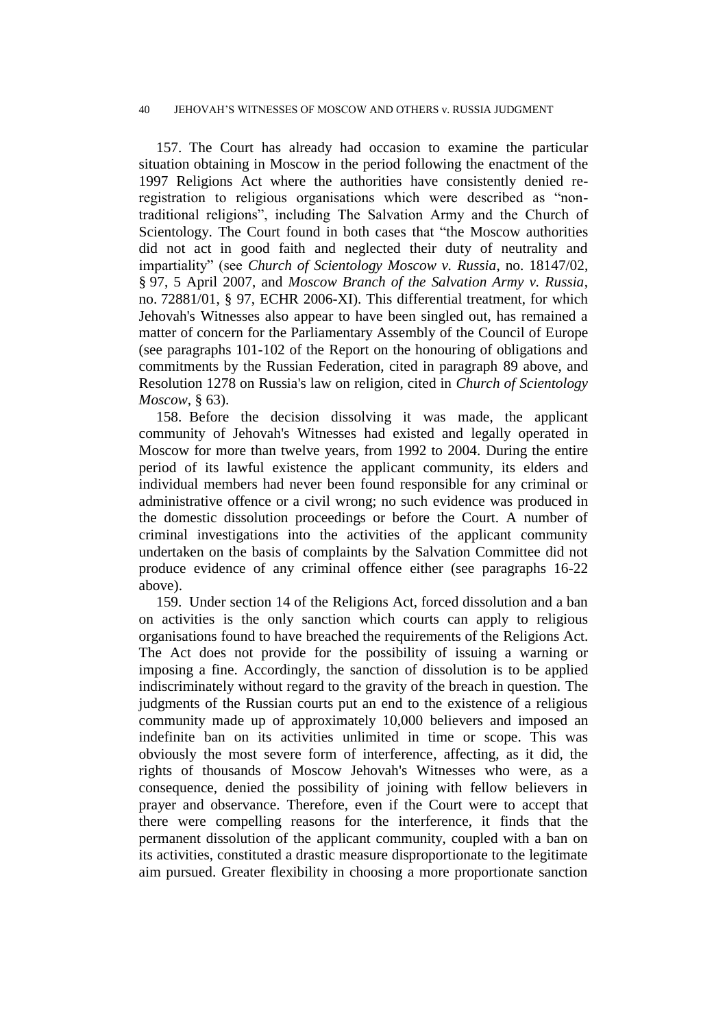157. The Court has already had occasion to examine the particular situation obtaining in Moscow in the period following the enactment of the 1997 Religions Act where the authorities have consistently denied re-registration to religious organisations which were described as "non-traditional religions", including The Salvation Army and the Church of Scientology. The Court found in both cases that "the Moscow authorities did not act in good faith and neglected their duty of neutrality and impartiality" (see *Church of Scientology Moscow v. Russia*, no. 18147/02, § 97, 5 April 2007, and *Moscow Branch of the Salvation Army v. Russia*, no. 72881/01, § 97, ECHR 2006-XI). This differential treatment, for which Jehovah's Witnesses also appear to have been singled out, has remained a matter of concern for the Parliamentary Assembly of the Council of Europe (see paragraphs 101-102 of the Report on the honouring of obligations and commitments by the Russian Federation, cited in paragraph 89 above, and Resolution 1278 on Russia's law on religion, cited in *Church of Scientology Moscow*, § 63).

158. Before the decision dissolving it was made, the applicant community of Jehovah's Witnesses had existed and legally operated in Moscow for more than twelve years, from 1992 to 2004. During the entire period of its lawful existence the applicant community, its elders and individual members had never been found responsible for any criminal or administrative offence or a civil wrong; no such evidence was produced in the domestic dissolution proceedings or before the Court. A number of criminal investigations into the activities of the applicant community undertaken on the basis of complaints by the Salvation Committee did not produce evidence of any criminal offence either (see paragraphs 16-22 above).

159. Under section 14 of the Religions Act, forced dissolution and a ban on activities is the only sanction which courts can apply to religious organisations found to have breached the requirements of the Religions Act. The Act does not provide for the possibility of issuing a warning or imposing a fine. Accordingly, the sanction of dissolution is to be applied indiscriminately without regard to the gravity of the breach in question. The judgments of the Russian courts put an end to the existence of a religious community made up of approximately 10,000 believers and imposed an indefinite ban on its activities unlimited in time or scope. This was obviously the most severe form of interference, affecting, as it did, the rights of thousands of Moscow Jehovah's Witnesses who were, as a consequence, denied the possibility of joining with fellow believers in prayer and observance. Therefore, even if the Court were to accept that there were compelling reasons for the interference, it finds that the permanent dissolution of the applicant community, coupled with a ban on its activities, constituted a drastic measure disproportionate to the legitimate aim pursued. Greater flexibility in choosing a more proportionate sanction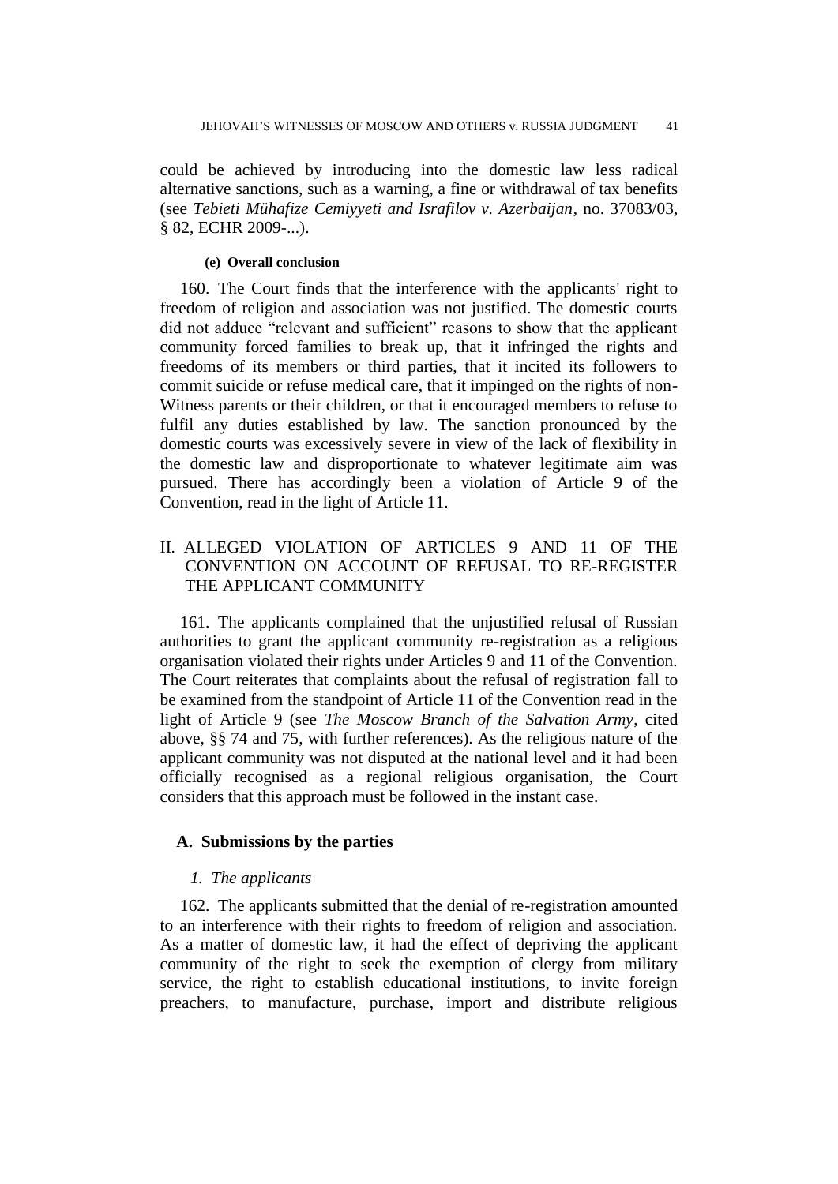could be achieved by introducing into the domestic law less radical alternative sanctions, such as a warning, a fine or withdrawal of tax benefits (see *Tebieti Mühafize Cemiyyeti and Israfilov v. Azerbaijan*, no. 37083/03, § 82, ECHR 2009-...).

##### (e) Overall conclusion

160. The Court finds that the interference with the applicants' right to freedom of religion and association was not justified. The domestic courts did not adduce "relevant and sufficient" reasons to show that the applicant community forced families to break up, that it infringed the rights and freedoms of its members or third parties, that it incited its followers to commit suicide or refuse medical care, that it impinged on the rights of non-Witness parents or their children, or that it encouraged members to refuse to fulfil any duties established by law. The sanction pronounced by the domestic courts was excessively severe in view of the lack of flexibility in the domestic law and disproportionate to whatever legitimate aim was pursued. There has accordingly been a violation of Article 9 of the Convention, read in the light of Article 11.

## II. ALLEGED VIOLATION OF ARTICLES 9 AND 11 OF THE CONVENTION ON ACCOUNT OF REFUSAL TO RE-REGISTER THE APPLICANT COMMUNITY

161. The applicants complained that the unjustified refusal of Russian authorities to grant the applicant community re-registration as a religious organisation violated their rights under Articles 9 and 11 of the Convention. The Court reiterates that complaints about the refusal of registration fall to be examined from the standpoint of Article 11 of the Convention read in the light of Article 9 (see *The Moscow Branch of the Salvation Army*, cited above, §§ 74 and 75, with further references). As the religious nature of the applicant community was not disputed at the national level and it had been officially recognised as a regional religious organisation, the Court considers that this approach must be followed in the instant case.

### A. Submissions by the parties

#### *1. The applicants*

162. The applicants submitted that the denial of re-registration amounted to an interference with their rights to freedom of religion and association. As a matter of domestic law, it had the effect of depriving the applicant community of the right to seek the exemption of clergy from military service, the right to establish educational institutions, to invite foreign preachers, to manufacture, purchase, import and distribute religious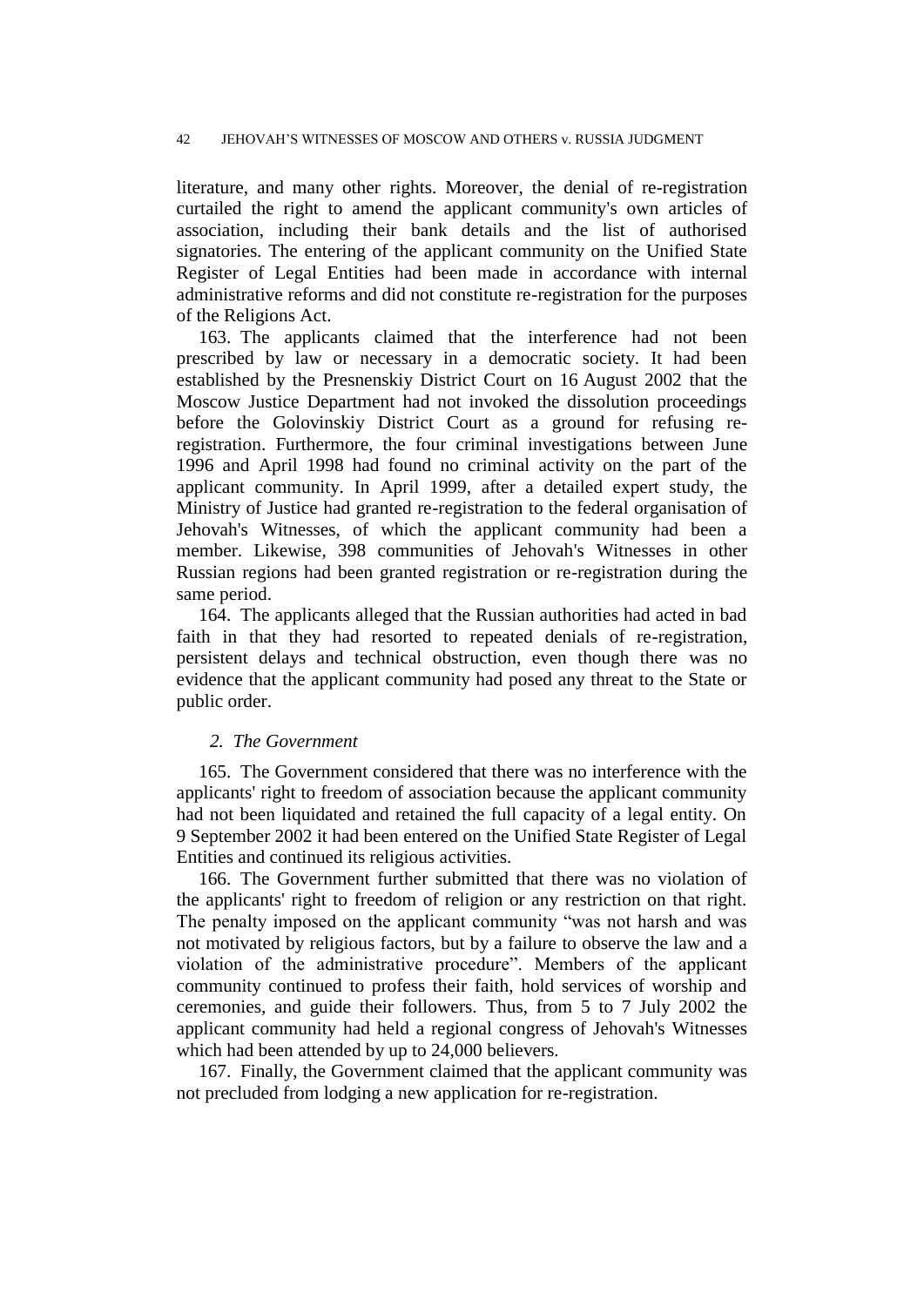literature, and many other rights. Moreover, the denial of re-registration curtailed the right to amend the applicant community's own articles of association, including their bank details and the list of authorised signatories. The entering of the applicant community on the Unified State Register of Legal Entities had been made in accordance with internal administrative reforms and did not constitute re-registration for the purposes of the Religions Act.

163. The applicants claimed that the interference had not been prescribed by law or necessary in a democratic society. It had been established by the Presnenskiy District Court on 16 August 2002 that the Moscow Justice Department had not invoked the dissolution proceedings before the Golovinskiy District Court as a ground for refusing re-registration. Furthermore, the four criminal investigations between June 1996 and April 1998 had found no criminal activity on the part of the applicant community. In April 1999, after a detailed expert study, the Ministry of Justice had granted re-registration to the federal organisation of Jehovah's Witnesses, of which the applicant community had been a member. Likewise, 398 communities of Jehovah's Witnesses in other Russian regions had been granted registration or re-registration during the same period.

164. The applicants alleged that the Russian authorities had acted in bad faith in that they had resorted to repeated denials of re-registration, persistent delays and technical obstruction, even though there was no evidence that the applicant community had posed any threat to the State or public order.

*2. The Government*

165. The Government considered that there was no interference with the applicants' right to freedom of association because the applicant community had not been liquidated and retained the full capacity of a legal entity. On 9 September 2002 it had been entered on the Unified State Register of Legal Entities and continued its religious activities.

166. The Government further submitted that there was no violation of the applicants' right to freedom of religion or any restriction on that right. The penalty imposed on the applicant community "was not harsh and was not motivated by religious factors, but by a failure to observe the law and a violation of the administrative procedure". Members of the applicant community continued to profess their faith, hold services of worship and ceremonies, and guide their followers. Thus, from 5 to 7 July 2002 the applicant community had held a regional congress of Jehovah's Witnesses which had been attended by up to 24,000 believers.

167. Finally, the Government claimed that the applicant community was not precluded from lodging a new application for re-registration.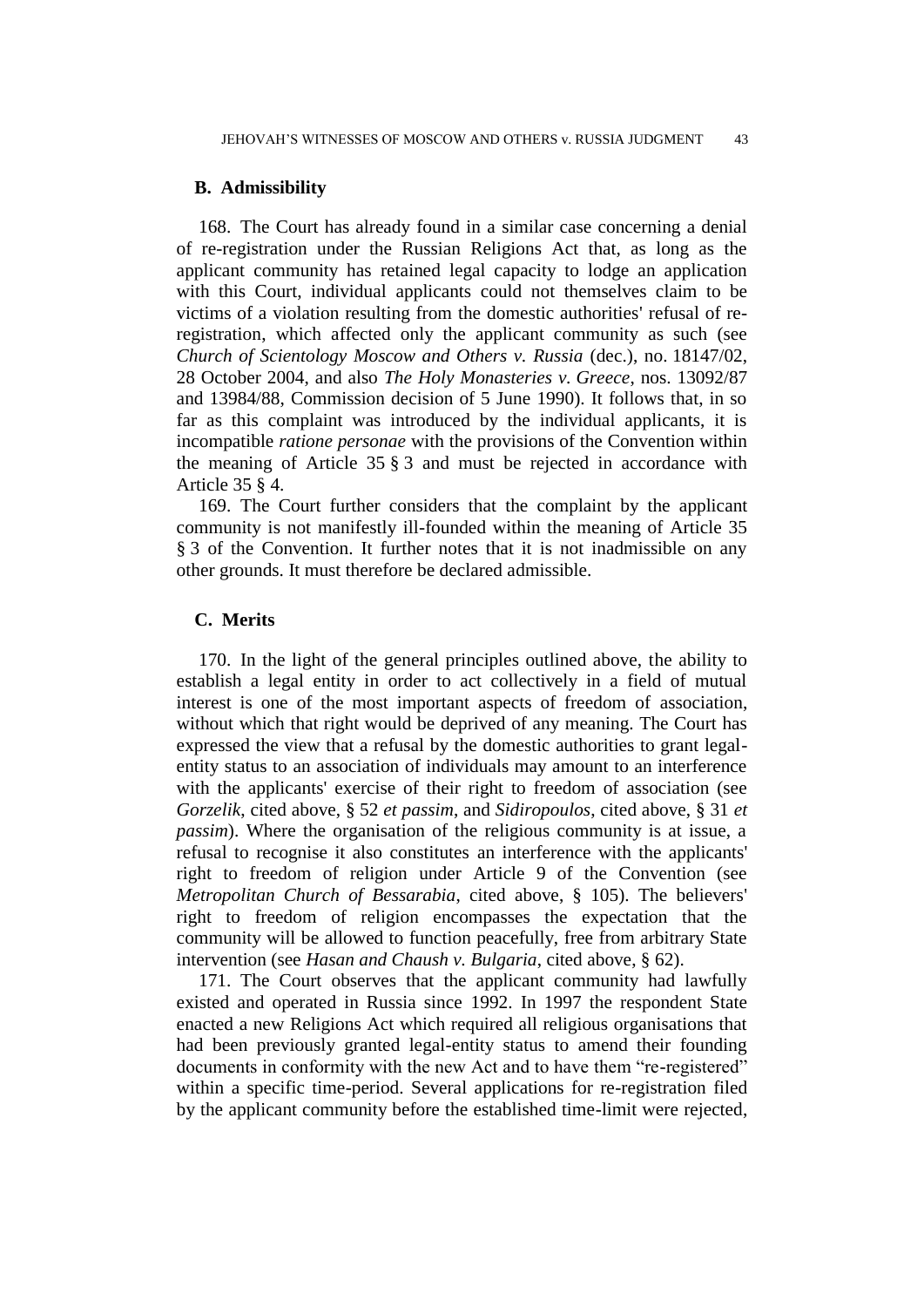## B. Admissibility

168. The Court has already found in a similar case concerning a denial of re-registration under the Russian Religions Act that, as long as the applicant community has retained legal capacity to lodge an application with this Court, individual applicants could not themselves claim to be victims of a violation resulting from the domestic authorities' refusal of re-registration, which affected only the applicant community as such (see *Church of Scientology Moscow and Others v. Russia* (dec.), no. 18147/02, 28 October 2004, and also *The Holy Monasteries v. Greece*, nos. 13092/87 and 13984/88, Commission decision of 5 June 1990). It follows that, in so far as this complaint was introduced by the individual applicants, it is incompatible *ratione personae* with the provisions of the Convention within the meaning of Article 35 § 3 and must be rejected in accordance with Article 35 § 4.

169. The Court further considers that the complaint by the applicant community is not manifestly ill-founded within the meaning of Article 35 § 3 of the Convention. It further notes that it is not inadmissible on any other grounds. It must therefore be declared admissible.

## C. Merits

170. In the light of the general principles outlined above, the ability to establish a legal entity in order to act collectively in a field of mutual interest is one of the most important aspects of freedom of association, without which that right would be deprived of any meaning. The Court has expressed the view that a refusal by the domestic authorities to grant legal-entity status to an association of individuals may amount to an interference with the applicants' exercise of their right to freedom of association (see *Gorzelik*, cited above, § 52 *et passim*, and *Sidiropoulos*, cited above, § 31 *et passim*). Where the organisation of the religious community is at issue, a refusal to recognise it also constitutes an interference with the applicants' right to freedom of religion under Article 9 of the Convention (see *Metropolitan Church of Bessarabia*, cited above, § 105). The believers' right to freedom of religion encompasses the expectation that the community will be allowed to function peacefully, free from arbitrary State intervention (see *Hasan and Chaush v. Bulgaria*, cited above, § 62).

171. The Court observes that the applicant community had lawfully existed and operated in Russia since 1992. In 1997 the respondent State enacted a new Religions Act which required all religious organisations that had been previously granted legal-entity status to amend their founding documents in conformity with the new Act and to have them "re-registered" within a specific time-period. Several applications for re-registration filed by the applicant community before the established time-limit were rejected,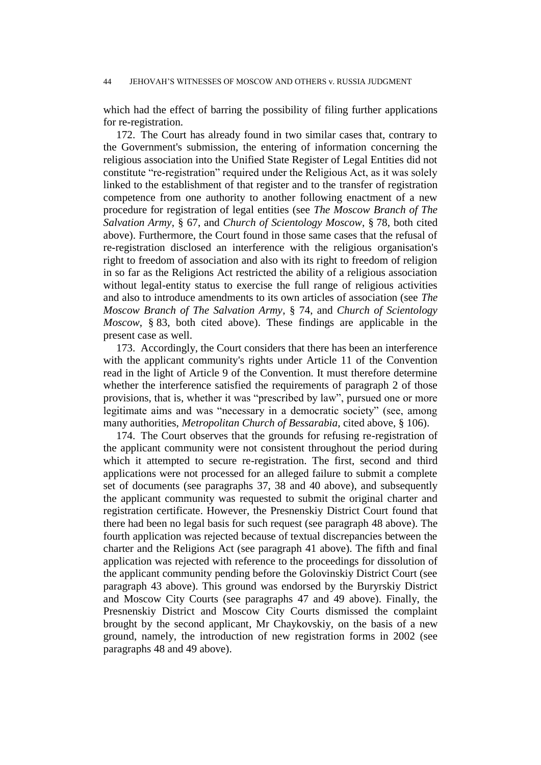which had the effect of barring the possibility of filing further applications for re-registration.

172. The Court has already found in two similar cases that, contrary to the Government's submission, the entering of information concerning the religious association into the Unified State Register of Legal Entities did not constitute "re-registration" required under the Religious Act, as it was solely linked to the establishment of that register and to the transfer of registration competence from one authority to another following enactment of a new procedure for registration of legal entities (see *The Moscow Branch of The Salvation Army*, § 67, and *Church of Scientology Moscow*, § 78, both cited above). Furthermore, the Court found in those same cases that the refusal of re-registration disclosed an interference with the religious organisation's right to freedom of association and also with its right to freedom of religion in so far as the Religions Act restricted the ability of a religious association without legal-entity status to exercise the full range of religious activities and also to introduce amendments to its own articles of association (see *The Moscow Branch of The Salvation Army*, § 74, and *Church of Scientology Moscow*, § 83, both cited above). These findings are applicable in the present case as well.

173. Accordingly, the Court considers that there has been an interference with the applicant community's rights under Article 11 of the Convention read in the light of Article 9 of the Convention. It must therefore determine whether the interference satisfied the requirements of paragraph 2 of those provisions, that is, whether it was "prescribed by law", pursued one or more legitimate aims and was "necessary in a democratic society" (see, among many authorities, *Metropolitan Church of Bessarabia*, cited above, § 106).

174. The Court observes that the grounds for refusing re-registration of the applicant community were not consistent throughout the period during which it attempted to secure re-registration. The first, second and third applications were not processed for an alleged failure to submit a complete set of documents (see paragraphs 37, 38 and 40 above), and subsequently the applicant community was requested to submit the original charter and registration certificate. However, the Presnenskiy District Court found that there had been no legal basis for such request (see paragraph 48 above). The fourth application was rejected because of textual discrepancies between the charter and the Religions Act (see paragraph 41 above). The fifth and final application was rejected with reference to the proceedings for dissolution of the applicant community pending before the Golovinskiy District Court (see paragraph 43 above). This ground was endorsed by the Buryrskiy District and Moscow City Courts (see paragraphs 47 and 49 above). Finally, the Presnenskiy District and Moscow City Courts dismissed the complaint brought by the second applicant, Mr Chaykovskiy, on the basis of a new ground, namely, the introduction of new registration forms in 2002 (see paragraphs 48 and 49 above).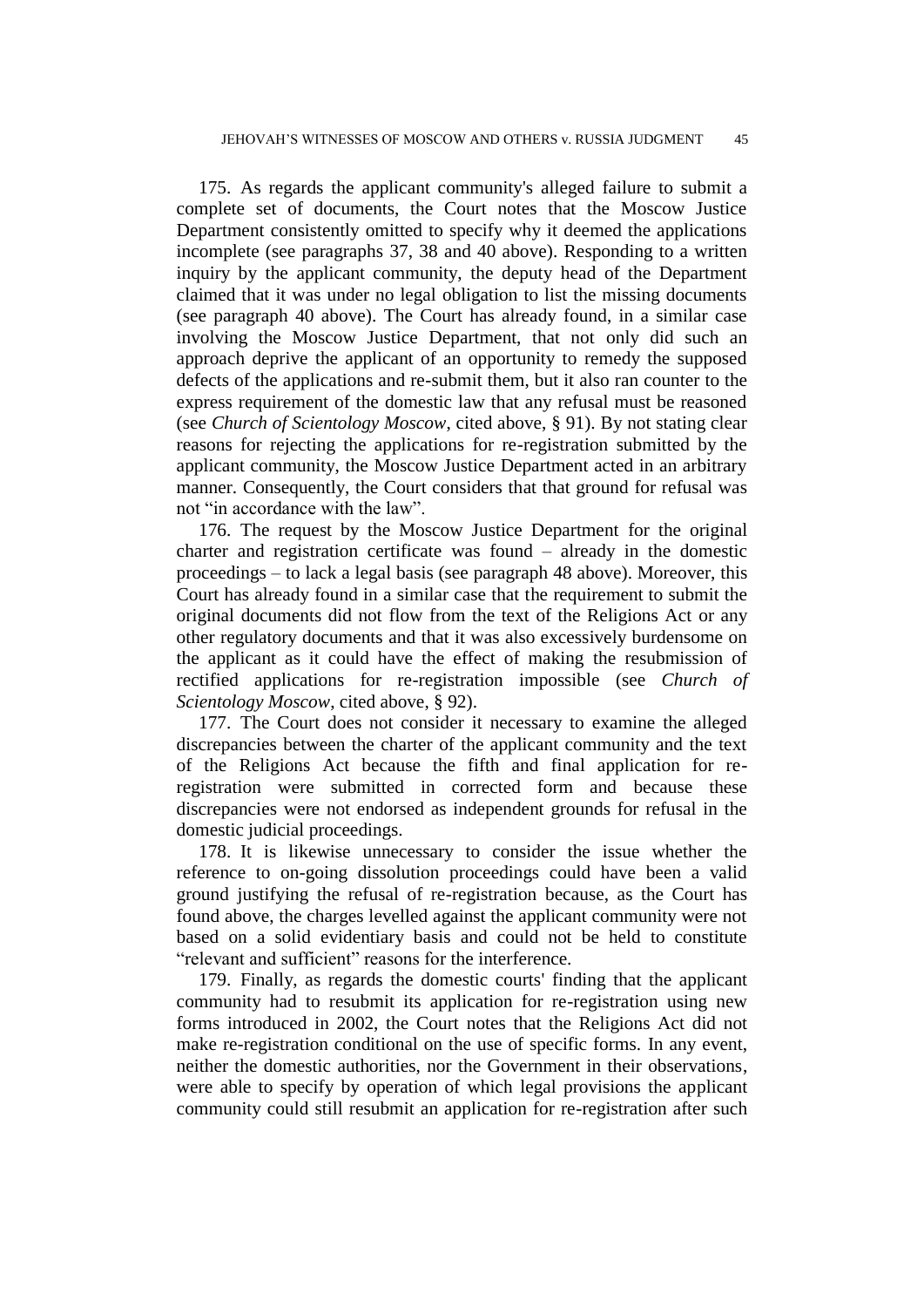175. As regards the applicant community's alleged failure to submit a complete set of documents, the Court notes that the Moscow Justice Department consistently omitted to specify why it deemed the applications incomplete (see paragraphs 37, 38 and 40 above). Responding to a written inquiry by the applicant community, the deputy head of the Department claimed that it was under no legal obligation to list the missing documents (see paragraph 40 above). The Court has already found, in a similar case involving the Moscow Justice Department, that not only did such an approach deprive the applicant of an opportunity to remedy the supposed defects of the applications and re-submit them, but it also ran counter to the express requirement of the domestic law that any refusal must be reasoned (see *Church of Scientology Moscow*, cited above, § 91). By not stating clear reasons for rejecting the applications for re-registration submitted by the applicant community, the Moscow Justice Department acted in an arbitrary manner. Consequently, the Court considers that that ground for refusal was not "in accordance with the law".

176. The request by the Moscow Justice Department for the original charter and registration certificate was found – already in the domestic proceedings – to lack a legal basis (see paragraph 48 above). Moreover, this Court has already found in a similar case that the requirement to submit the original documents did not flow from the text of the Religions Act or any other regulatory documents and that it was also excessively burdensome on the applicant as it could have the effect of making the resubmission of rectified applications for re-registration impossible (see *Church of Scientology Moscow*, cited above, § 92).

177. The Court does not consider it necessary to examine the alleged discrepancies between the charter of the applicant community and the text of the Religions Act because the fifth and final application for re-registration were submitted in corrected form and because these discrepancies were not endorsed as independent grounds for refusal in the domestic judicial proceedings.

178. It is likewise unnecessary to consider the issue whether the reference to on-going dissolution proceedings could have been a valid ground justifying the refusal of re-registration because, as the Court has found above, the charges levelled against the applicant community were not based on a solid evidentiary basis and could not be held to constitute "relevant and sufficient" reasons for the interference.

179. Finally, as regards the domestic courts' finding that the applicant community had to resubmit its application for re-registration using new forms introduced in 2002, the Court notes that the Religions Act did not make re-registration conditional on the use of specific forms. In any event, neither the domestic authorities, nor the Government in their observations, were able to specify by operation of which legal provisions the applicant community could still resubmit an application for re-registration after such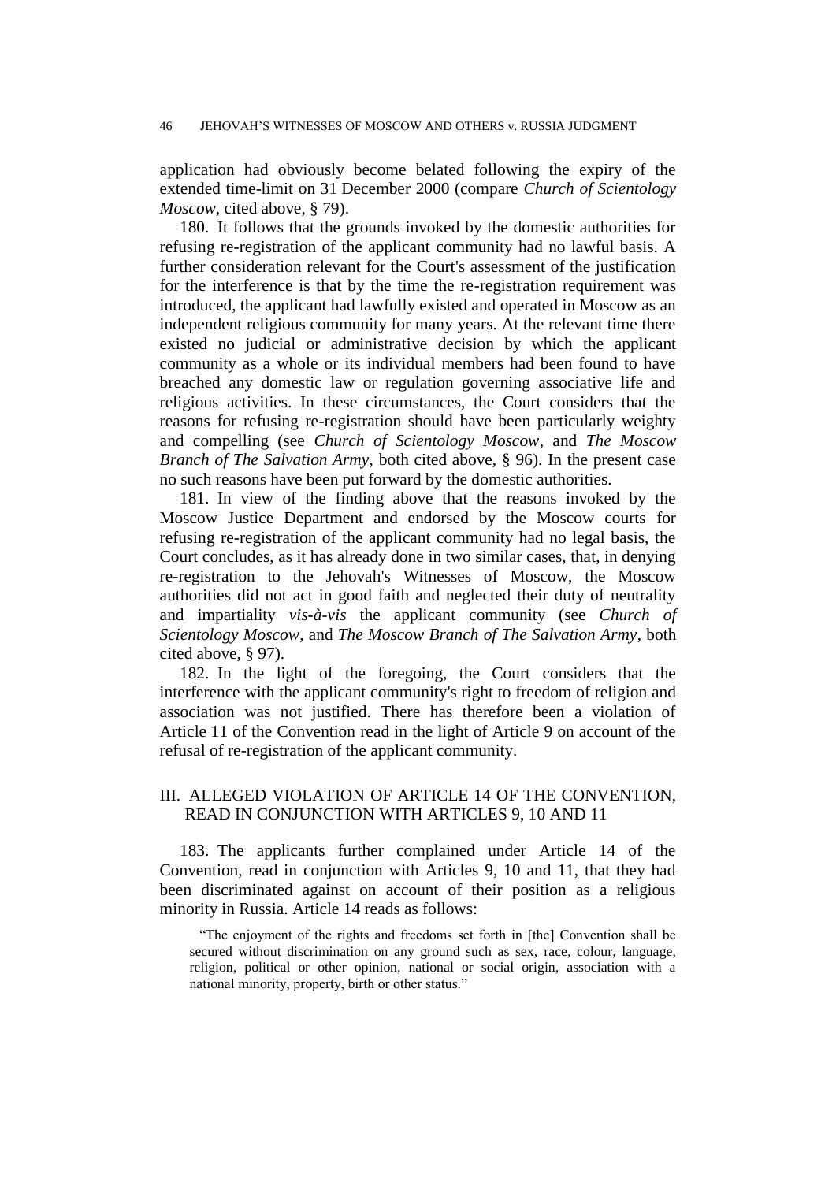application had obviously become belated following the expiry of the extended time-limit on 31 December 2000 (compare *Church of Scientology Moscow*, cited above, § 79).

180. It follows that the grounds invoked by the domestic authorities for refusing re-registration of the applicant community had no lawful basis. A further consideration relevant for the Court's assessment of the justification for the interference is that by the time the re-registration requirement was introduced, the applicant had lawfully existed and operated in Moscow as an independent religious community for many years. At the relevant time there existed no judicial or administrative decision by which the applicant community as a whole or its individual members had been found to have breached any domestic law or regulation governing associative life and religious activities. In these circumstances, the Court considers that the reasons for refusing re-registration should have been particularly weighty and compelling (see *Church of Scientology Moscow*, and *The Moscow Branch of The Salvation Army*, both cited above, § 96). In the present case no such reasons have been put forward by the domestic authorities.

181. In view of the finding above that the reasons invoked by the Moscow Justice Department and endorsed by the Moscow courts for refusing re-registration of the applicant community had no legal basis, the Court concludes, as it has already done in two similar cases, that, in denying re-registration to the Jehovah's Witnesses of Moscow, the Moscow authorities did not act in good faith and neglected their duty of neutrality and impartiality *vis-à-vis* the applicant community (see *Church of Scientology Moscow*, and *The Moscow Branch of The Salvation Army*, both cited above, § 97).

182. In the light of the foregoing, the Court considers that the interference with the applicant community's right to freedom of religion and association was not justified. There has therefore been a violation of Article 11 of the Convention read in the light of Article 9 on account of the refusal of re-registration of the applicant community.

## III. ALLEGED VIOLATION OF ARTICLE 14 OF THE CONVENTION, READ IN CONJUNCTION WITH ARTICLES 9, 10 AND 11

183. The applicants further complained under Article 14 of the Convention, read in conjunction with Articles 9, 10 and 11, that they had been discriminated against on account of their position as a religious minority in Russia. Article 14 reads as follows:

> "The enjoyment of the rights and freedoms set forth in [the] Convention shall be secured without discrimination on any ground such as sex, race, colour, language, religion, political or other opinion, national or social origin, association with a national minority, property, birth or other status."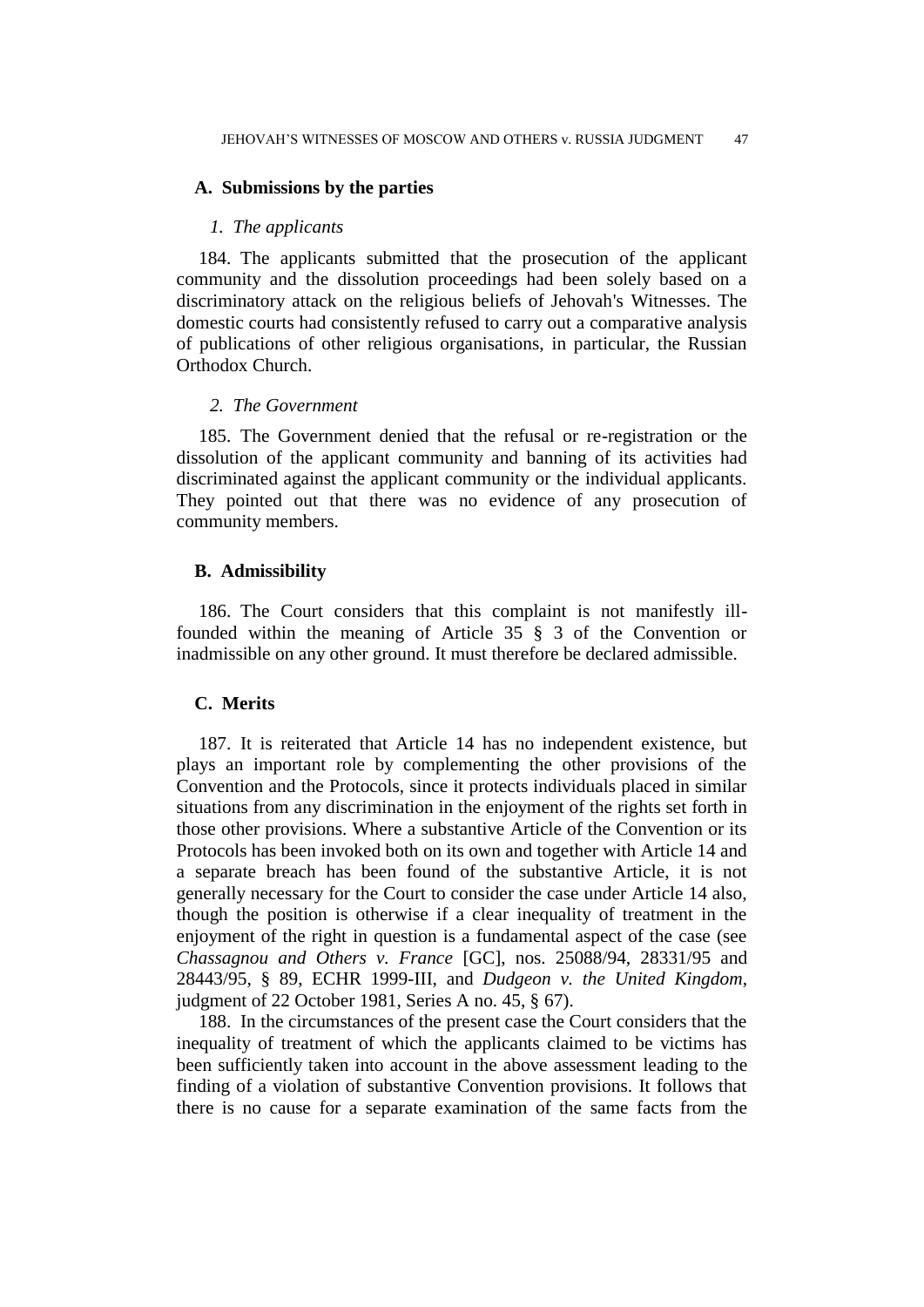## A. Submissions by the parties

### *1. The applicants*

184. The applicants submitted that the prosecution of the applicant community and the dissolution proceedings had been solely based on a discriminatory attack on the religious beliefs of Jehovah's Witnesses. The domestic courts had consistently refused to carry out a comparative analysis of publications of other religious organisations, in particular, the Russian Orthodox Church.

### *2. The Government*

185. The Government denied that the refusal or re-registration or the dissolution of the applicant community and banning of its activities had discriminated against the applicant community or the individual applicants. They pointed out that there was no evidence of any prosecution of community members.

## B. Admissibility

186. The Court considers that this complaint is not manifestly ill-founded within the meaning of Article 35 § 3 of the Convention or inadmissible on any other ground. It must therefore be declared admissible.

## C. Merits

187. It is reiterated that Article 14 has no independent existence, but plays an important role by complementing the other provisions of the Convention and the Protocols, since it protects individuals placed in similar situations from any discrimination in the enjoyment of the rights set forth in those other provisions. Where a substantive Article of the Convention or its Protocols has been invoked both on its own and together with Article 14 and a separate breach has been found of the substantive Article, it is not generally necessary for the Court to consider the case under Article 14 also, though the position is otherwise if a clear inequality of treatment in the enjoyment of the right in question is a fundamental aspect of the case (see *Chassagnou and Others v. France* [GC], nos. 25088/94, 28331/95 and 28443/95, § 89, ECHR 1999-III, and *Dudgeon v. the United Kingdom*, judgment of 22 October 1981, Series A no. 45, § 67).

188. In the circumstances of the present case the Court considers that the inequality of treatment of which the applicants claimed to be victims has been sufficiently taken into account in the above assessment leading to the finding of a violation of substantive Convention provisions. It follows that there is no cause for a separate examination of the same facts from the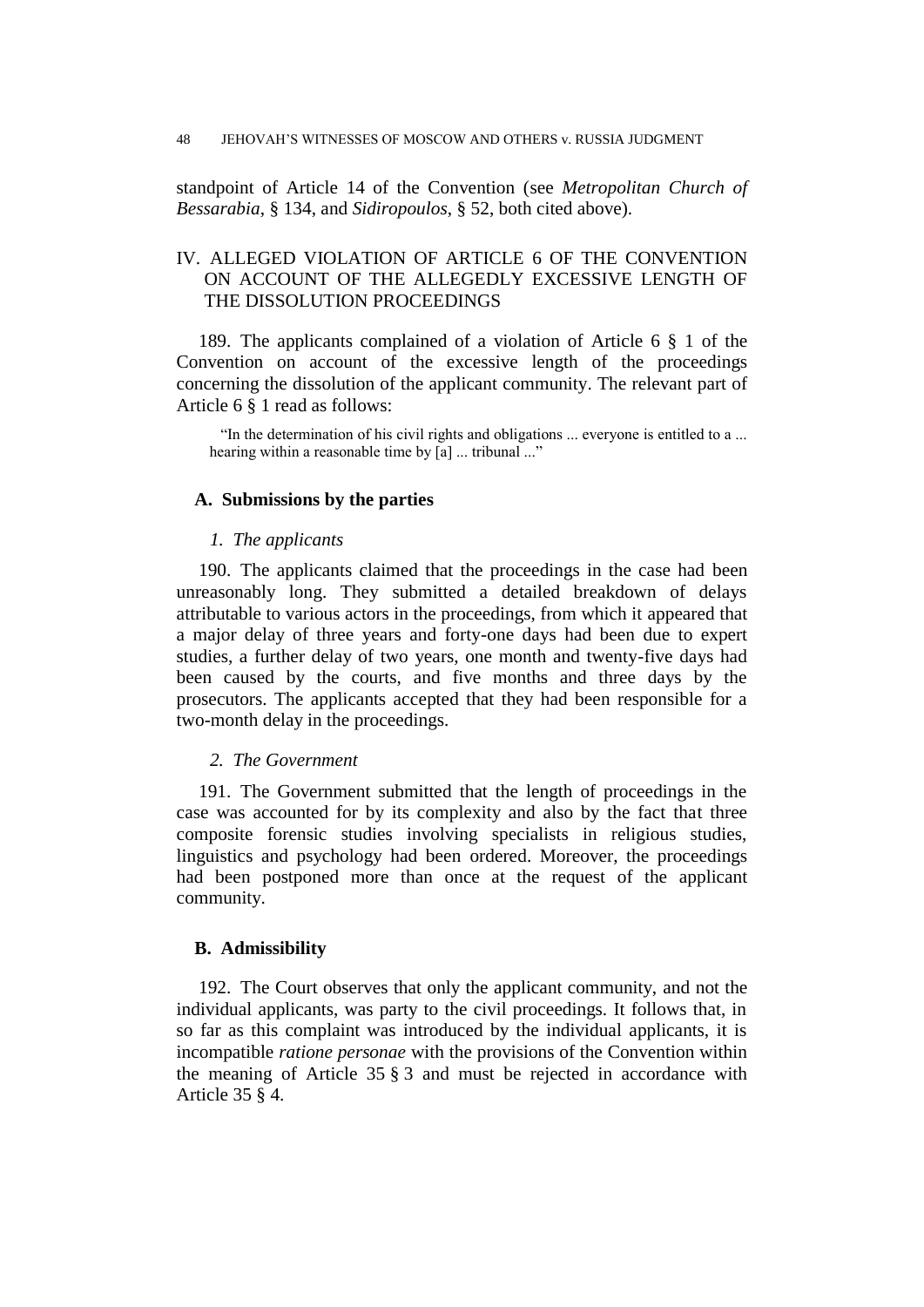standpoint of Article 14 of the Convention (see *Metropolitan Church of Bessarabia*, § 134, and *Sidiropoulos*, § 52, both cited above).

## IV. ALLEGED VIOLATION OF ARTICLE 6 OF THE CONVENTION ON ACCOUNT OF THE ALLEGEDLY EXCESSIVE LENGTH OF THE DISSOLUTION PROCEEDINGS

189. The applicants complained of a violation of Article 6 § 1 of the Convention on account of the excessive length of the proceedings concerning the dissolution of the applicant community. The relevant part of Article 6 § 1 read as follows:

> "In the determination of his civil rights and obligations ... everyone is entitled to a ... hearing within a reasonable time by [a] ... tribunal ..."

### A. Submissions by the parties

#### *1. The applicants*

190. The applicants claimed that the proceedings in the case had been unreasonably long. They submitted a detailed breakdown of delays attributable to various actors in the proceedings, from which it appeared that a major delay of three years and forty-one days had been due to expert studies, a further delay of two years, one month and twenty-five days had been caused by the courts, and five months and three days by the prosecutors. The applicants accepted that they had been responsible for a two-month delay in the proceedings.

#### *2. The Government*

191. The Government submitted that the length of proceedings in the case was accounted for by its complexity and also by the fact that three composite forensic studies involving specialists in religious studies, linguistics and psychology had been ordered. Moreover, the proceedings had been postponed more than once at the request of the applicant community.

### B. Admissibility

192. The Court observes that only the applicant community, and not the individual applicants, was party to the civil proceedings. It follows that, in so far as this complaint was introduced by the individual applicants, it is incompatible *ratione personae* with the provisions of the Convention within the meaning of Article 35 § 3 and must be rejected in accordance with Article 35 § 4.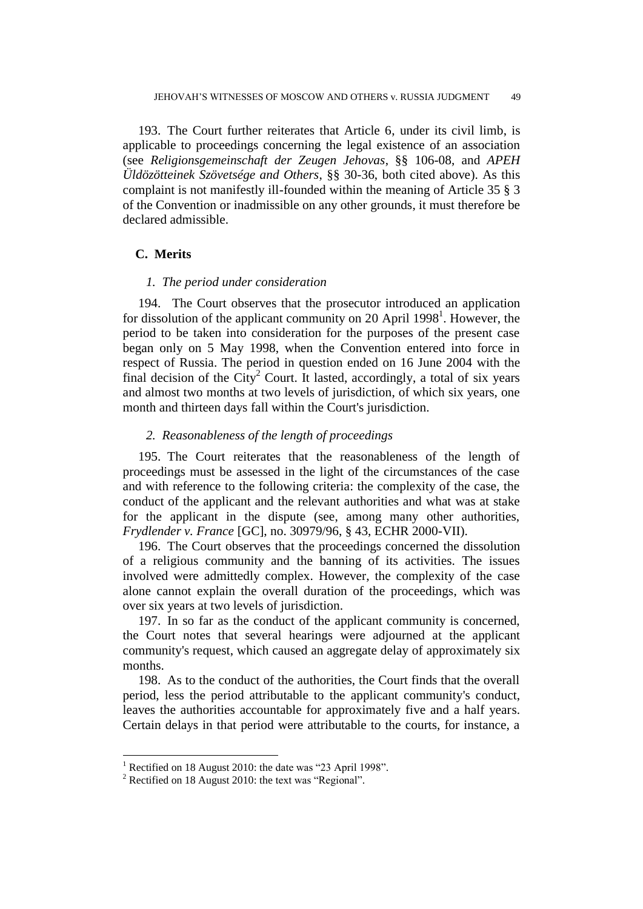193. The Court further reiterates that Article 6, under its civil limb, is applicable to proceedings concerning the legal existence of an association (see *Religionsgemeinschaft der Zeugen Jehovas*, §§ 106-08, and *APEH Üldözötteinek Szövetsége and Others*, §§ 30-36, both cited above). As this complaint is not manifestly ill-founded within the meaning of Article 35 § 3 of the Convention or inadmissible on any other grounds, it must therefore be declared admissible.

## C. Merits

### *1. The period under consideration*

194. The Court observes that the prosecutor introduced an application for dissolution of the applicant community on 20 April 1998[1]. However, the period to be taken into consideration for the purposes of the present case began only on 5 May 1998, when the Convention entered into force in respect of Russia. The period in question ended on 16 June 2004 with the final decision of the City[2] Court. It lasted, accordingly, a total of six years and almost two months at two levels of jurisdiction, of which six years, one month and thirteen days fall within the Court's jurisdiction.

### *2. Reasonableness of the length of proceedings*

195. The Court reiterates that the reasonableness of the length of proceedings must be assessed in the light of the circumstances of the case and with reference to the following criteria: the complexity of the case, the conduct of the applicant and the relevant authorities and what was at stake for the applicant in the dispute (see, among many other authorities, *Frydlender v. France* [GC], no. 30979/96, § 43, ECHR 2000-VII).

196. The Court observes that the proceedings concerned the dissolution of a religious community and the banning of its activities. The issues involved were admittedly complex. However, the complexity of the case alone cannot explain the overall duration of the proceedings, which was over six years at two levels of jurisdiction.

197. In so far as the conduct of the applicant community is concerned, the Court notes that several hearings were adjourned at the applicant community's request, which caused an aggregate delay of approximately six months.

198. As to the conduct of the authorities, the Court finds that the overall period, less the period attributable to the applicant community's conduct, leaves the authorities accountable for approximately five and a half years. Certain delays in that period were attributable to the courts, for instance, a

---

[1] Rectified on 18 August 2010: the date was "23 April 1998".

[2] Rectified on 18 August 2010: the text was "Regional".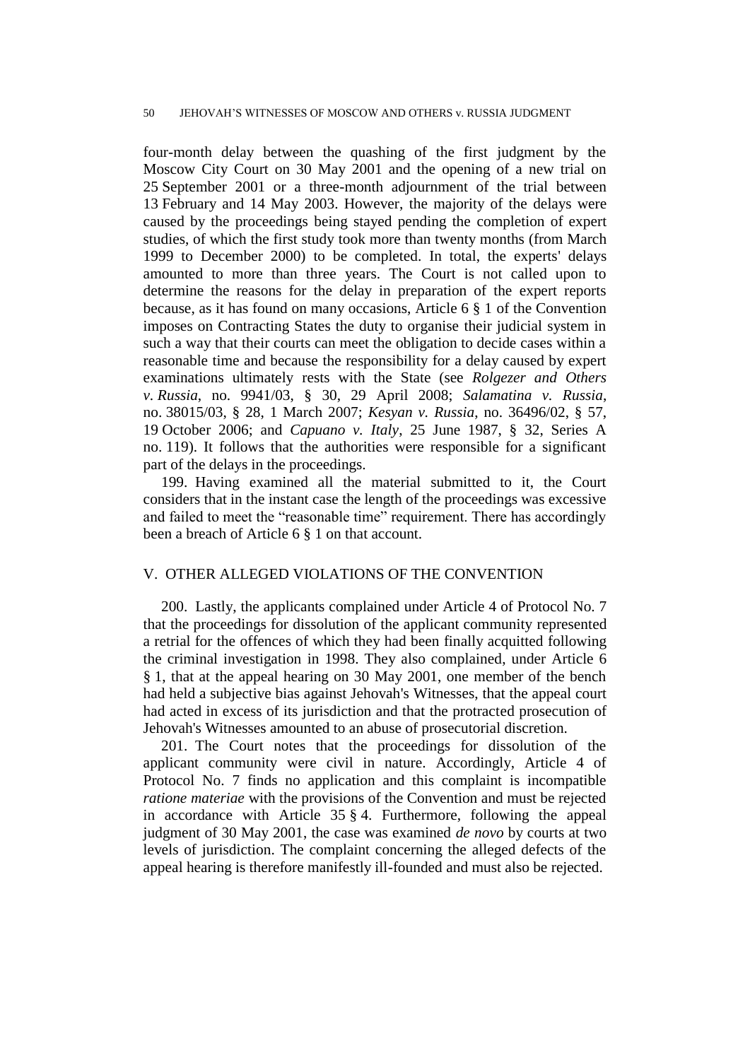four-month delay between the quashing of the first judgment by the Moscow City Court on 30 May 2001 and the opening of a new trial on 25 September 2001 or a three-month adjournment of the trial between 13 February and 14 May 2003. However, the majority of the delays were caused by the proceedings being stayed pending the completion of expert studies, of which the first study took more than twenty months (from March 1999 to December 2000) to be completed. In total, the experts' delays amounted to more than three years. The Court is not called upon to determine the reasons for the delay in preparation of the expert reports because, as it has found on many occasions, Article 6 § 1 of the Convention imposes on Contracting States the duty to organise their judicial system in such a way that their courts can meet the obligation to decide cases within a reasonable time and because the responsibility for a delay caused by expert examinations ultimately rests with the State (see *Rolgezer and Others v. Russia*, no. 9941/03, § 30, 29 April 2008; *Salamatina v. Russia*, no. 38015/03, § 28, 1 March 2007; *Kesyan v. Russia*, no. 36496/02, § 57, 19 October 2006; and *Capuano v. Italy*, 25 June 1987, § 32, Series A no. 119). It follows that the authorities were responsible for a significant part of the delays in the proceedings.

199. Having examined all the material submitted to it, the Court considers that in the instant case the length of the proceedings was excessive and failed to meet the "reasonable time" requirement. There has accordingly been a breach of Article 6 § 1 on that account.

## V. OTHER ALLEGED VIOLATIONS OF THE CONVENTION

200. Lastly, the applicants complained under Article 4 of Protocol No. 7 that the proceedings for dissolution of the applicant community represented a retrial for the offences of which they had been finally acquitted following the criminal investigation in 1998. They also complained, under Article 6 § 1, that at the appeal hearing on 30 May 2001, one member of the bench had held a subjective bias against Jehovah's Witnesses, that the appeal court had acted in excess of its jurisdiction and that the protracted prosecution of Jehovah's Witnesses amounted to an abuse of prosecutorial discretion.

201. The Court notes that the proceedings for dissolution of the applicant community were civil in nature. Accordingly, Article 4 of Protocol No. 7 finds no application and this complaint is incompatible *ratione materiae* with the provisions of the Convention and must be rejected in accordance with Article 35 § 4. Furthermore, following the appeal judgment of 30 May 2001, the case was examined *de novo* by courts at two levels of jurisdiction. The complaint concerning the alleged defects of the appeal hearing is therefore manifestly ill-founded and must also be rejected.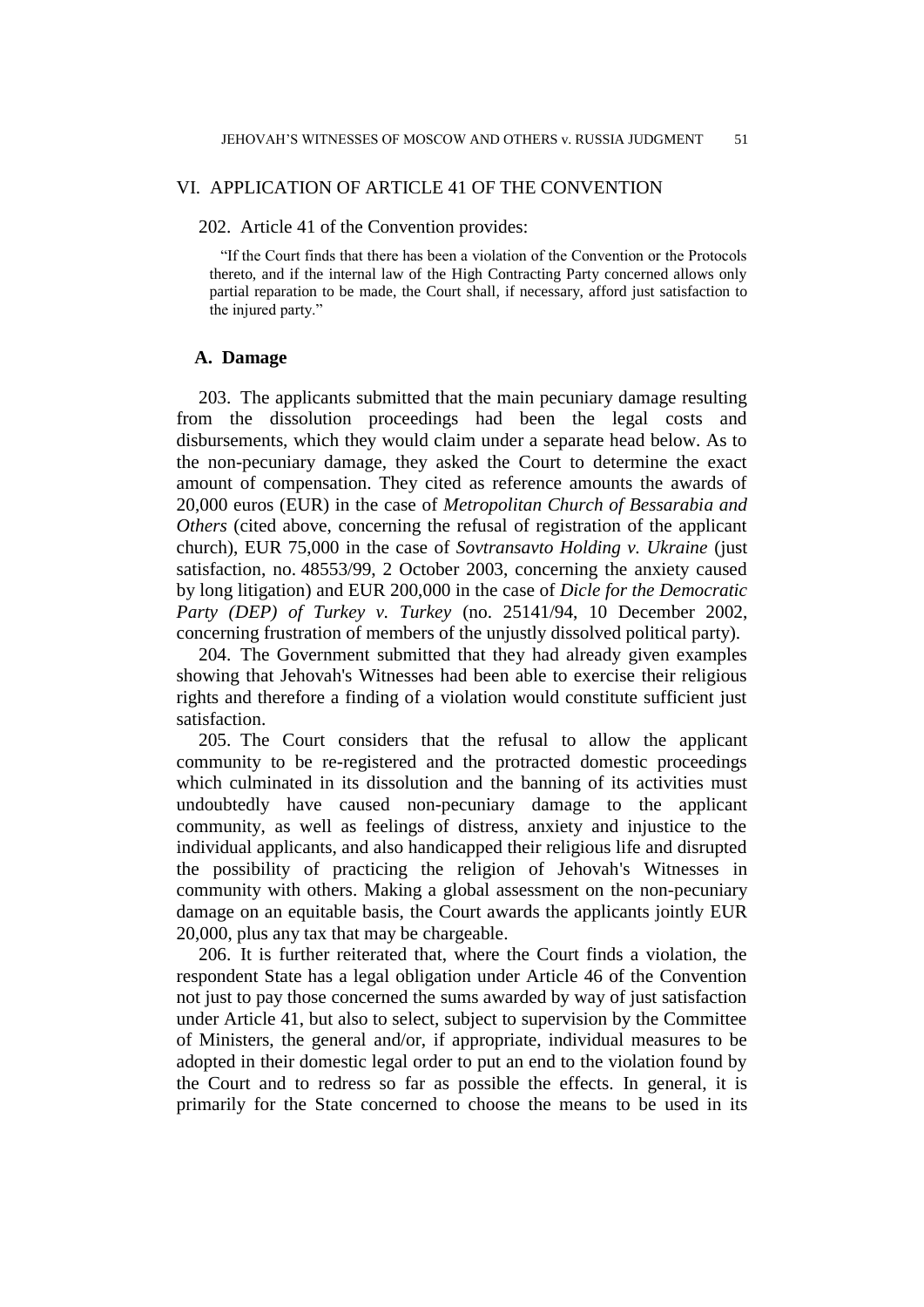## VI. APPLICATION OF ARTICLE 41 OF THE CONVENTION

202. Article 41 of the Convention provides:

> "If the Court finds that there has been a violation of the Convention or the Protocols thereto, and if the internal law of the High Contracting Party concerned allows only partial reparation to be made, the Court shall, if necessary, afford just satisfaction to the injured party."

### A. Damage

203. The applicants submitted that the main pecuniary damage resulting from the dissolution proceedings had been the legal costs and disbursements, which they would claim under a separate head below. As to the non-pecuniary damage, they asked the Court to determine the exact amount of compensation. They cited as reference amounts the awards of 20,000 euros (EUR) in the case of *Metropolitan Church of Bessarabia and Others* (cited above, concerning the refusal of registration of the applicant church), EUR 75,000 in the case of *Sovtransavto Holding v. Ukraine* (just satisfaction, no. 48553/99, 2 October 2003, concerning the anxiety caused by long litigation) and EUR 200,000 in the case of *Dicle for the Democratic Party (DEP) of Turkey v. Turkey* (no. 25141/94, 10 December 2002, concerning frustration of members of the unjustly dissolved political party).

204. The Government submitted that they had already given examples showing that Jehovah's Witnesses had been able to exercise their religious rights and therefore a finding of a violation would constitute sufficient just satisfaction.

205. The Court considers that the refusal to allow the applicant community to be re-registered and the protracted domestic proceedings which culminated in its dissolution and the banning of its activities must undoubtedly have caused non-pecuniary damage to the applicant community, as well as feelings of distress, anxiety and injustice to the individual applicants, and also handicapped their religious life and disrupted the possibility of practicing the religion of Jehovah's Witnesses in community with others. Making a global assessment on the non-pecuniary damage on an equitable basis, the Court awards the applicants jointly EUR 20,000, plus any tax that may be chargeable.

206. It is further reiterated that, where the Court finds a violation, the respondent State has a legal obligation under Article 46 of the Convention not just to pay those concerned the sums awarded by way of just satisfaction under Article 41, but also to select, subject to supervision by the Committee of Ministers, the general and/or, if appropriate, individual measures to be adopted in their domestic legal order to put an end to the violation found by the Court and to redress so far as possible the effects. In general, it is primarily for the State concerned to choose the means to be used in its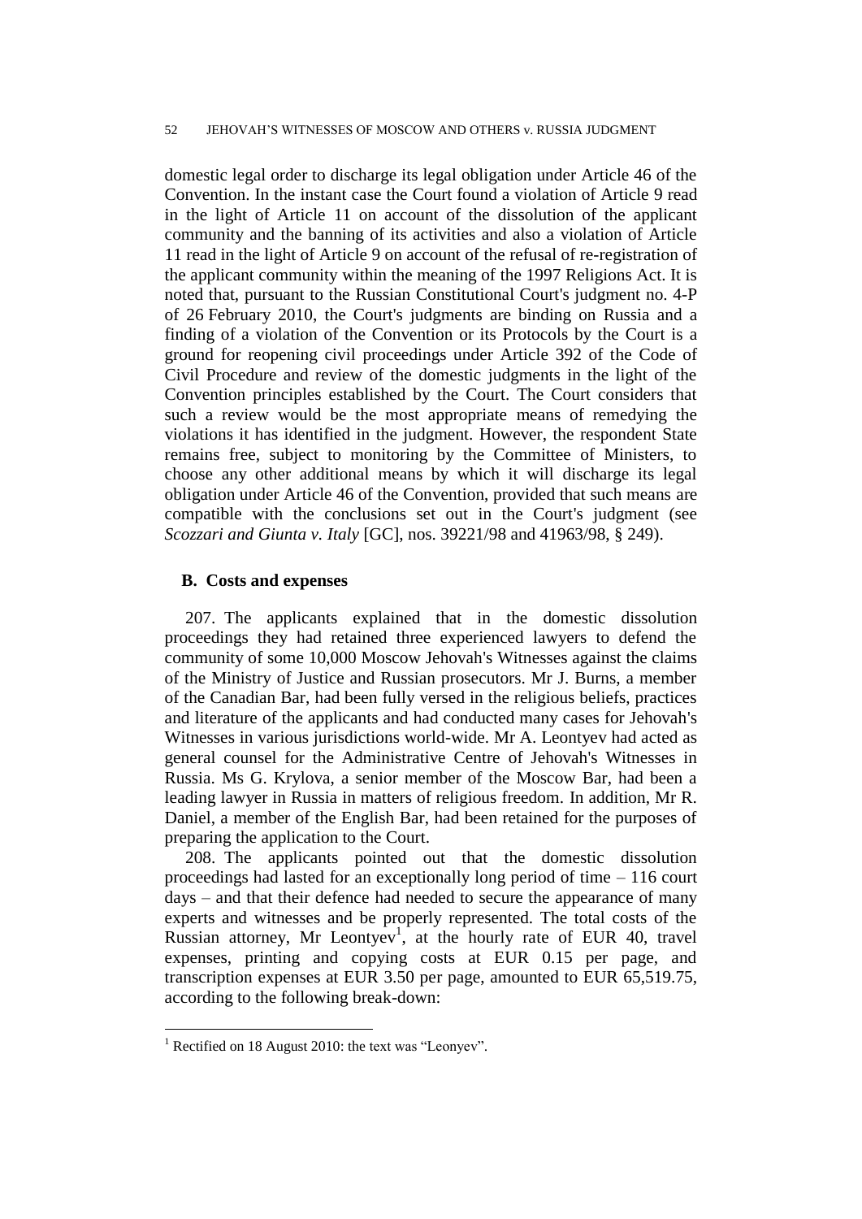domestic legal order to discharge its legal obligation under Article 46 of the Convention. In the instant case the Court found a violation of Article 9 read in the light of Article 11 on account of the dissolution of the applicant community and the banning of its activities and also a violation of Article 11 read in the light of Article 9 on account of the refusal of re-registration of the applicant community within the meaning of the 1997 Religions Act. It is noted that, pursuant to the Russian Constitutional Court's judgment no. 4-P of 26 February 2010, the Court's judgments are binding on Russia and a finding of a violation of the Convention or its Protocols by the Court is a ground for reopening civil proceedings under Article 392 of the Code of Civil Procedure and review of the domestic judgments in the light of the Convention principles established by the Court. The Court considers that such a review would be the most appropriate means of remedying the violations it has identified in the judgment. However, the respondent State remains free, subject to monitoring by the Committee of Ministers, to choose any other additional means by which it will discharge its legal obligation under Article 46 of the Convention, provided that such means are compatible with the conclusions set out in the Court's judgment (see *Scozzari and Giunta v. Italy* [GC], nos. 39221/98 and 41963/98, § 249).

## B. Costs and expenses

207. The applicants explained that in the domestic dissolution proceedings they had retained three experienced lawyers to defend the community of some 10,000 Moscow Jehovah's Witnesses against the claims of the Ministry of Justice and Russian prosecutors. Mr J. Burns, a member of the Canadian Bar, had been fully versed in the religious beliefs, practices and literature of the applicants and had conducted many cases for Jehovah's Witnesses in various jurisdictions world-wide. Mr A. Leontyev had acted as general counsel for the Administrative Centre of Jehovah's Witnesses in Russia. Ms G. Krylova, a senior member of the Moscow Bar, had been a leading lawyer in Russia in matters of religious freedom. In addition, Mr R. Daniel, a member of the English Bar, had been retained for the purposes of preparing the application to the Court.

208. The applicants pointed out that the domestic dissolution proceedings had lasted for an exceptionally long period of time – 116 court days – and that their defence had needed to secure the appearance of many experts and witnesses and be properly represented. The total costs of the Russian attorney, Mr Leontyev[1], at the hourly rate of EUR 40, travel expenses, printing and copying costs at EUR 0.15 per page, and transcription expenses at EUR 3.50 per page, amounted to EUR 65,519.75, according to the following break-down:

[1] Rectified on 18 August 2010: the text was "Leonyev".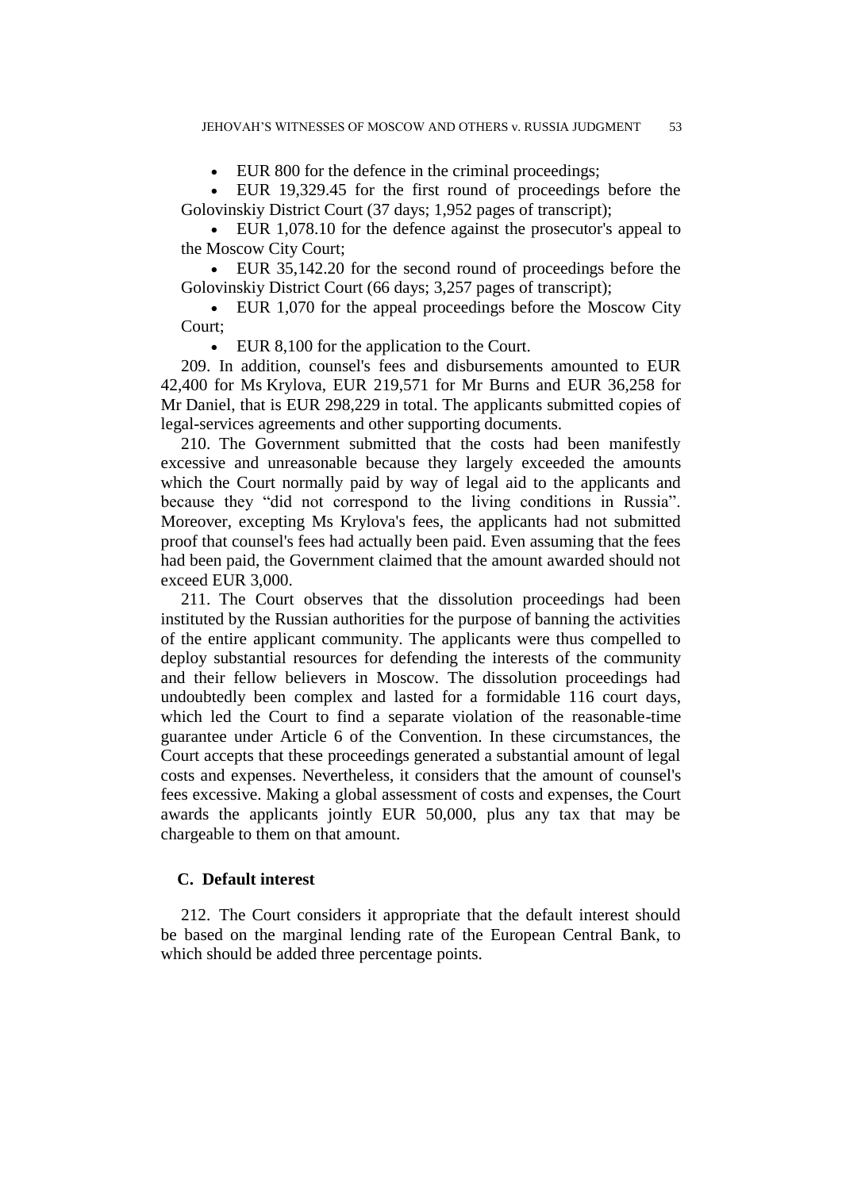- EUR 800 for the defence in the criminal proceedings;
- EUR 19,329.45 for the first round of proceedings before the Golovinskiy District Court (37 days; 1,952 pages of transcript);
- EUR 1,078.10 for the defence against the prosecutor's appeal to the Moscow City Court;
- EUR 35,142.20 for the second round of proceedings before the Golovinskiy District Court (66 days; 3,257 pages of transcript);
- EUR 1,070 for the appeal proceedings before the Moscow City Court;
- EUR 8,100 for the application to the Court.

209. In addition, counsel's fees and disbursements amounted to EUR 42,400 for Ms Krylova, EUR 219,571 for Mr Burns and EUR 36,258 for Mr Daniel, that is EUR 298,229 in total. The applicants submitted copies of legal-services agreements and other supporting documents.

210. The Government submitted that the costs had been manifestly excessive and unreasonable because they largely exceeded the amounts which the Court normally paid by way of legal aid to the applicants and because they "did not correspond to the living conditions in Russia". Moreover, excepting Ms Krylova's fees, the applicants had not submitted proof that counsel's fees had actually been paid. Even assuming that the fees had been paid, the Government claimed that the amount awarded should not exceed EUR 3,000.

211. The Court observes that the dissolution proceedings had been instituted by the Russian authorities for the purpose of banning the activities of the entire applicant community. The applicants were thus compelled to deploy substantial resources for defending the interests of the community and their fellow believers in Moscow. The dissolution proceedings had undoubtedly been complex and lasted for a formidable 116 court days, which led the Court to find a separate violation of the reasonable-time guarantee under Article 6 of the Convention. In these circumstances, the Court accepts that these proceedings generated a substantial amount of legal costs and expenses. Nevertheless, it considers that the amount of counsel's fees excessive. Making a global assessment of costs and expenses, the Court awards the applicants jointly EUR 50,000, plus any tax that may be chargeable to them on that amount.

### C. Default interest

212. The Court considers it appropriate that the default interest should be based on the marginal lending rate of the European Central Bank, to which should be added three percentage points.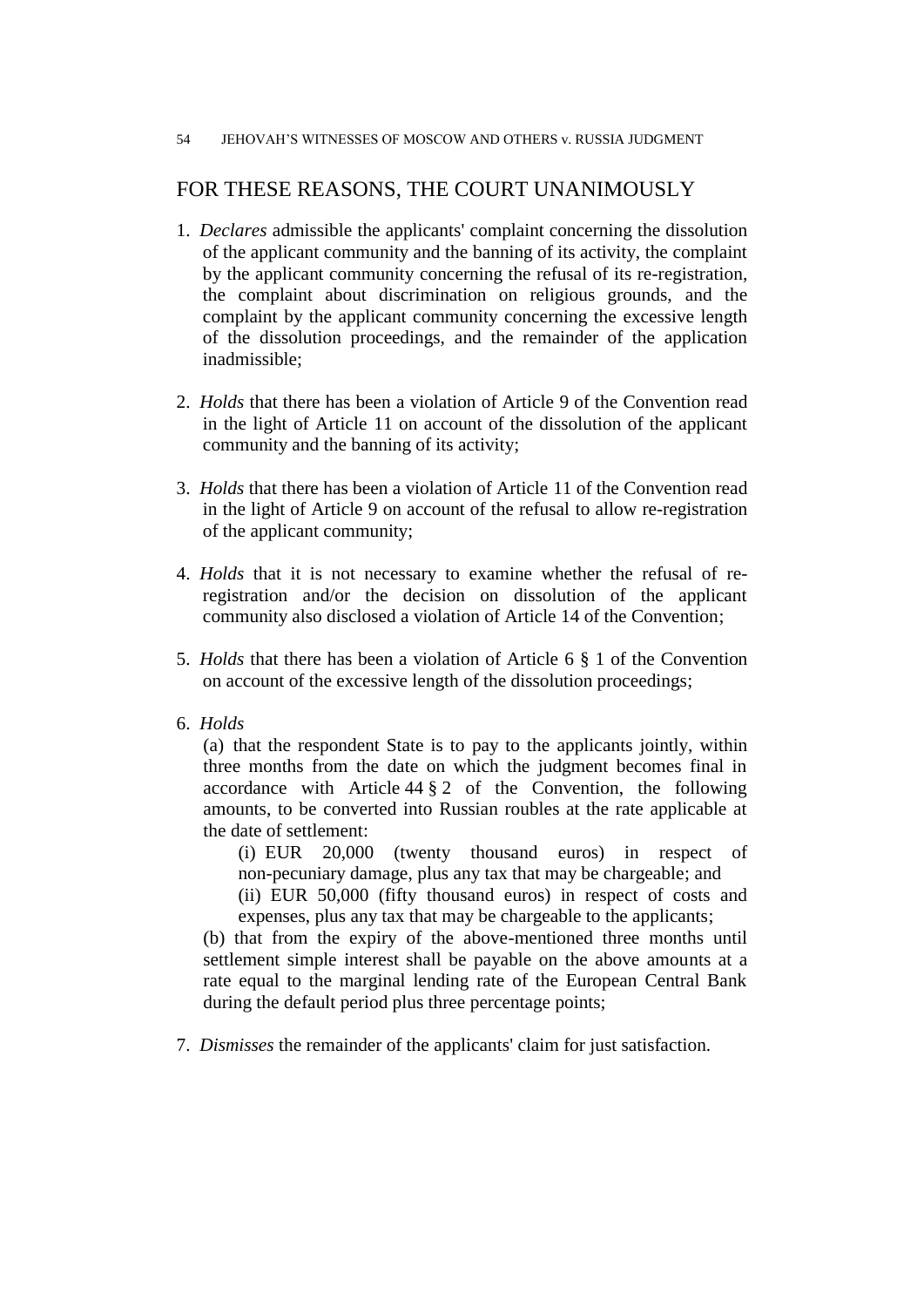## FOR THESE REASONS, THE COURT UNANIMOUSLY

1. *Declares* admissible the applicants' complaint concerning the dissolution of the applicant community and the banning of its activity, the complaint by the applicant community concerning the refusal of its re-registration, the complaint about discrimination on religious grounds, and the complaint by the applicant community concerning the excessive length of the dissolution proceedings, and the remainder of the application inadmissible;

2. *Holds* that there has been a violation of Article 9 of the Convention read in the light of Article 11 on account of the dissolution of the applicant community and the banning of its activity;

3. *Holds* that there has been a violation of Article 11 of the Convention read in the light of Article 9 on account of the refusal to allow re-registration of the applicant community;

4. *Holds* that it is not necessary to examine whether the refusal of re-registration and/or the decision on dissolution of the applicant community also disclosed a violation of Article 14 of the Convention;

5. *Holds* that there has been a violation of Article 6 § 1 of the Convention on account of the excessive length of the dissolution proceedings;

6. *Holds*

   (a) that the respondent State is to pay to the applicants jointly, within three months from the date on which the judgment becomes final in accordance with Article 44 § 2 of the Convention, the following amounts, to be converted into Russian roubles at the rate applicable at the date of settlement:

   (i) EUR 20,000 (twenty thousand euros) in respect of non-pecuniary damage, plus any tax that may be chargeable; and

   (ii) EUR 50,000 (fifty thousand euros) in respect of costs and expenses, plus any tax that may be chargeable to the applicants;

   (b) that from the expiry of the above-mentioned three months until settlement simple interest shall be payable on the above amounts at a rate equal to the marginal lending rate of the European Central Bank during the default period plus three percentage points;

7. *Dismisses* the remainder of the applicants' claim for just satisfaction.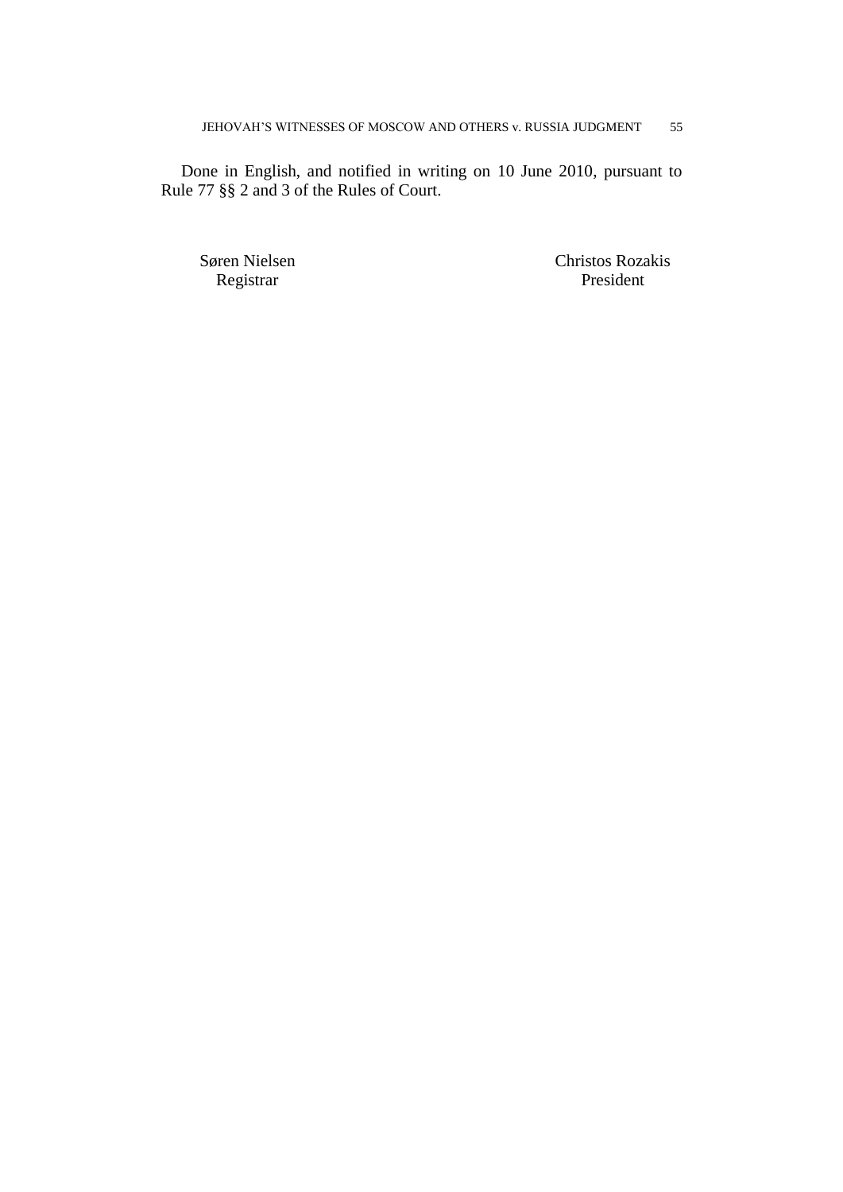Done in English, and notified in writing on 10 June 2010, pursuant to Rule 77 §§ 2 and 3 of the Rules of Court.

| | |
|---|---|
| Søren Nielsen | Christos Rozakis |
| Registrar | President |